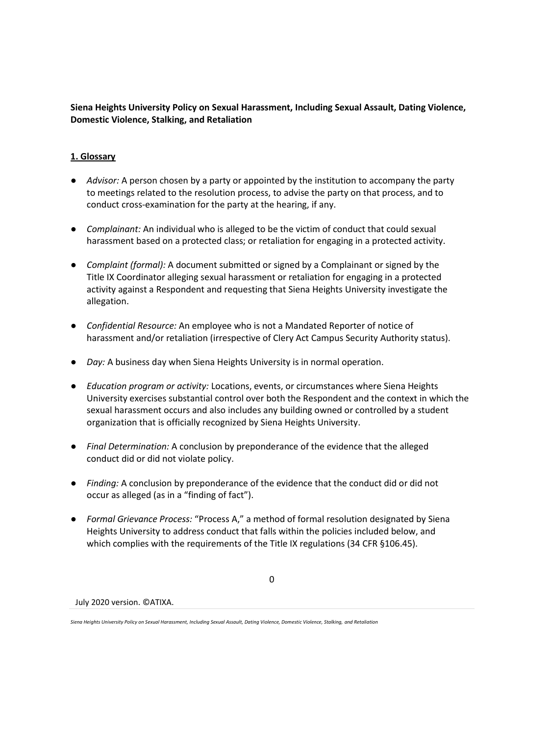**Siena Heights University Policy on Sexual Harassment, Including Sexual Assault, Dating Violence, Domestic Violence, Stalking, and Retaliation**

## 1. Glossary

- *Advisor:* A person chosen by a party or appointed by the institution to accompany the party to meetings related to the resolution process, to advise the party on that process, and to conduct cross-examination for the party at the hearing, if any.

- *Complainant:* An individual who is alleged to be the victim of conduct that could sexual harassment based on a protected class; or retaliation for engaging in a protected activity.

- *Complaint (formal):* A document submitted or signed by a Complainant or signed by the Title IX Coordinator alleging sexual harassment or retaliation for engaging in a protected activity against a Respondent and requesting that Siena Heights University investigate the allegation.

- *Confidential Resource:* An employee who is not a Mandated Reporter of notice of harassment and/or retaliation (irrespective of Clery Act Campus Security Authority status).

- *Day:* A business day when Siena Heights University is in normal operation.

- *Education program or activity:* Locations, events, or circumstances where Siena Heights University exercises substantial control over both the Respondent and the context in which the sexual harassment occurs and also includes any building owned or controlled by a student organization that is officially recognized by Siena Heights University.

- *Final Determination:* A conclusion by preponderance of the evidence that the alleged conduct did or did not violate policy.

- *Finding:* A conclusion by preponderance of the evidence that the conduct did or did not occur as alleged (as in a "finding of fact").

- *Formal Grievance Process:* "Process A," a method of formal resolution designated by Siena Heights University to address conduct that falls within the policies included below, and which complies with the requirements of the Title IX regulations (34 CFR §106.45).

July 2020 version. ©ATIXA.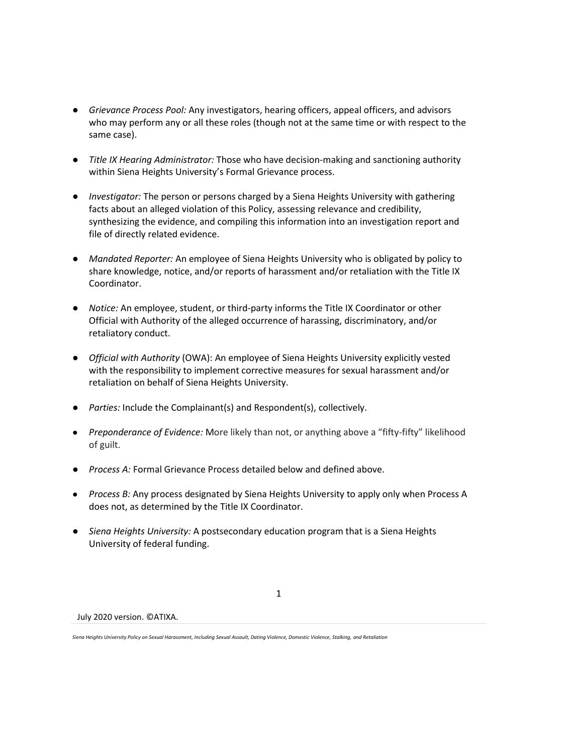- *Grievance Process Pool:* Any investigators, hearing officers, appeal officers, and advisors who may perform any or all these roles (though not at the same time or with respect to the same case).

- *Title IX Hearing Administrator:* Those who have decision-making and sanctioning authority within Siena Heights University's Formal Grievance process.

- *Investigator:* The person or persons charged by a Siena Heights University with gathering facts about an alleged violation of this Policy, assessing relevance and credibility, synthesizing the evidence, and compiling this information into an investigation report and file of directly related evidence.

- *Mandated Reporter:* An employee of Siena Heights University who is obligated by policy to share knowledge, notice, and/or reports of harassment and/or retaliation with the Title IX Coordinator.

- *Notice:* An employee, student, or third-party informs the Title IX Coordinator or other Official with Authority of the alleged occurrence of harassing, discriminatory, and/or retaliatory conduct.

- *Official with Authority* (OWA): An employee of Siena Heights University explicitly vested with the responsibility to implement corrective measures for sexual harassment and/or retaliation on behalf of Siena Heights University.

- *Parties:* Include the Complainant(s) and Respondent(s), collectively.

- *Preponderance of Evidence:* More likely than not, or anything above a "fifty-fifty" likelihood of guilt.

- *Process A:* Formal Grievance Process detailed below and defined above.

- *Process B:* Any process designated by Siena Heights University to apply only when Process A does not, as determined by the Title IX Coordinator.

- *Siena Heights University:* A postsecondary education program that is a Siena Heights University of federal funding.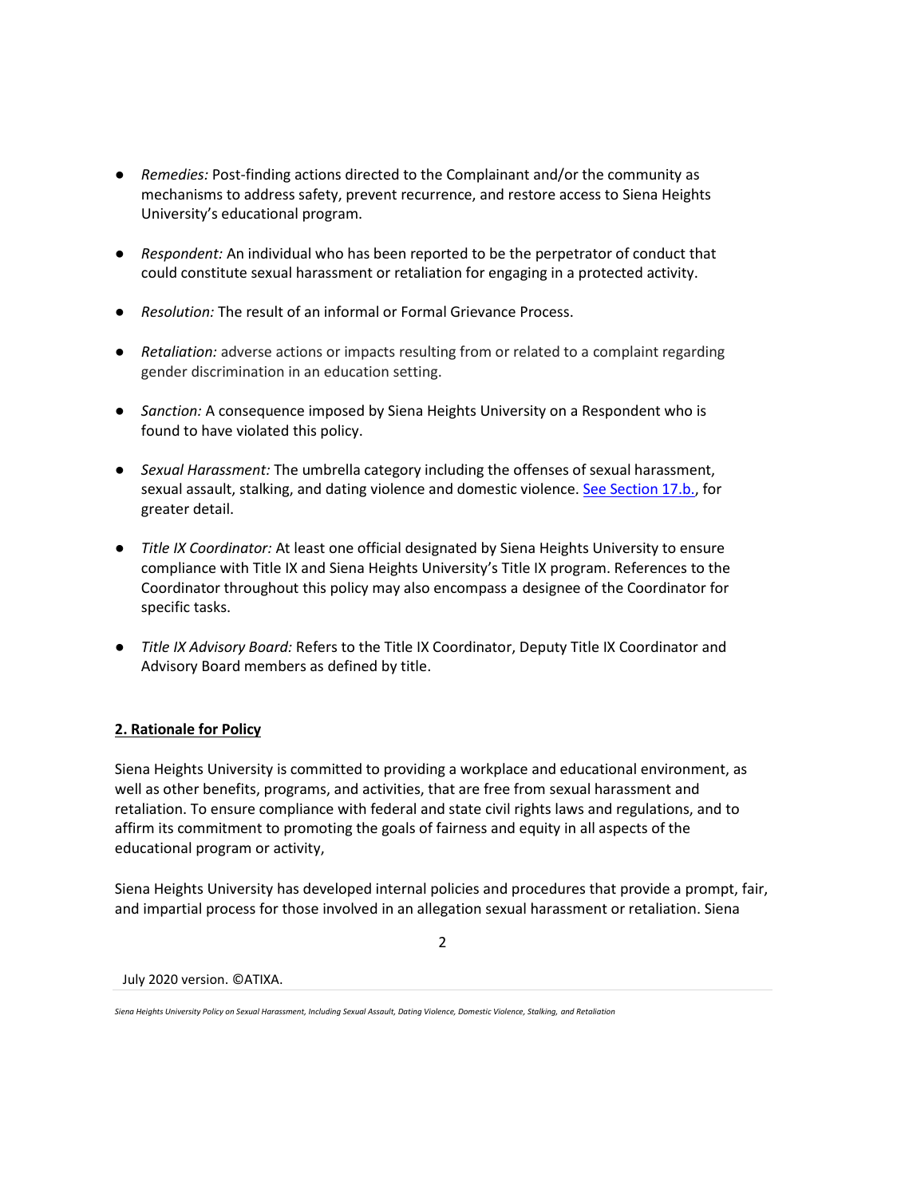- *Remedies:* Post-finding actions directed to the Complainant and/or the community as mechanisms to address safety, prevent recurrence, and restore access to Siena Heights University's educational program.

- *Respondent:* An individual who has been reported to be the perpetrator of conduct that could constitute sexual harassment or retaliation for engaging in a protected activity.

- *Resolution:* The result of an informal or Formal Grievance Process.

- *Retaliation:* adverse actions or impacts resulting from or related to a complaint regarding gender discrimination in an education setting.

- *Sanction:* A consequence imposed by Siena Heights University on a Respondent who is found to have violated this policy.

- *Sexual Harassment:* The umbrella category including the offenses of sexual harassment, sexual assault, stalking, and dating violence and domestic violence. See Section 17.b., for greater detail.

- *Title IX Coordinator:* At least one official designated by Siena Heights University to ensure compliance with Title IX and Siena Heights University's Title IX program. References to the Coordinator throughout this policy may also encompass a designee of the Coordinator for specific tasks.

- *Title IX Advisory Board:* Refers to the Title IX Coordinator, Deputy Title IX Coordinator and Advisory Board members as defined by title.

## 2. Rationale for Policy

Siena Heights University is committed to providing a workplace and educational environment, as well as other benefits, programs, and activities, that are free from sexual harassment and retaliation. To ensure compliance with federal and state civil rights laws and regulations, and to affirm its commitment to promoting the goals of fairness and equity in all aspects of the educational program or activity,

Siena Heights University has developed internal policies and procedures that provide a prompt, fair, and impartial process for those involved in an allegation sexual harassment or retaliation. Siena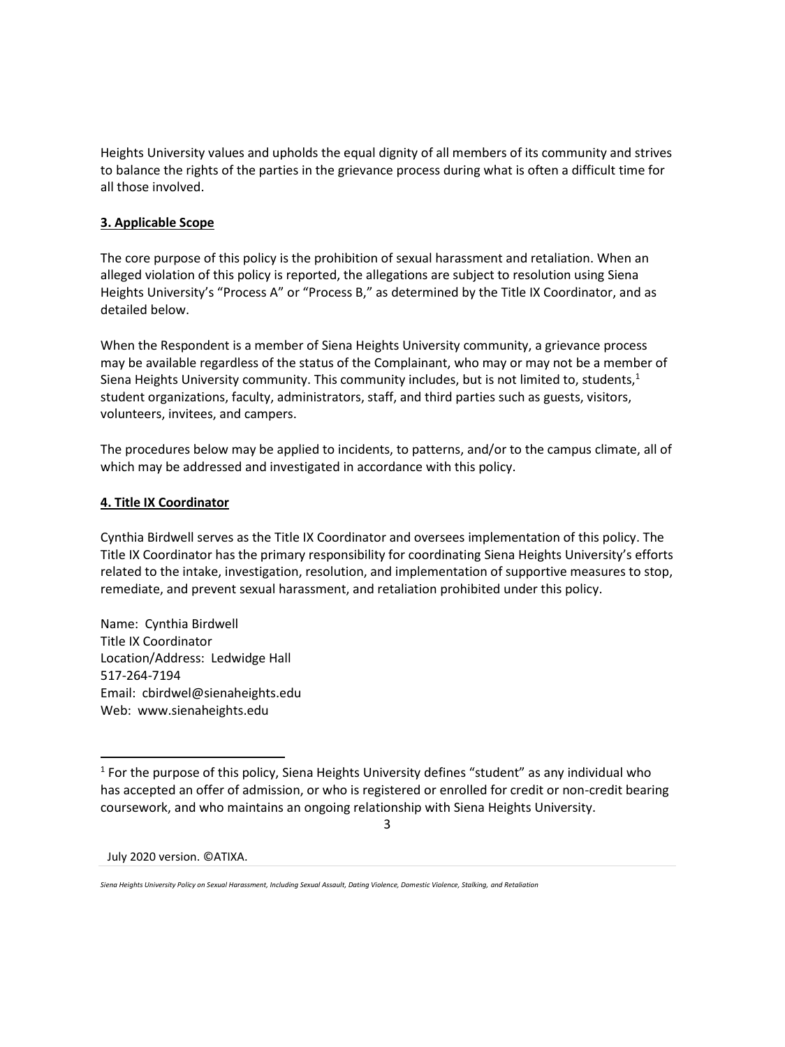Heights University values and upholds the equal dignity of all members of its community and strives to balance the rights of the parties in the grievance process during what is often a difficult time for all those involved.

## 3. Applicable Scope

The core purpose of this policy is the prohibition of sexual harassment and retaliation. When an alleged violation of this policy is reported, the allegations are subject to resolution using Siena Heights University's "Process A" or "Process B," as determined by the Title IX Coordinator, and as detailed below.

When the Respondent is a member of Siena Heights University community, a grievance process may be available regardless of the status of the Complainant, who may or may not be a member of Siena Heights University community. This community includes, but is not limited to, students,[1] student organizations, faculty, administrators, staff, and third parties such as guests, visitors, volunteers, invitees, and campers.

The procedures below may be applied to incidents, to patterns, and/or to the campus climate, all of which may be addressed and investigated in accordance with this policy.

## 4. Title IX Coordinator

Cynthia Birdwell serves as the Title IX Coordinator and oversees implementation of this policy. The Title IX Coordinator has the primary responsibility for coordinating Siena Heights University's efforts related to the intake, investigation, resolution, and implementation of supportive measures to stop, remediate, and prevent sexual harassment, and retaliation prohibited under this policy.

Name: Cynthia Birdwell
Title IX Coordinator
Location/Address: Ledwidge Hall
517-264-7194
Email: cbirdwel@sienaheights.edu
Web: www.sienaheights.edu

---

[1] For the purpose of this policy, Siena Heights University defines "student" as any individual who has accepted an offer of admission, or who is registered or enrolled for credit or non-credit bearing coursework, and who maintains an ongoing relationship with Siena Heights University.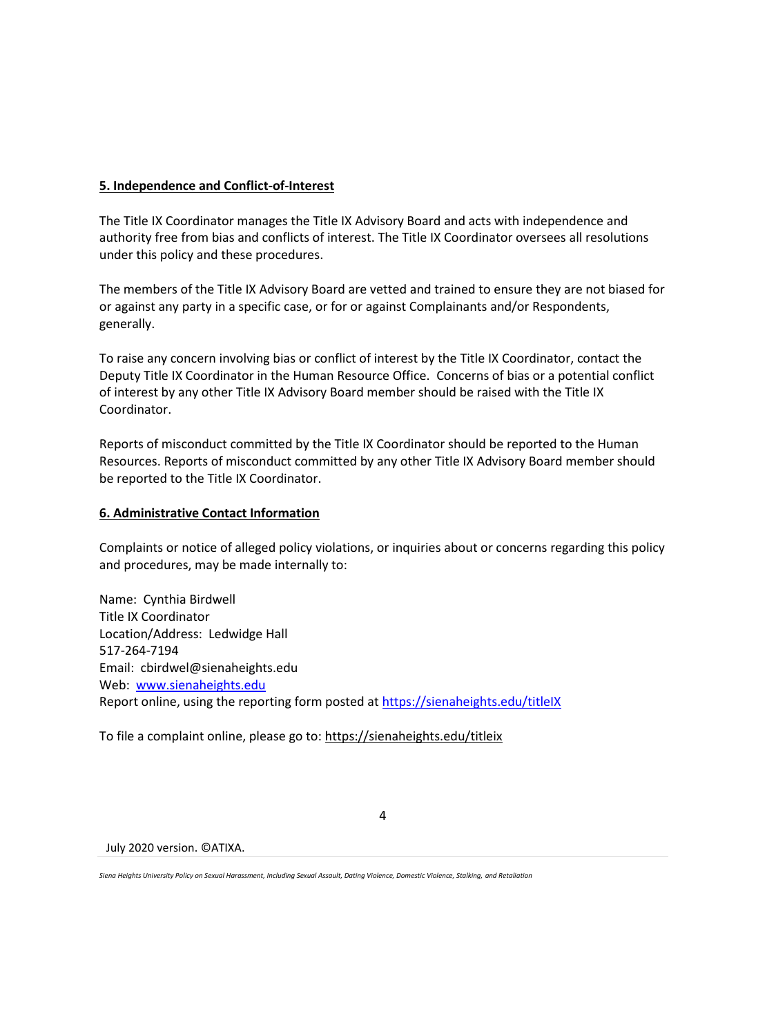## 5. Independence and Conflict-of-Interest

The Title IX Coordinator manages the Title IX Advisory Board and acts with independence and authority free from bias and conflicts of interest. The Title IX Coordinator oversees all resolutions under this policy and these procedures.

The members of the Title IX Advisory Board are vetted and trained to ensure they are not biased for or against any party in a specific case, or for or against Complainants and/or Respondents, generally.

To raise any concern involving bias or conflict of interest by the Title IX Coordinator, contact the Deputy Title IX Coordinator in the Human Resource Office. Concerns of bias or a potential conflict of interest by any other Title IX Advisory Board member should be raised with the Title IX Coordinator.

Reports of misconduct committed by the Title IX Coordinator should be reported to the Human Resources. Reports of misconduct committed by any other Title IX Advisory Board member should be reported to the Title IX Coordinator.

## 6. Administrative Contact Information

Complaints or notice of alleged policy violations, or inquiries about or concerns regarding this policy and procedures, may be made internally to:

Name: Cynthia Birdwell
Title IX Coordinator
Location/Address: Ledwidge Hall
517-264-7194
Email: cbirdwel@sienaheights.edu
Web: [www.sienaheights.edu](www.sienaheights.edu)
Report online, using the reporting form posted at [https://sienaheights.edu/titleIX](https://sienaheights.edu/titleIX)

To file a complaint online, please go to: https://sienaheights.edu/titleix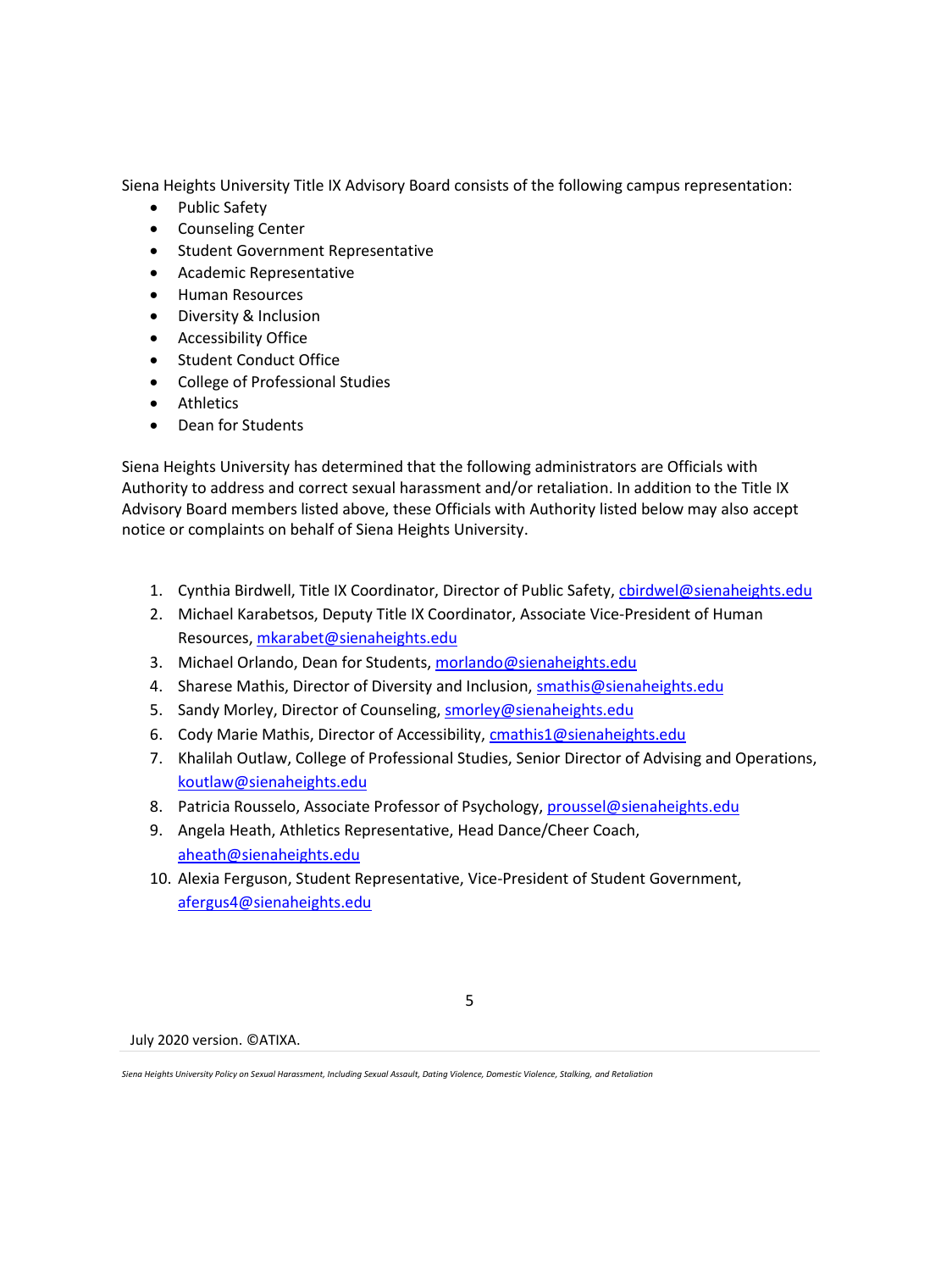Siena Heights University Title IX Advisory Board consists of the following campus representation:

- Public Safety
- Counseling Center
- Student Government Representative
- Academic Representative
- Human Resources
- Diversity & Inclusion
- Accessibility Office
- Student Conduct Office
- College of Professional Studies
- Athletics
- Dean for Students

Siena Heights University has determined that the following administrators are Officials with Authority to address and correct sexual harassment and/or retaliation. In addition to the Title IX Advisory Board members listed above, these Officials with Authority listed below may also accept notice or complaints on behalf of Siena Heights University.

1. Cynthia Birdwell, Title IX Coordinator, Director of Public Safety, cbirdwel@sienaheights.edu
2. Michael Karabetsos, Deputy Title IX Coordinator, Associate Vice-President of Human Resources, mkarabet@sienaheights.edu
3. Michael Orlando, Dean for Students, morlando@sienaheights.edu
4. Sharese Mathis, Director of Diversity and Inclusion, smathis@sienaheights.edu
5. Sandy Morley, Director of Counseling, smorley@sienaheights.edu
6. Cody Marie Mathis, Director of Accessibility, cmathis1@sienaheights.edu
7. Khalilah Outlaw, College of Professional Studies, Senior Director of Advising and Operations, koutlaw@sienaheights.edu
8. Patricia Rousselo, Associate Professor of Psychology, proussel@sienaheights.edu
9. Angela Heath, Athletics Representative, Head Dance/Cheer Coach, aheath@sienaheights.edu
10. Alexia Ferguson, Student Representative, Vice-President of Student Government, afergus4@sienaheights.edu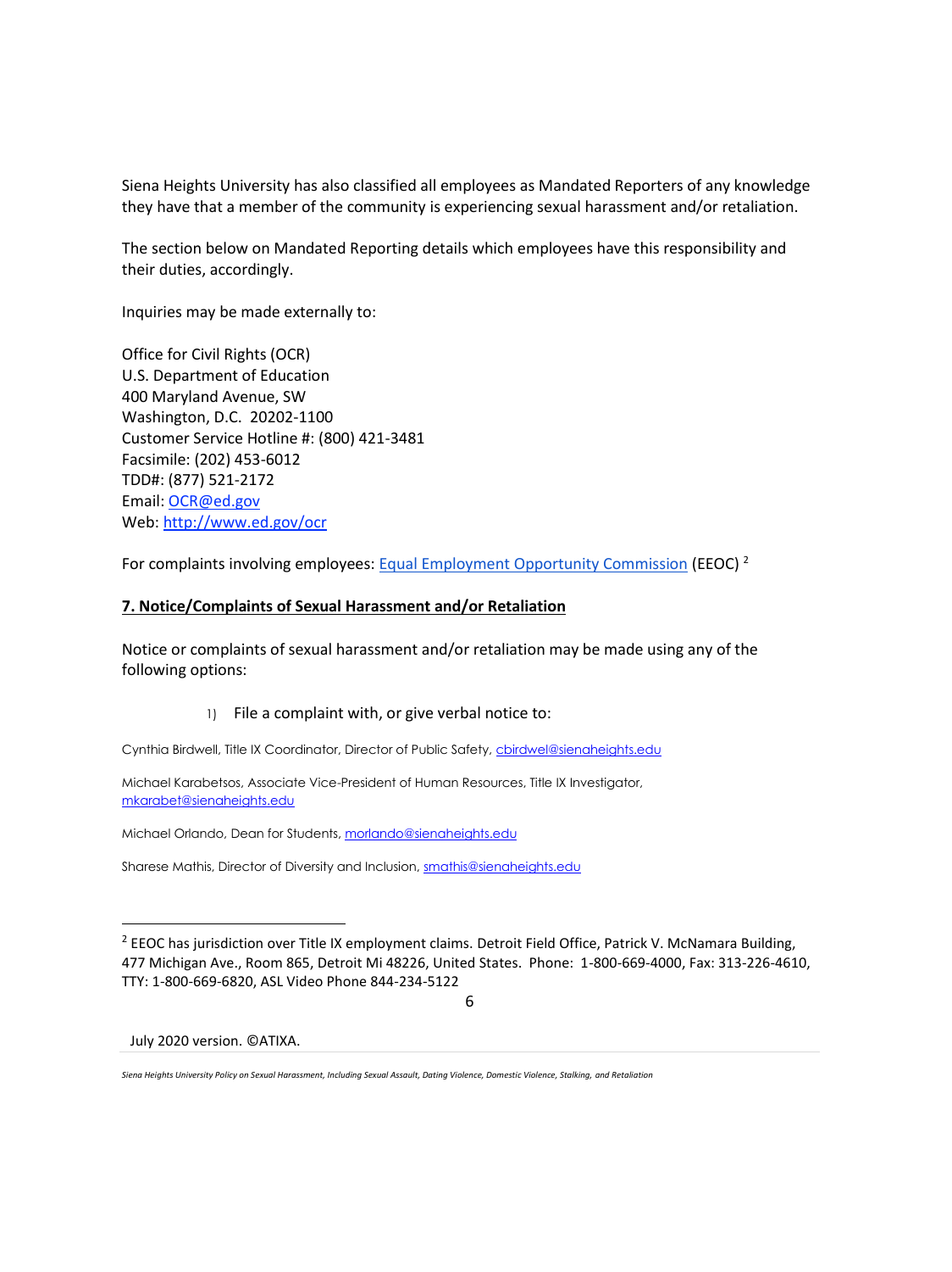Siena Heights University has also classified all employees as Mandated Reporters of any knowledge they have that a member of the community is experiencing sexual harassment and/or retaliation.

The section below on Mandated Reporting details which employees have this responsibility and their duties, accordingly.

Inquiries may be made externally to:

Office for Civil Rights (OCR)
U.S. Department of Education
400 Maryland Avenue, SW
Washington, D.C. 20202-1100
Customer Service Hotline #: (800) 421-3481
Facsimile: (202) 453-6012
TDD#: (877) 521-2172
Email: OCR@ed.gov
Web: http://www.ed.gov/ocr

For complaints involving employees: Equal Employment Opportunity Commission (EEOC) [2]

## 7. Notice/Complaints of Sexual Harassment and/or Retaliation

Notice or complaints of sexual harassment and/or retaliation may be made using any of the following options:

1) File a complaint with, or give verbal notice to:

Cynthia Birdwell, Title IX Coordinator, Director of Public Safety, cbirdwel@sienaheights.edu

Michael Karabetsos, Associate Vice-President of Human Resources, Title IX Investigator, mkarabet@sienaheights.edu

Michael Orlando, Dean for Students, morlando@sienaheights.edu

Sharese Mathis, Director of Diversity and Inclusion, smathis@sienaheights.edu

---

[2] EEOC has jurisdiction over Title IX employment claims. Detroit Field Office, Patrick V. McNamara Building, 477 Michigan Ave., Room 865, Detroit Mi 48226, United States. Phone: 1-800-669-4000, Fax: 313-226-4610, TTY: 1-800-669-6820, ASL Video Phone 844-234-5122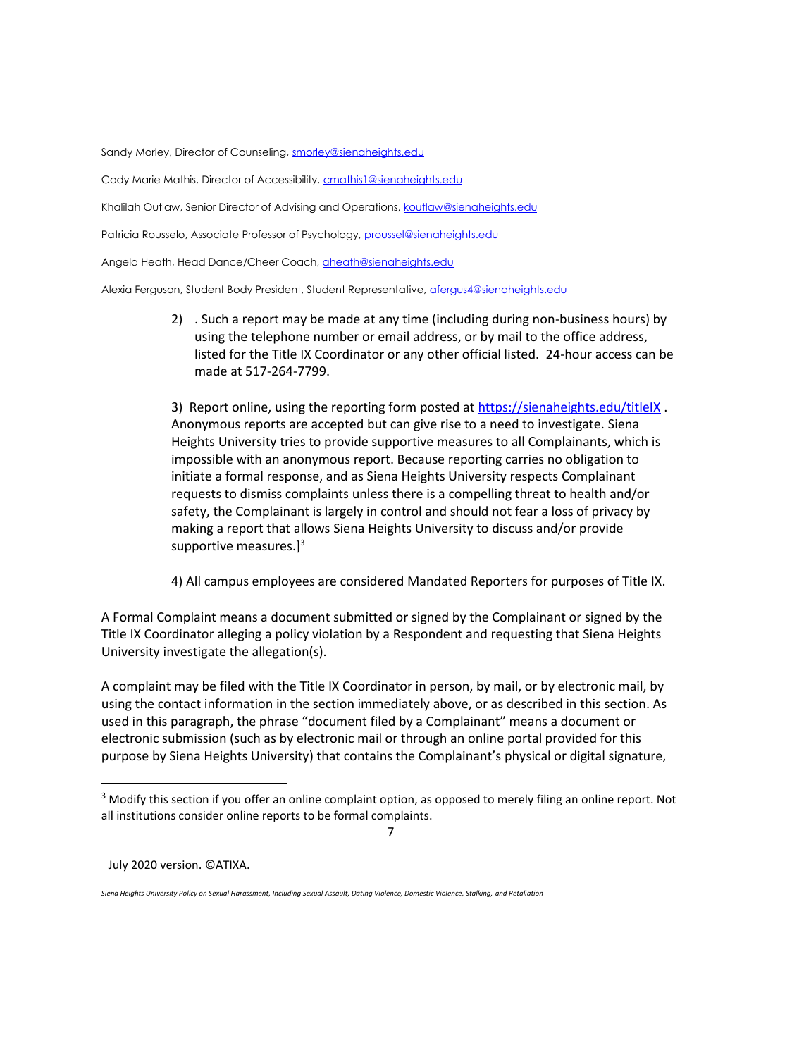Sandy Morley, Director of Counseling, smorley@sienaheights.edu

Cody Marie Mathis, Director of Accessibility, cmathis1@sienaheights.edu

Khalilah Outlaw, Senior Director of Advising and Operations, koutlaw@sienaheights.edu

Patricia Rousselo, Associate Professor of Psychology, proussel@sienaheights.edu

Angela Heath, Head Dance/Cheer Coach, aheath@sienaheights.edu

Alexia Ferguson, Student Body President, Student Representative, afergus4@sienaheights.edu

2) . Such a report may be made at any time (including during non-business hours) by using the telephone number or email address, or by mail to the office address, listed for the Title IX Coordinator or any other official listed. 24-hour access can be made at 517-264-7799.

3) Report online, using the reporting form posted at https://sienaheights.edu/titleIX . Anonymous reports are accepted but can give rise to a need to investigate. Siena Heights University tries to provide supportive measures to all Complainants, which is impossible with an anonymous report. Because reporting carries no obligation to initiate a formal response, and as Siena Heights University respects Complainant requests to dismiss complaints unless there is a compelling threat to health and/or safety, the Complainant is largely in control and should not fear a loss of privacy by making a report that allows Siena Heights University to discuss and/or provide supportive measures.][3]

4) All campus employees are considered Mandated Reporters for purposes of Title IX.

A Formal Complaint means a document submitted or signed by the Complainant or signed by the Title IX Coordinator alleging a policy violation by a Respondent and requesting that Siena Heights University investigate the allegation(s).

A complaint may be filed with the Title IX Coordinator in person, by mail, or by electronic mail, by using the contact information in the section immediately above, or as described in this section. As used in this paragraph, the phrase "document filed by a Complainant" means a document or electronic submission (such as by electronic mail or through an online portal provided for this purpose by Siena Heights University) that contains the Complainant's physical or digital signature,

[3] Modify this section if you offer an online complaint option, as opposed to merely filing an online report. Not all institutions consider online reports to be formal complaints.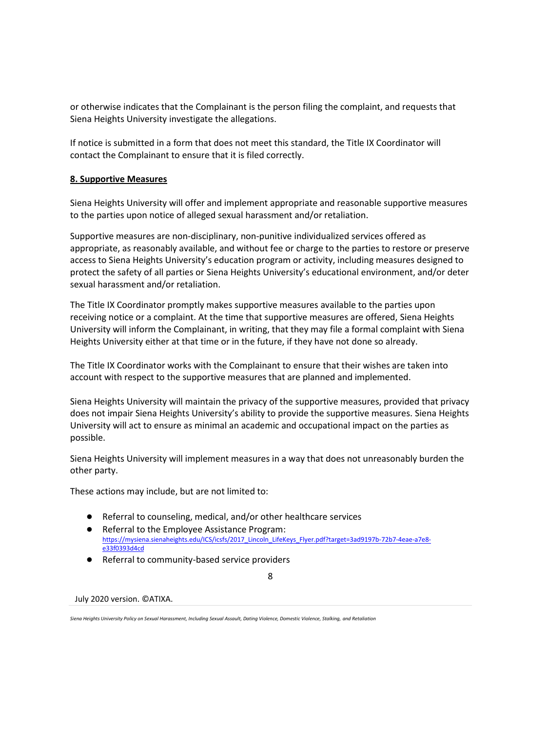or otherwise indicates that the Complainant is the person filing the complaint, and requests that Siena Heights University investigate the allegations.

If notice is submitted in a form that does not meet this standard, the Title IX Coordinator will contact the Complainant to ensure that it is filed correctly.

**8. Supportive Measures**

Siena Heights University will offer and implement appropriate and reasonable supportive measures to the parties upon notice of alleged sexual harassment and/or retaliation.

Supportive measures are non-disciplinary, non-punitive individualized services offered as appropriate, as reasonably available, and without fee or charge to the parties to restore or preserve access to Siena Heights University's education program or activity, including measures designed to protect the safety of all parties or Siena Heights University's educational environment, and/or deter sexual harassment and/or retaliation.

The Title IX Coordinator promptly makes supportive measures available to the parties upon receiving notice or a complaint. At the time that supportive measures are offered, Siena Heights University will inform the Complainant, in writing, that they may file a formal complaint with Siena Heights University either at that time or in the future, if they have not done so already.

The Title IX Coordinator works with the Complainant to ensure that their wishes are taken into account with respect to the supportive measures that are planned and implemented.

Siena Heights University will maintain the privacy of the supportive measures, provided that privacy does not impair Siena Heights University's ability to provide the supportive measures. Siena Heights University will act to ensure as minimal an academic and occupational impact on the parties as possible.

Siena Heights University will implement measures in a way that does not unreasonably burden the other party.

These actions may include, but are not limited to:

- Referral to counseling, medical, and/or other healthcare services
- Referral to the Employee Assistance Program: https://mysiena.sienaheights.edu/ICS/icsfs/2017_Lincoln_LifeKeys_Flyer.pdf?target=3ad9197b-72b7-4eae-a7e8-e33f0393d4cd
- Referral to community-based service providers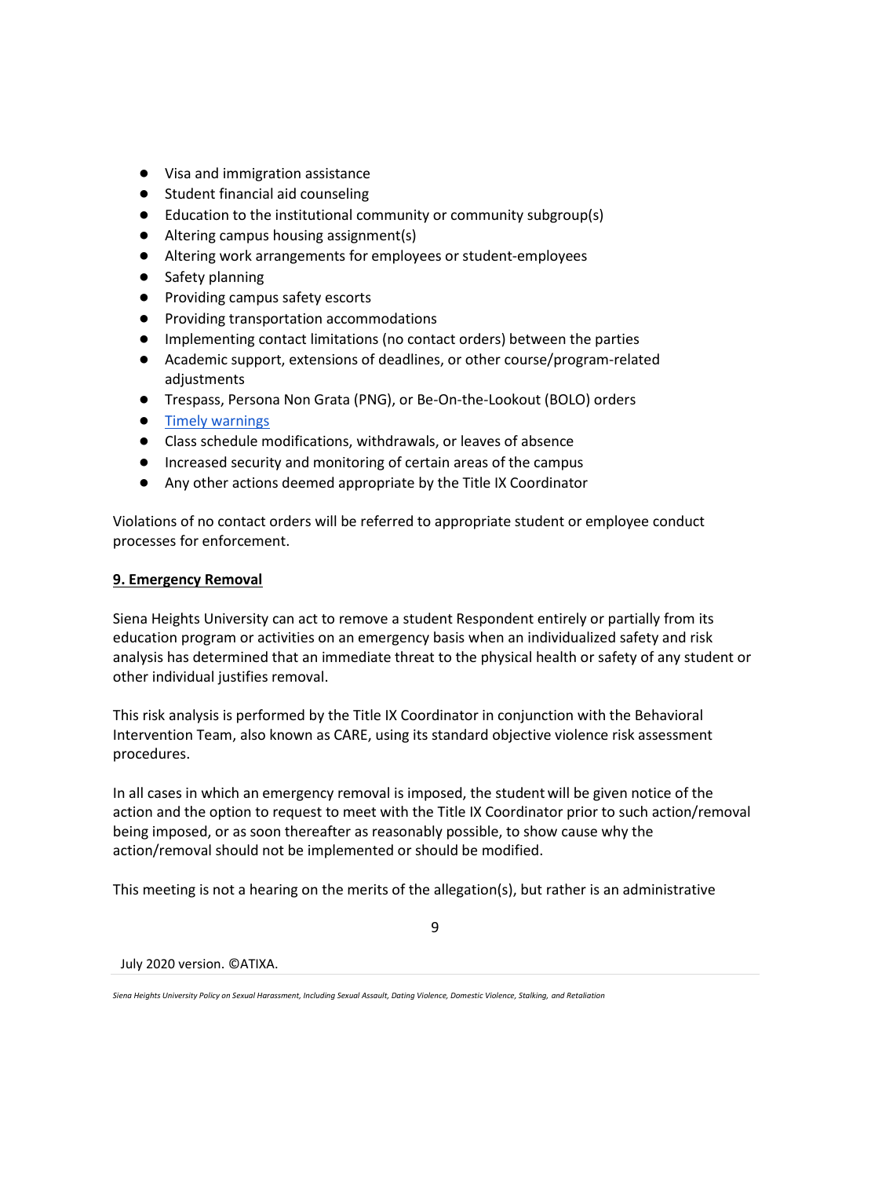- Visa and immigration assistance
- Student financial aid counseling
- Education to the institutional community or community subgroup(s)
- Altering campus housing assignment(s)
- Altering work arrangements for employees or student-employees
- Safety planning
- Providing campus safety escorts
- Providing transportation accommodations
- Implementing contact limitations (no contact orders) between the parties
- Academic support, extensions of deadlines, or other course/program-related adjustments
- Trespass, Persona Non Grata (PNG), or Be-On-the-Lookout (BOLO) orders
- [Timely warnings]
- Class schedule modifications, withdrawals, or leaves of absence
- Increased security and monitoring of certain areas of the campus
- Any other actions deemed appropriate by the Title IX Coordinator

Violations of no contact orders will be referred to appropriate student or employee conduct processes for enforcement.

**9. Emergency Removal**

Siena Heights University can act to remove a student Respondent entirely or partially from its education program or activities on an emergency basis when an individualized safety and risk analysis has determined that an immediate threat to the physical health or safety of any student or other individual justifies removal.

This risk analysis is performed by the Title IX Coordinator in conjunction with the Behavioral Intervention Team, also known as CARE, using its standard objective violence risk assessment procedures.

In all cases in which an emergency removal is imposed, the student will be given notice of the action and the option to request to meet with the Title IX Coordinator prior to such action/removal being imposed, or as soon thereafter as reasonably possible, to show cause why the action/removal should not be implemented or should be modified.

This meeting is not a hearing on the merits of the allegation(s), but rather is an administrative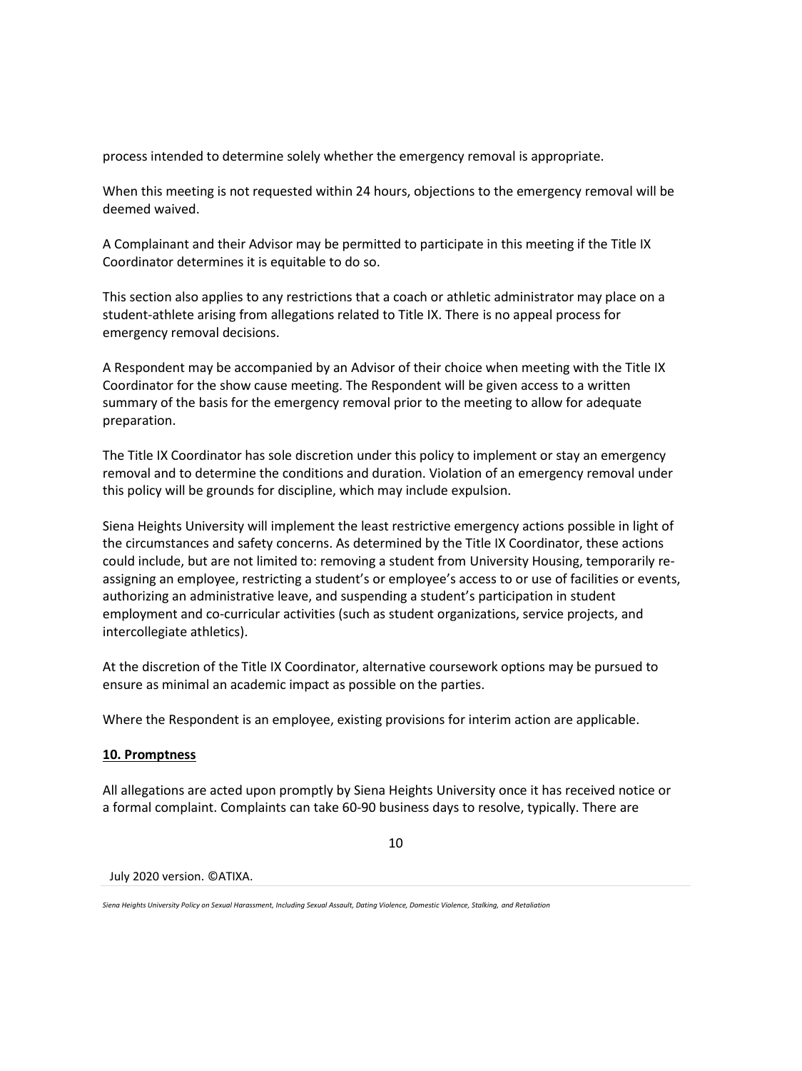process intended to determine solely whether the emergency removal is appropriate.

When this meeting is not requested within 24 hours, objections to the emergency removal will be deemed waived.

A Complainant and their Advisor may be permitted to participate in this meeting if the Title IX Coordinator determines it is equitable to do so.

This section also applies to any restrictions that a coach or athletic administrator may place on a student-athlete arising from allegations related to Title IX. There is no appeal process for emergency removal decisions.

A Respondent may be accompanied by an Advisor of their choice when meeting with the Title IX Coordinator for the show cause meeting. The Respondent will be given access to a written summary of the basis for the emergency removal prior to the meeting to allow for adequate preparation.

The Title IX Coordinator has sole discretion under this policy to implement or stay an emergency removal and to determine the conditions and duration. Violation of an emergency removal under this policy will be grounds for discipline, which may include expulsion.

Siena Heights University will implement the least restrictive emergency actions possible in light of the circumstances and safety concerns. As determined by the Title IX Coordinator, these actions could include, but are not limited to: removing a student from University Housing, temporarily re-assigning an employee, restricting a student's or employee's access to or use of facilities or events, authorizing an administrative leave, and suspending a student's participation in student employment and co-curricular activities (such as student organizations, service projects, and intercollegiate athletics).

At the discretion of the Title IX Coordinator, alternative coursework options may be pursued to ensure as minimal an academic impact as possible on the parties.

Where the Respondent is an employee, existing provisions for interim action are applicable.

**10. Promptness**

All allegations are acted upon promptly by Siena Heights University once it has received notice or a formal complaint. Complaints can take 60-90 business days to resolve, typically. There are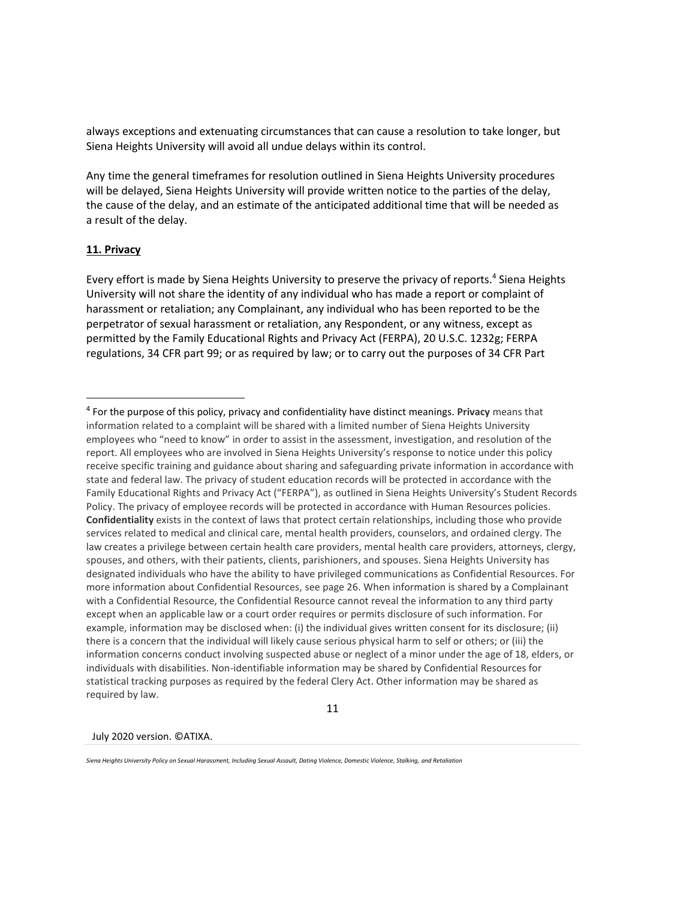always exceptions and extenuating circumstances that can cause a resolution to take longer, but Siena Heights University will avoid all undue delays within its control.

Any time the general timeframes for resolution outlined in Siena Heights University procedures will be delayed, Siena Heights University will provide written notice to the parties of the delay, the cause of the delay, and an estimate of the anticipated additional time that will be needed as a result of the delay.

## 11. Privacy

Every effort is made by Siena Heights University to preserve the privacy of reports.[4] Siena Heights University will not share the identity of any individual who has made a report or complaint of harassment or retaliation; any Complainant, any individual who has been reported to be the perpetrator of sexual harassment or retaliation, any Respondent, or any witness, except as permitted by the Family Educational Rights and Privacy Act (FERPA), 20 U.S.C. 1232g; FERPA regulations, 34 CFR part 99; or as required by law; or to carry out the purposes of 34 CFR Part

---

[4] For the purpose of this policy, privacy and confidentiality have distinct meanings. **Privacy** means that information related to a complaint will be shared with a limited number of Siena Heights University employees who "need to know" in order to assist in the assessment, investigation, and resolution of the report. All employees who are involved in Siena Heights University's response to notice under this policy receive specific training and guidance about sharing and safeguarding private information in accordance with state and federal law. The privacy of student education records will be protected in accordance with the Family Educational Rights and Privacy Act ("FERPA"), as outlined in Siena Heights University's Student Records Policy. The privacy of employee records will be protected in accordance with Human Resources policies. **Confidentiality** exists in the context of laws that protect certain relationships, including those who provide services related to medical and clinical care, mental health providers, counselors, and ordained clergy. The law creates a privilege between certain health care providers, mental health care providers, attorneys, clergy, spouses, and others, with their patients, clients, parishioners, and spouses. Siena Heights University has designated individuals who have the ability to have privileged communications as Confidential Resources. For more information about Confidential Resources, see page 26. When information is shared by a Complainant with a Confidential Resource, the Confidential Resource cannot reveal the information to any third party except when an applicable law or a court order requires or permits disclosure of such information. For example, information may be disclosed when: (i) the individual gives written consent for its disclosure; (ii) there is a concern that the individual will likely cause serious physical harm to self or others; or (iii) the information concerns conduct involving suspected abuse or neglect of a minor under the age of 18, elders, or individuals with disabilities. Non-identifiable information may be shared by Confidential Resources for statistical tracking purposes as required by the federal Clery Act. Other information may be shared as required by law.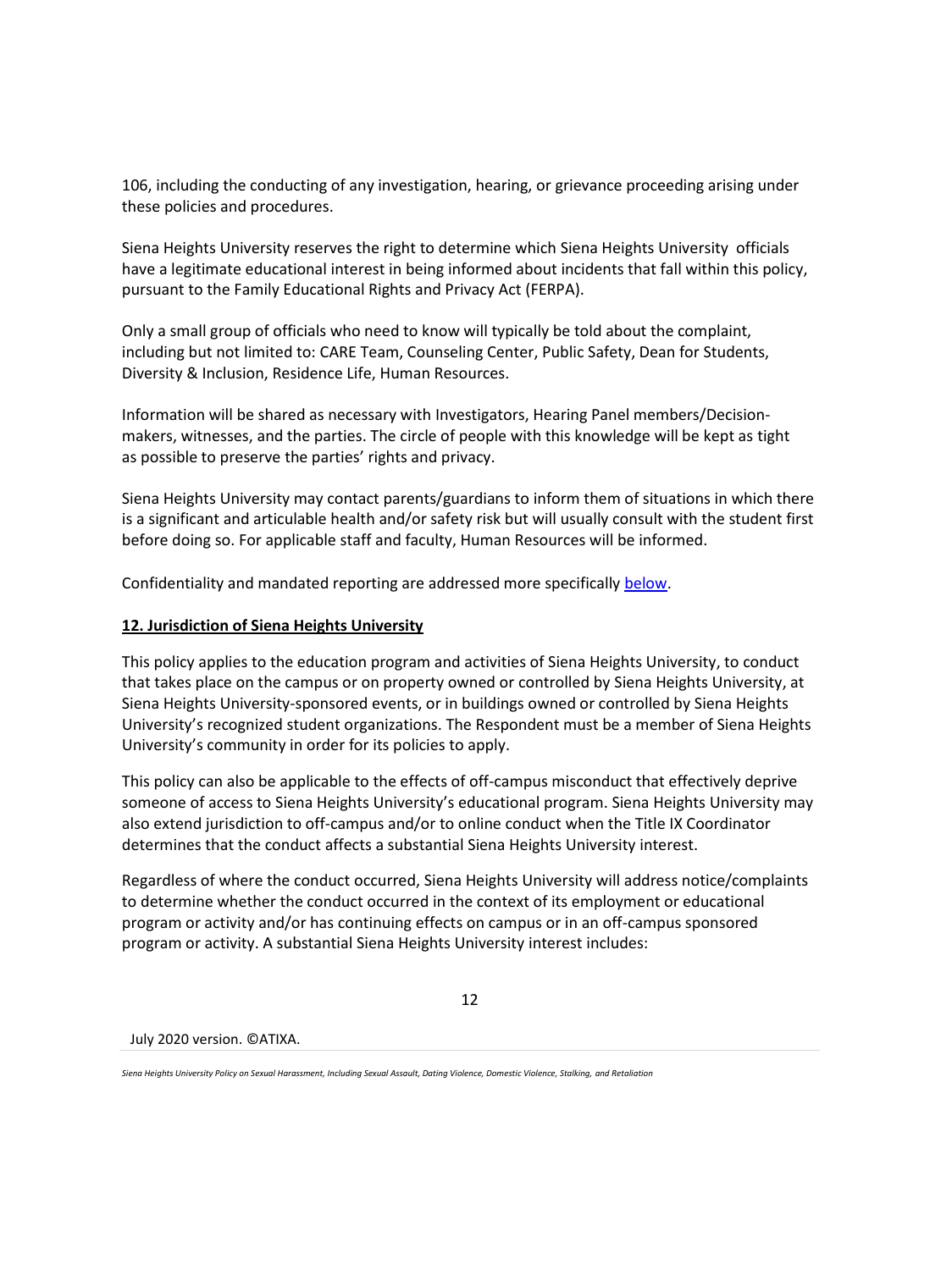106, including the conducting of any investigation, hearing, or grievance proceeding arising under these policies and procedures.

Siena Heights University reserves the right to determine which Siena Heights University officials have a legitimate educational interest in being informed about incidents that fall within this policy, pursuant to the Family Educational Rights and Privacy Act (FERPA).

Only a small group of officials who need to know will typically be told about the complaint, including but not limited to: CARE Team, Counseling Center, Public Safety, Dean for Students, Diversity & Inclusion, Residence Life, Human Resources.

Information will be shared as necessary with Investigators, Hearing Panel members/Decision-makers, witnesses, and the parties. The circle of people with this knowledge will be kept as tight as possible to preserve the parties' rights and privacy.

Siena Heights University may contact parents/guardians to inform them of situations in which there is a significant and articulable health and/or safety risk but will usually consult with the student first before doing so. For applicable staff and faculty, Human Resources will be informed.

Confidentiality and mandated reporting are addressed more specifically below.

## 12. Jurisdiction of Siena Heights University

This policy applies to the education program and activities of Siena Heights University, to conduct that takes place on the campus or on property owned or controlled by Siena Heights University, at Siena Heights University-sponsored events, or in buildings owned or controlled by Siena Heights University's recognized student organizations. The Respondent must be a member of Siena Heights University's community in order for its policies to apply.

This policy can also be applicable to the effects of off-campus misconduct that effectively deprive someone of access to Siena Heights University's educational program. Siena Heights University may also extend jurisdiction to off-campus and/or to online conduct when the Title IX Coordinator determines that the conduct affects a substantial Siena Heights University interest.

Regardless of where the conduct occurred, Siena Heights University will address notice/complaints to determine whether the conduct occurred in the context of its employment or educational program or activity and/or has continuing effects on campus or in an off-campus sponsored program or activity. A substantial Siena Heights University interest includes: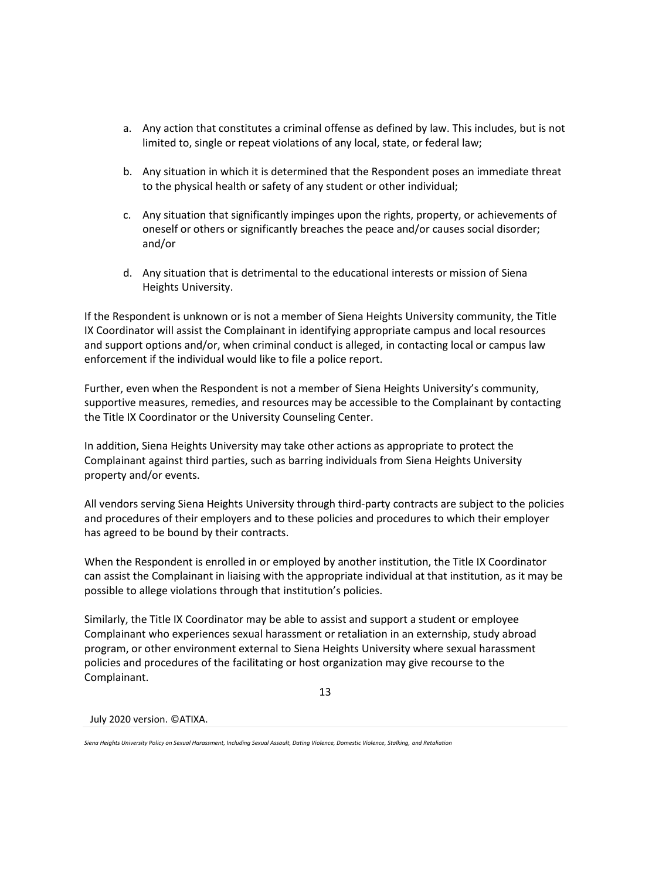a. Any action that constitutes a criminal offense as defined by law. This includes, but is not limited to, single or repeat violations of any local, state, or federal law;

b. Any situation in which it is determined that the Respondent poses an immediate threat to the physical health or safety of any student or other individual;

c. Any situation that significantly impinges upon the rights, property, or achievements of oneself or others or significantly breaches the peace and/or causes social disorder; and/or

d. Any situation that is detrimental to the educational interests or mission of Siena Heights University.

If the Respondent is unknown or is not a member of Siena Heights University community, the Title IX Coordinator will assist the Complainant in identifying appropriate campus and local resources and support options and/or, when criminal conduct is alleged, in contacting local or campus law enforcement if the individual would like to file a police report.

Further, even when the Respondent is not a member of Siena Heights University's community, supportive measures, remedies, and resources may be accessible to the Complainant by contacting the Title IX Coordinator or the University Counseling Center.

In addition, Siena Heights University may take other actions as appropriate to protect the Complainant against third parties, such as barring individuals from Siena Heights University property and/or events.

All vendors serving Siena Heights University through third-party contracts are subject to the policies and procedures of their employers and to these policies and procedures to which their employer has agreed to be bound by their contracts.

When the Respondent is enrolled in or employed by another institution, the Title IX Coordinator can assist the Complainant in liaising with the appropriate individual at that institution, as it may be possible to allege violations through that institution's policies.

Similarly, the Title IX Coordinator may be able to assist and support a student or employee Complainant who experiences sexual harassment or retaliation in an externship, study abroad program, or other environment external to Siena Heights University where sexual harassment policies and procedures of the facilitating or host organization may give recourse to the Complainant.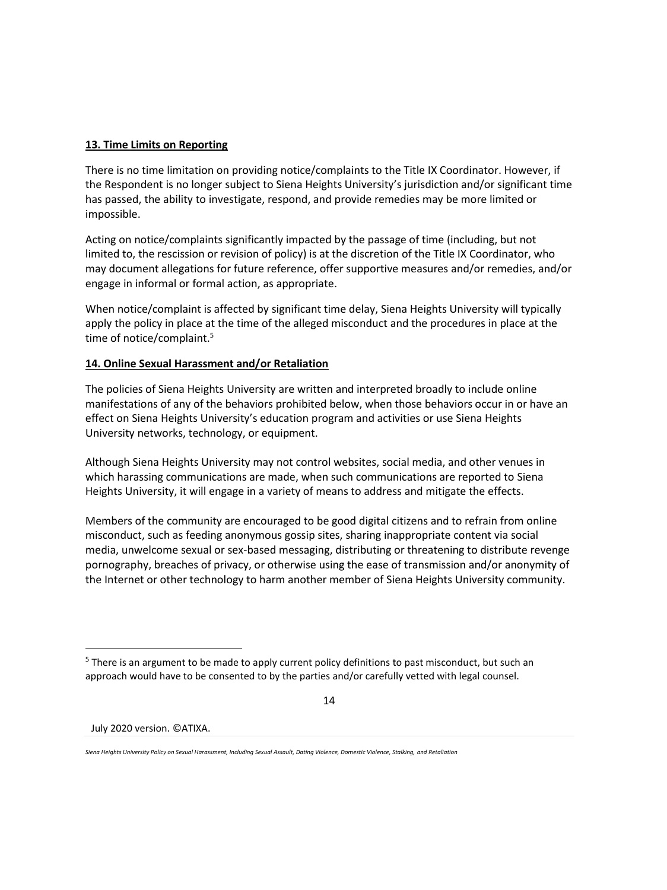**13. Time Limits on Reporting**

There is no time limitation on providing notice/complaints to the Title IX Coordinator. However, if the Respondent is no longer subject to Siena Heights University's jurisdiction and/or significant time has passed, the ability to investigate, respond, and provide remedies may be more limited or impossible.

Acting on notice/complaints significantly impacted by the passage of time (including, but not limited to, the rescission or revision of policy) is at the discretion of the Title IX Coordinator, who may document allegations for future reference, offer supportive measures and/or remedies, and/or engage in informal or formal action, as appropriate.

When notice/complaint is affected by significant time delay, Siena Heights University will typically apply the policy in place at the time of the alleged misconduct and the procedures in place at the time of notice/complaint.[5]

**14. Online Sexual Harassment and/or Retaliation**

The policies of Siena Heights University are written and interpreted broadly to include online manifestations of any of the behaviors prohibited below, when those behaviors occur in or have an effect on Siena Heights University's education program and activities or use Siena Heights University networks, technology, or equipment.

Although Siena Heights University may not control websites, social media, and other venues in which harassing communications are made, when such communications are reported to Siena Heights University, it will engage in a variety of means to address and mitigate the effects.

Members of the community are encouraged to be good digital citizens and to refrain from online misconduct, such as feeding anonymous gossip sites, sharing inappropriate content via social media, unwelcome sexual or sex-based messaging, distributing or threatening to distribute revenge pornography, breaches of privacy, or otherwise using the ease of transmission and/or anonymity of the Internet or other technology to harm another member of Siena Heights University community.

[5] There is an argument to be made to apply current policy definitions to past misconduct, but such an approach would have to be consented to by the parties and/or carefully vetted with legal counsel.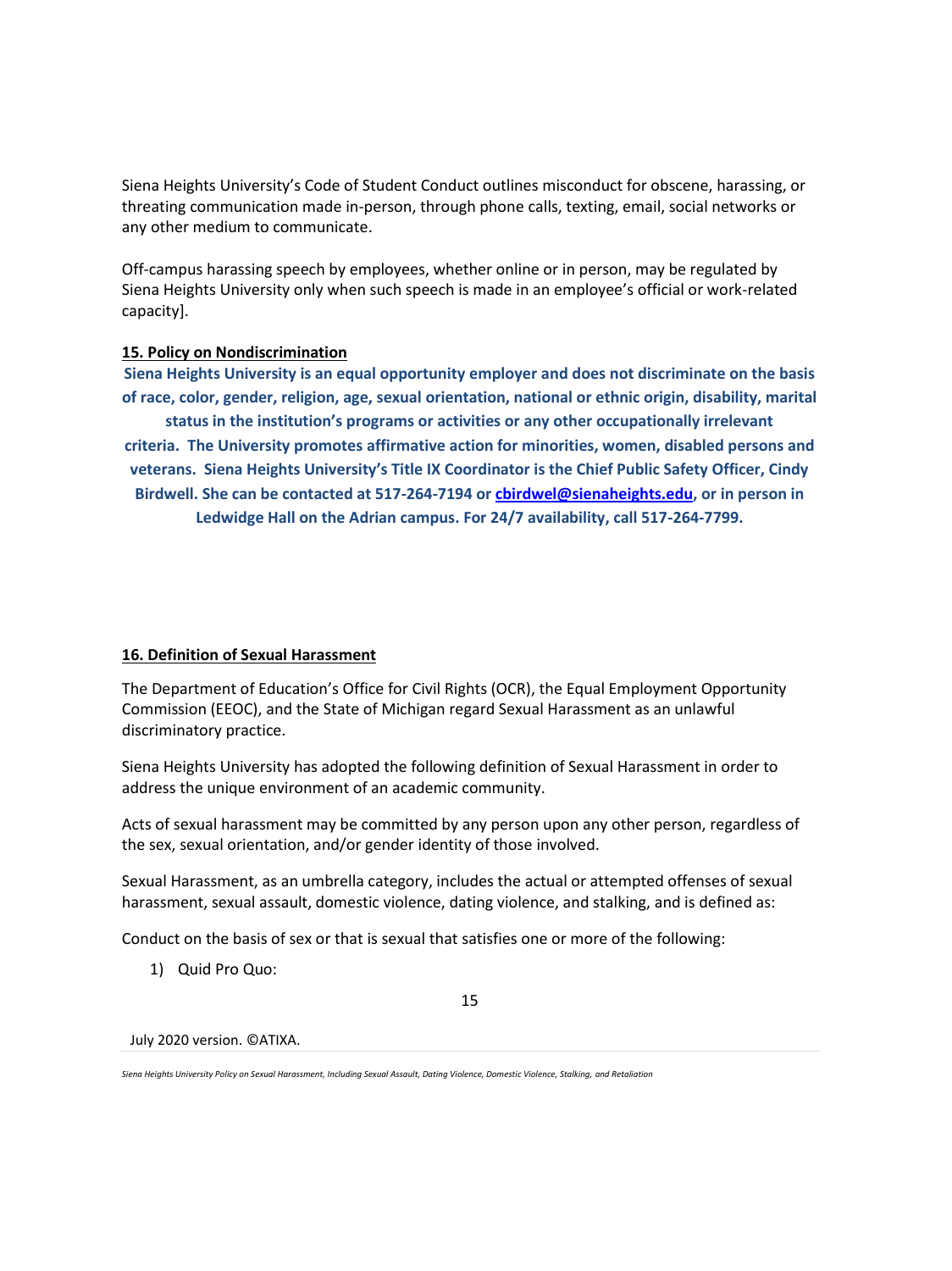Siena Heights University's Code of Student Conduct outlines misconduct for obscene, harassing, or threating communication made in-person, through phone calls, texting, email, social networks or any other medium to communicate.

Off-campus harassing speech by employees, whether online or in person, may be regulated by Siena Heights University only when such speech is made in an employee's official or work-related capacity].

**15. Policy on Nondiscrimination**

**Siena Heights University is an equal opportunity employer and does not discriminate on the basis of race, color, gender, religion, age, sexual orientation, national or ethnic origin, disability, marital status in the institution's programs or activities or any other occupationally irrelevant criteria. The University promotes affirmative action for minorities, women, disabled persons and veterans. Siena Heights University's Title IX Coordinator is the Chief Public Safety Officer, Cindy Birdwell. She can be contacted at 517-264-7194 or cbirdwel@sienaheights.edu, or in person in Ledwidge Hall on the Adrian campus. For 24/7 availability, call 517-264-7799.**

**16. Definition of Sexual Harassment**

The Department of Education's Office for Civil Rights (OCR), the Equal Employment Opportunity Commission (EEOC), and the State of Michigan regard Sexual Harassment as an unlawful discriminatory practice.

Siena Heights University has adopted the following definition of Sexual Harassment in order to address the unique environment of an academic community.

Acts of sexual harassment may be committed by any person upon any other person, regardless of the sex, sexual orientation, and/or gender identity of those involved.

Sexual Harassment, as an umbrella category, includes the actual or attempted offenses of sexual harassment, sexual assault, domestic violence, dating violence, and stalking, and is defined as:

Conduct on the basis of sex or that is sexual that satisfies one or more of the following:

1) Quid Pro Quo: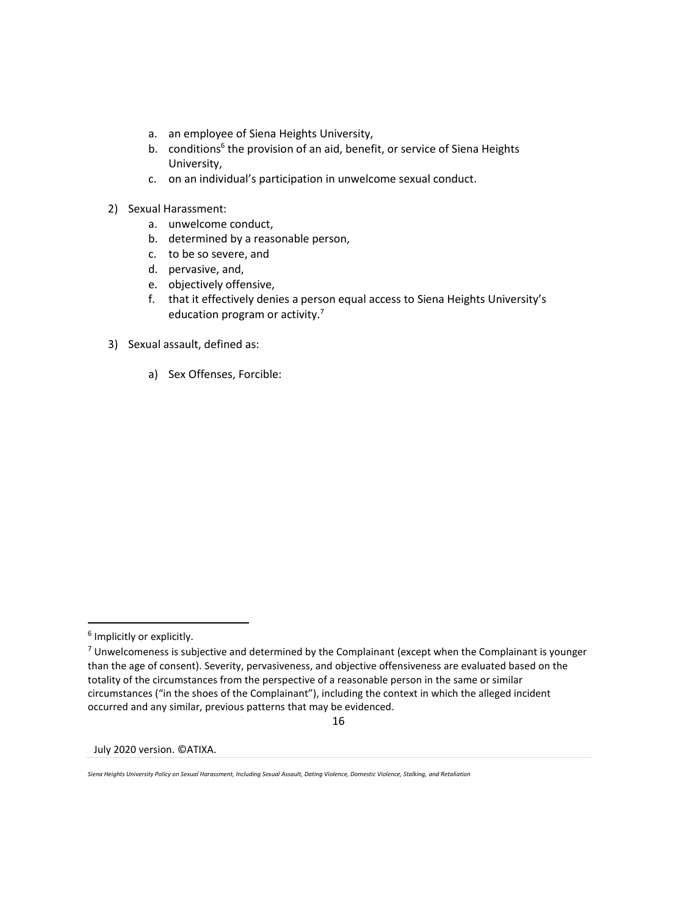a. an employee of Siena Heights University,
b. conditions[6] the provision of an aid, benefit, or service of Siena Heights University,
c. on an individual's participation in unwelcome sexual conduct.

2) Sexual Harassment:
   a. unwelcome conduct,
   b. determined by a reasonable person,
   c. to be so severe, and
   d. pervasive, and,
   e. objectively offensive,
   f. that it effectively denies a person equal access to Siena Heights University's education program or activity.[7]

3) Sexual assault, defined as:

   a) Sex Offenses, Forcible:

---

[6] Implicitly or explicitly.

[7] Unwelcomeness is subjective and determined by the Complainant (except when the Complainant is younger than the age of consent). Severity, pervasiveness, and objective offensiveness are evaluated based on the totality of the circumstances from the perspective of a reasonable person in the same or similar circumstances ("in the shoes of the Complainant"), including the context in which the alleged incident occurred and any similar, previous patterns that may be evidenced.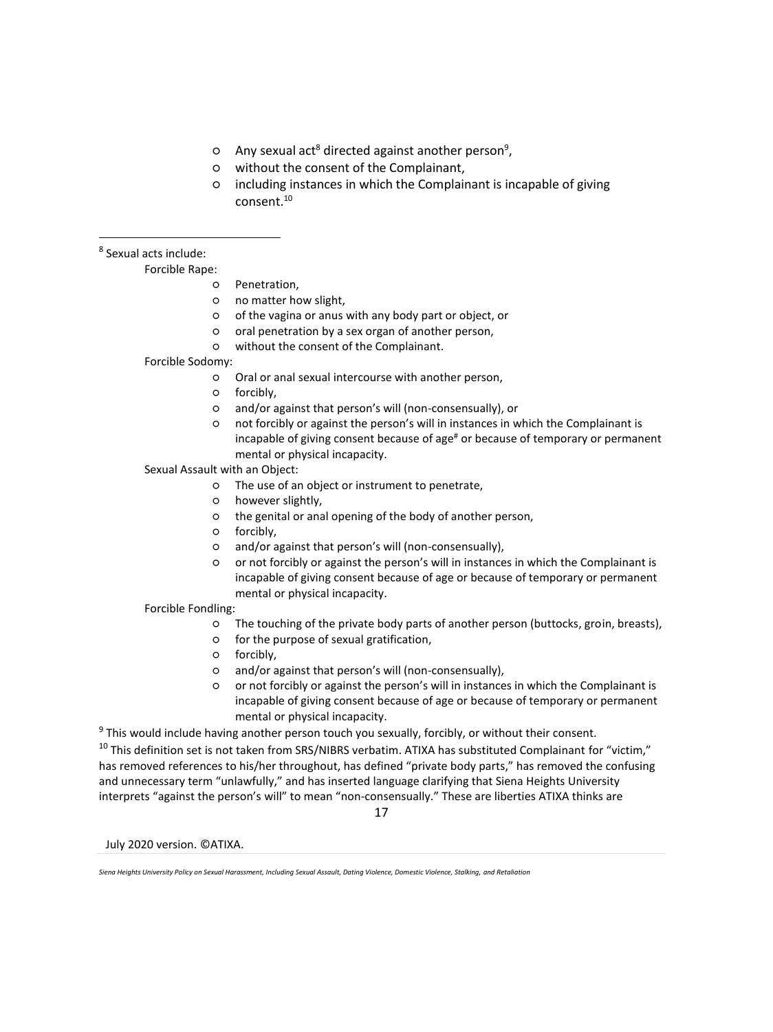- Any sexual act[8] directed against another person[9],
- without the consent of the Complainant,
- including instances in which the Complainant is incapable of giving consent.[10]

---

[8] Sexual acts include:

Forcible Rape:

- Penetration,
- no matter how slight,
- of the vagina or anus with any body part or object, or
- oral penetration by a sex organ of another person,
- without the consent of the Complainant.

Forcible Sodomy:

- Oral or anal sexual intercourse with another person,
- forcibly,
- and/or against that person's will (non-consensually), or
- not forcibly or against the person's will in instances in which the Complainant is incapable of giving consent because of age[#] or because of temporary or permanent mental or physical incapacity.

Sexual Assault with an Object:

- The use of an object or instrument to penetrate,
- however slightly,
- the genital or anal opening of the body of another person,
- forcibly,
- and/or against that person's will (non-consensually),
- or not forcibly or against the person's will in instances in which the Complainant is incapable of giving consent because of age or because of temporary or permanent mental or physical incapacity.

Forcible Fondling:

- The touching of the private body parts of another person (buttocks, groin, breasts),
- for the purpose of sexual gratification,
- forcibly,
- and/or against that person's will (non-consensually),
- or not forcibly or against the person's will in instances in which the Complainant is incapable of giving consent because of age or because of temporary or permanent mental or physical incapacity.

[9] This would include having another person touch you sexually, forcibly, or without their consent.

[10] This definition set is not taken from SRS/NIBRS verbatim. ATIXA has substituted Complainant for "victim," has removed references to his/her throughout, has defined "private body parts," has removed the confusing and unnecessary term "unlawfully," and has inserted language clarifying that Siena Heights University interprets "against the person's will" to mean "non-consensually." These are liberties ATIXA thinks are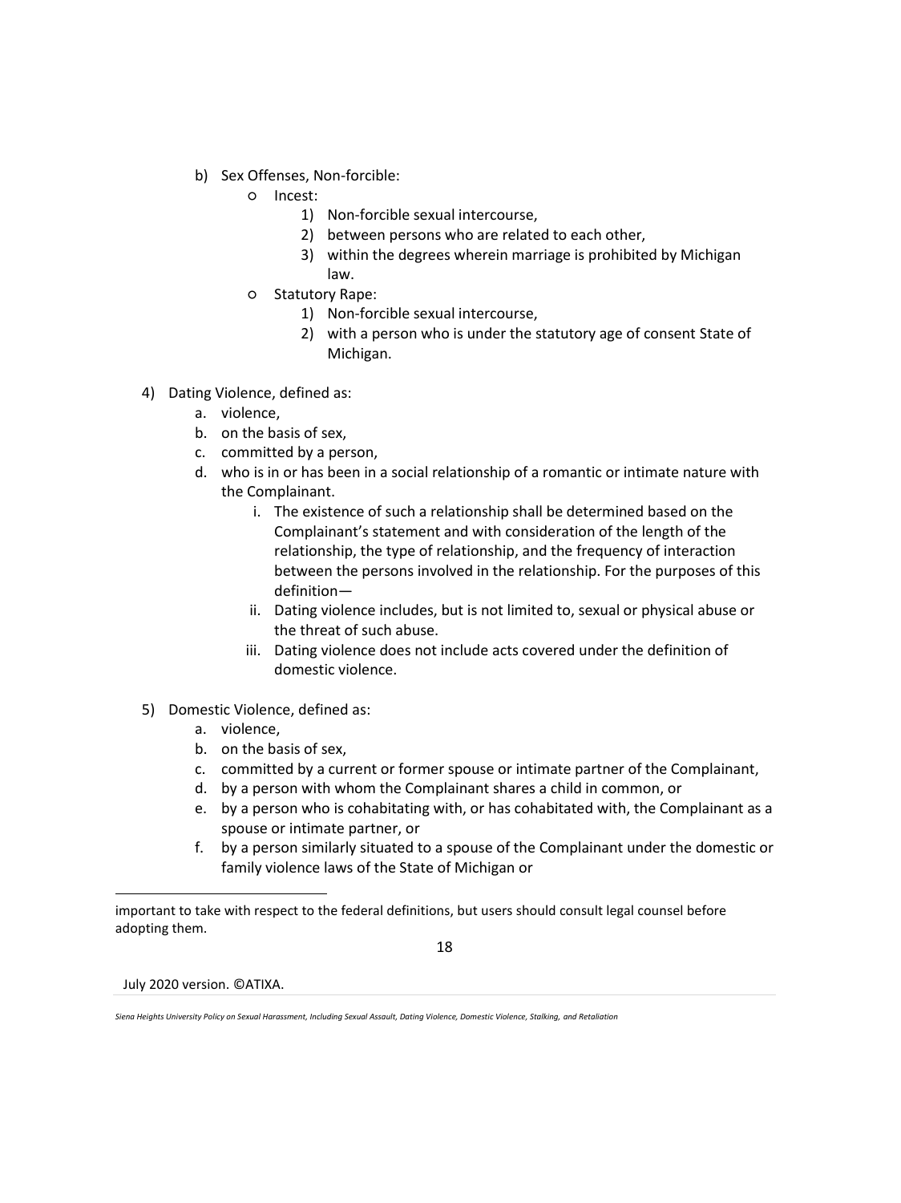b) Sex Offenses, Non-forcible:
   - Incest:
     1) Non-forcible sexual intercourse,
     2) between persons who are related to each other,
     3) within the degrees wherein marriage is prohibited by Michigan law.
   - Statutory Rape:
     1) Non-forcible sexual intercourse,
     2) with a person who is under the statutory age of consent State of Michigan.

4) Dating Violence, defined as:
   a. violence,
   b. on the basis of sex,
   c. committed by a person,
   d. who is in or has been in a social relationship of a romantic or intimate nature with the Complainant.
      i. The existence of such a relationship shall be determined based on the Complainant's statement and with consideration of the length of the relationship, the type of relationship, and the frequency of interaction between the persons involved in the relationship. For the purposes of this definition—
      ii. Dating violence includes, but is not limited to, sexual or physical abuse or the threat of such abuse.
      iii. Dating violence does not include acts covered under the definition of domestic violence.

5) Domestic Violence, defined as:
   a. violence,
   b. on the basis of sex,
   c. committed by a current or former spouse or intimate partner of the Complainant,
   d. by a person with whom the Complainant shares a child in common, or
   e. by a person who is cohabitating with, or has cohabitated with, the Complainant as a spouse or intimate partner, or
   f. by a person similarly situated to a spouse of the Complainant under the domestic or family violence laws of the State of Michigan or

important to take with respect to the federal definitions, but users should consult legal counsel before adopting them.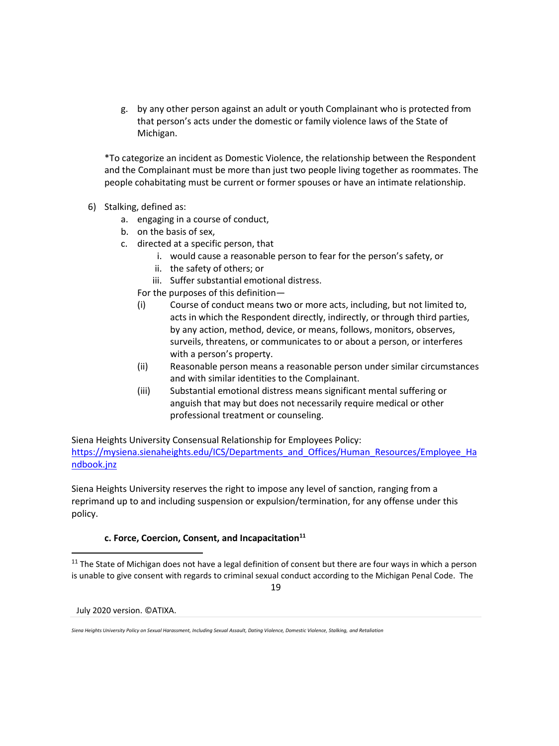g. by any other person against an adult or youth Complainant who is protected from that person's acts under the domestic or family violence laws of the State of Michigan.

*To categorize an incident as Domestic Violence, the relationship between the Respondent and the Complainant must be more than just two people living together as roommates. The people cohabitating must be current or former spouses or have an intimate relationship.

6) Stalking, defined as:
   a. engaging in a course of conduct,
   b. on the basis of sex,
   c. directed at a specific person, that
      i. would cause a reasonable person to fear for the person's safety, or
      ii. the safety of others; or
      iii. Suffer substantial emotional distress.

   For the purposes of this definition—

   (i) Course of conduct means two or more acts, including, but not limited to, acts in which the Respondent directly, indirectly, or through third parties, by any action, method, device, or means, follows, monitors, observes, surveils, threatens, or communicates to or about a person, or interferes with a person's property.

   (ii) Reasonable person means a reasonable person under similar circumstances and with similar identities to the Complainant.

   (iii) Substantial emotional distress means significant mental suffering or anguish that may but does not necessarily require medical or other professional treatment or counseling.

Siena Heights University Consensual Relationship for Employees Policy: https://mysiena.sienaheights.edu/ICS/Departments_and_Offices/Human_Resources/Employee_Handbook.jnz

Siena Heights University reserves the right to impose any level of sanction, ranging from a reprimand up to and including suspension or expulsion/termination, for any offense under this policy.

### c. Force, Coercion, Consent, and Incapacitation[11]

[11] The State of Michigan does not have a legal definition of consent but there are four ways in which a person is unable to give consent with regards to criminal sexual conduct according to the Michigan Penal Code. The

July 2020 version. ©ATIXA.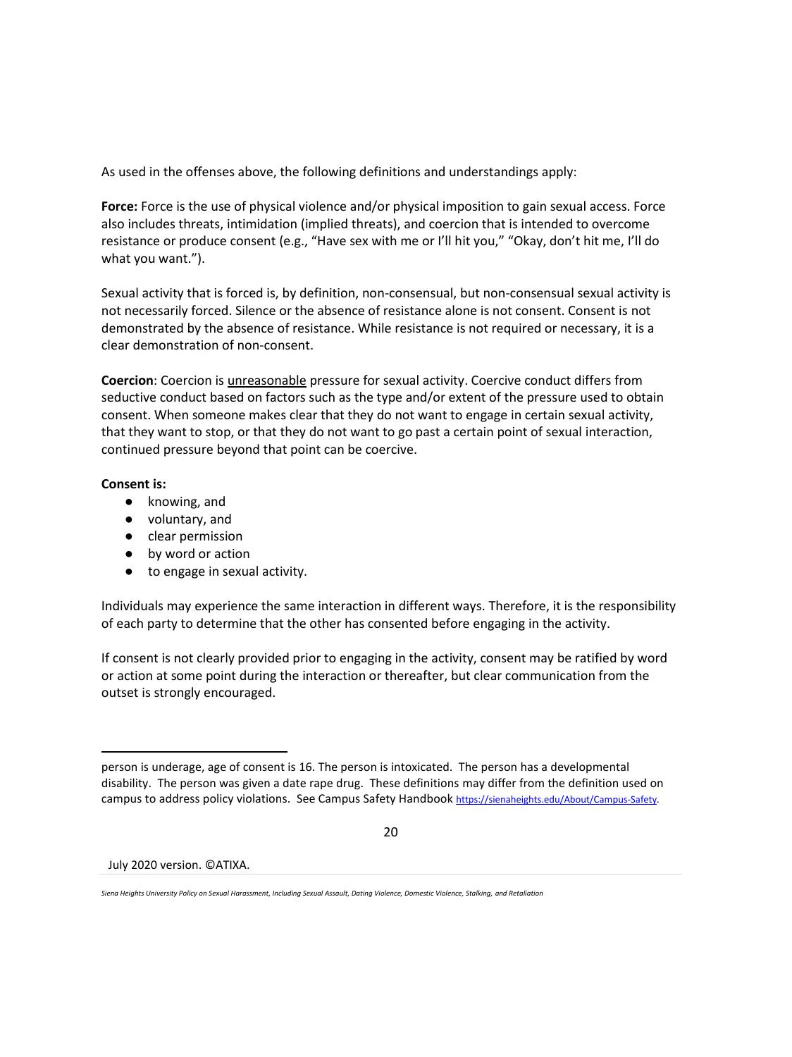As used in the offenses above, the following definitions and understandings apply:

**Force:** Force is the use of physical violence and/or physical imposition to gain sexual access. Force also includes threats, intimidation (implied threats), and coercion that is intended to overcome resistance or produce consent (e.g., "Have sex with me or I'll hit you," "Okay, don't hit me, I'll do what you want.").

Sexual activity that is forced is, by definition, non-consensual, but non-consensual sexual activity is not necessarily forced. Silence or the absence of resistance alone is not consent. Consent is not demonstrated by the absence of resistance. While resistance is not required or necessary, it is a clear demonstration of non-consent.

**Coercion**: Coercion is <u>unreasonable</u> pressure for sexual activity. Coercive conduct differs from seductive conduct based on factors such as the type and/or extent of the pressure used to obtain consent. When someone makes clear that they do not want to engage in certain sexual activity, that they want to stop, or that they do not want to go past a certain point of sexual interaction, continued pressure beyond that point can be coercive.

**Consent is:**

- knowing, and
- voluntary, and
- clear permission
- by word or action
- to engage in sexual activity.

Individuals may experience the same interaction in different ways. Therefore, it is the responsibility of each party to determine that the other has consented before engaging in the activity.

If consent is not clearly provided prior to engaging in the activity, consent may be ratified by word or action at some point during the interaction or thereafter, but clear communication from the outset is strongly encouraged.

---

person is underage, age of consent is 16. The person is intoxicated. The person has a developmental disability. The person was given a date rape drug. These definitions may differ from the definition used on campus to address policy violations. See Campus Safety Handbook https://sienaheights.edu/About/Campus-Safety.

July 2020 version. ©ATIXA.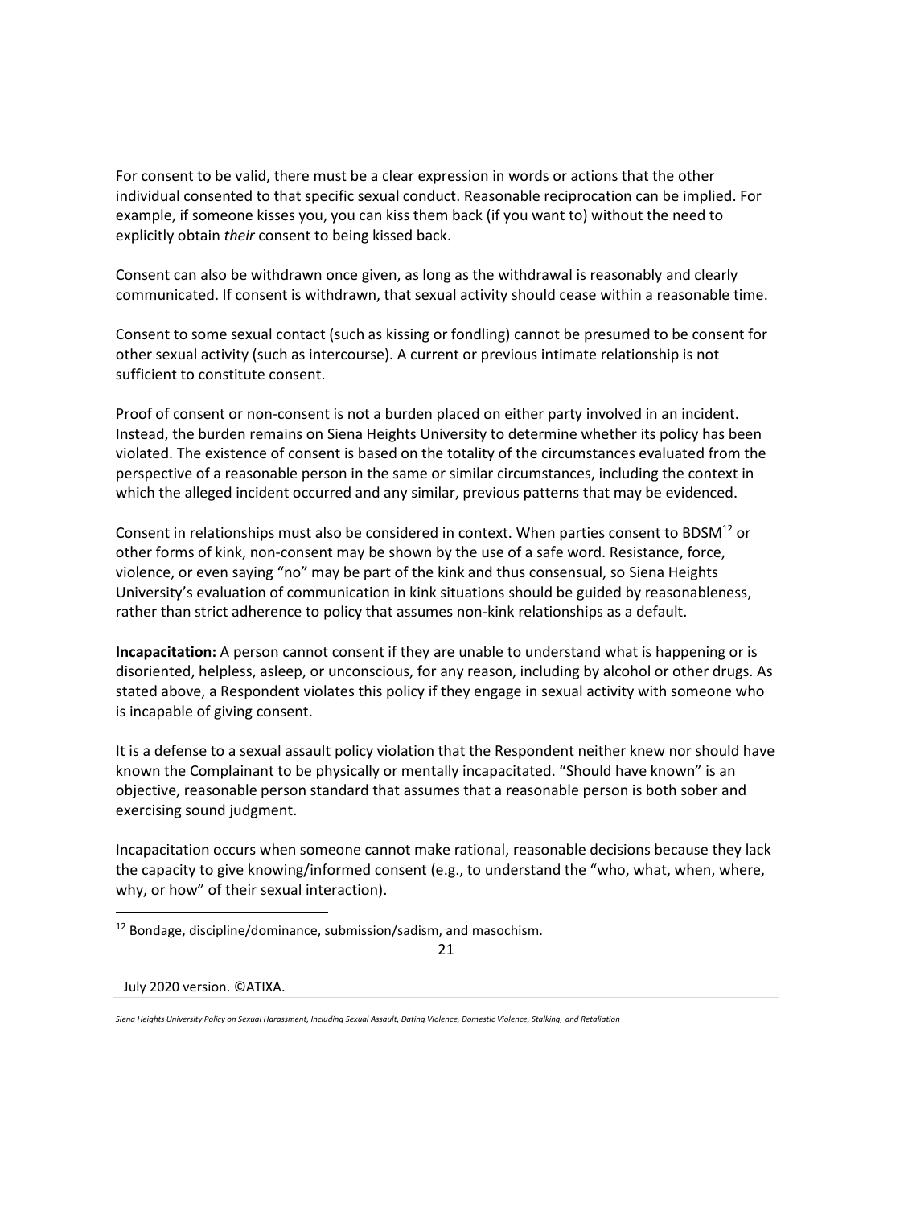For consent to be valid, there must be a clear expression in words or actions that the other individual consented to that specific sexual conduct. Reasonable reciprocation can be implied. For example, if someone kisses you, you can kiss them back (if you want to) without the need to explicitly obtain *their* consent to being kissed back.

Consent can also be withdrawn once given, as long as the withdrawal is reasonably and clearly communicated. If consent is withdrawn, that sexual activity should cease within a reasonable time.

Consent to some sexual contact (such as kissing or fondling) cannot be presumed to be consent for other sexual activity (such as intercourse). A current or previous intimate relationship is not sufficient to constitute consent.

Proof of consent or non-consent is not a burden placed on either party involved in an incident. Instead, the burden remains on Siena Heights University to determine whether its policy has been violated. The existence of consent is based on the totality of the circumstances evaluated from the perspective of a reasonable person in the same or similar circumstances, including the context in which the alleged incident occurred and any similar, previous patterns that may be evidenced.

Consent in relationships must also be considered in context. When parties consent to BDSM[12] or other forms of kink, non-consent may be shown by the use of a safe word. Resistance, force, violence, or even saying "no" may be part of the kink and thus consensual, so Siena Heights University's evaluation of communication in kink situations should be guided by reasonableness, rather than strict adherence to policy that assumes non-kink relationships as a default.

**Incapacitation:** A person cannot consent if they are unable to understand what is happening or is disoriented, helpless, asleep, or unconscious, for any reason, including by alcohol or other drugs. As stated above, a Respondent violates this policy if they engage in sexual activity with someone who is incapable of giving consent.

It is a defense to a sexual assault policy violation that the Respondent neither knew nor should have known the Complainant to be physically or mentally incapacitated. "Should have known" is an objective, reasonable person standard that assumes that a reasonable person is both sober and exercising sound judgment.

Incapacitation occurs when someone cannot make rational, reasonable decisions because they lack the capacity to give knowing/informed consent (e.g., to understand the "who, what, when, where, why, or how" of their sexual interaction).

[12] Bondage, discipline/dominance, submission/sadism, and masochism.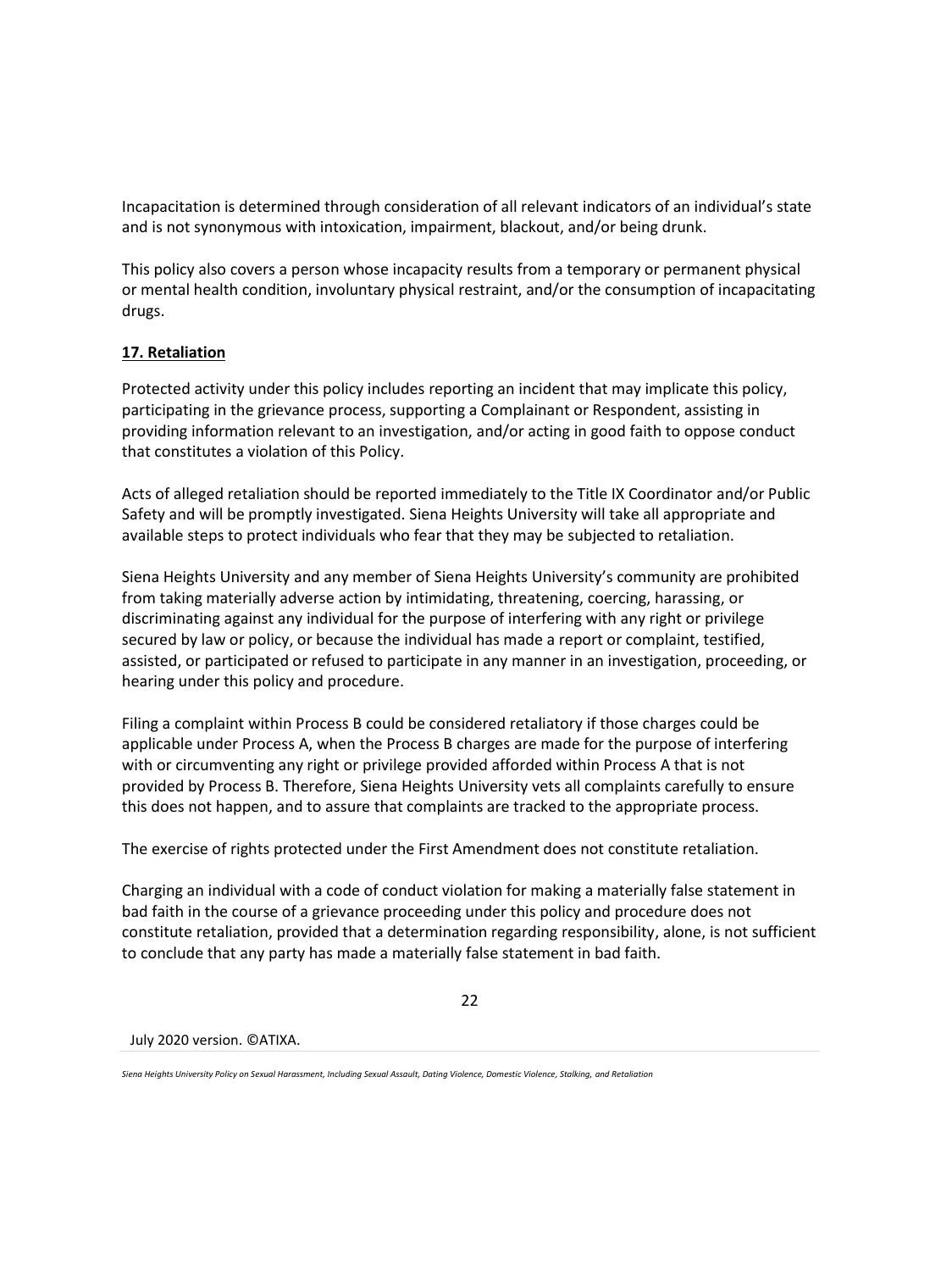Incapacitation is determined through consideration of all relevant indicators of an individual's state and is not synonymous with intoxication, impairment, blackout, and/or being drunk.

This policy also covers a person whose incapacity results from a temporary or permanent physical or mental health condition, involuntary physical restraint, and/or the consumption of incapacitating drugs.

## 17. Retaliation

Protected activity under this policy includes reporting an incident that may implicate this policy, participating in the grievance process, supporting a Complainant or Respondent, assisting in providing information relevant to an investigation, and/or acting in good faith to oppose conduct that constitutes a violation of this Policy.

Acts of alleged retaliation should be reported immediately to the Title IX Coordinator and/or Public Safety and will be promptly investigated. Siena Heights University will take all appropriate and available steps to protect individuals who fear that they may be subjected to retaliation.

Siena Heights University and any member of Siena Heights University's community are prohibited from taking materially adverse action by intimidating, threatening, coercing, harassing, or discriminating against any individual for the purpose of interfering with any right or privilege secured by law or policy, or because the individual has made a report or complaint, testified, assisted, or participated or refused to participate in any manner in an investigation, proceeding, or hearing under this policy and procedure.

Filing a complaint within Process B could be considered retaliatory if those charges could be applicable under Process A, when the Process B charges are made for the purpose of interfering with or circumventing any right or privilege provided afforded within Process A that is not provided by Process B. Therefore, Siena Heights University vets all complaints carefully to ensure this does not happen, and to assure that complaints are tracked to the appropriate process.

The exercise of rights protected under the First Amendment does not constitute retaliation.

Charging an individual with a code of conduct violation for making a materially false statement in bad faith in the course of a grievance proceeding under this policy and procedure does not constitute retaliation, provided that a determination regarding responsibility, alone, is not sufficient to conclude that any party has made a materially false statement in bad faith.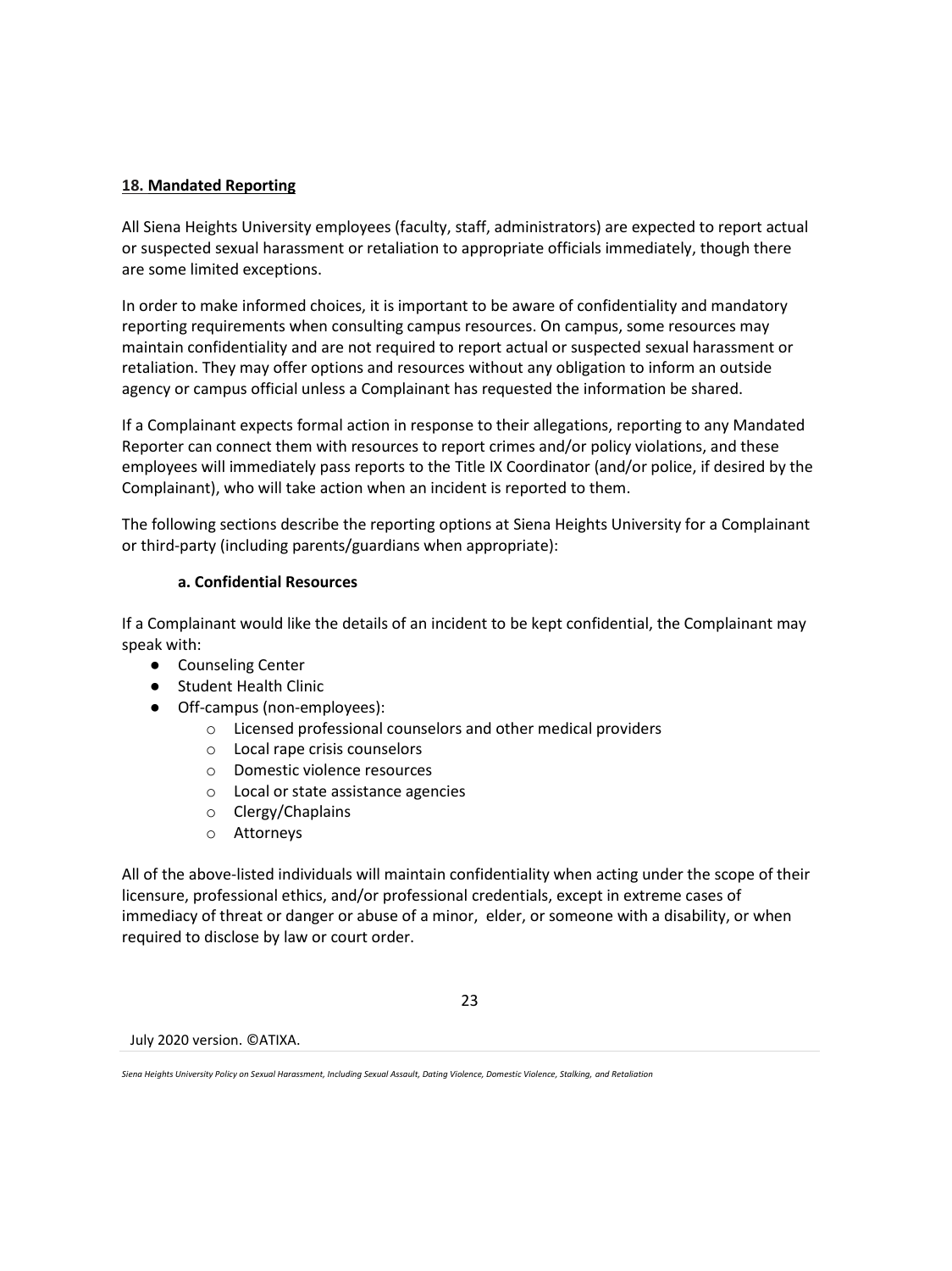**18. Mandated Reporting**

All Siena Heights University employees (faculty, staff, administrators) are expected to report actual or suspected sexual harassment or retaliation to appropriate officials immediately, though there are some limited exceptions.

In order to make informed choices, it is important to be aware of confidentiality and mandatory reporting requirements when consulting campus resources. On campus, some resources may maintain confidentiality and are not required to report actual or suspected sexual harassment or retaliation. They may offer options and resources without any obligation to inform an outside agency or campus official unless a Complainant has requested the information be shared.

If a Complainant expects formal action in response to their allegations, reporting to any Mandated Reporter can connect them with resources to report crimes and/or policy violations, and these employees will immediately pass reports to the Title IX Coordinator (and/or police, if desired by the Complainant), who will take action when an incident is reported to them.

The following sections describe the reporting options at Siena Heights University for a Complainant or third-party (including parents/guardians when appropriate):

**a. Confidential Resources**

If a Complainant would like the details of an incident to be kept confidential, the Complainant may speak with:

- Counseling Center
- Student Health Clinic
- Off-campus (non-employees):
  - Licensed professional counselors and other medical providers
  - Local rape crisis counselors
  - Domestic violence resources
  - Local or state assistance agencies
  - Clergy/Chaplains
  - Attorneys

All of the above-listed individuals will maintain confidentiality when acting under the scope of their licensure, professional ethics, and/or professional credentials, except in extreme cases of immediacy of threat or danger or abuse of a minor, elder, or someone with a disability, or when required to disclose by law or court order.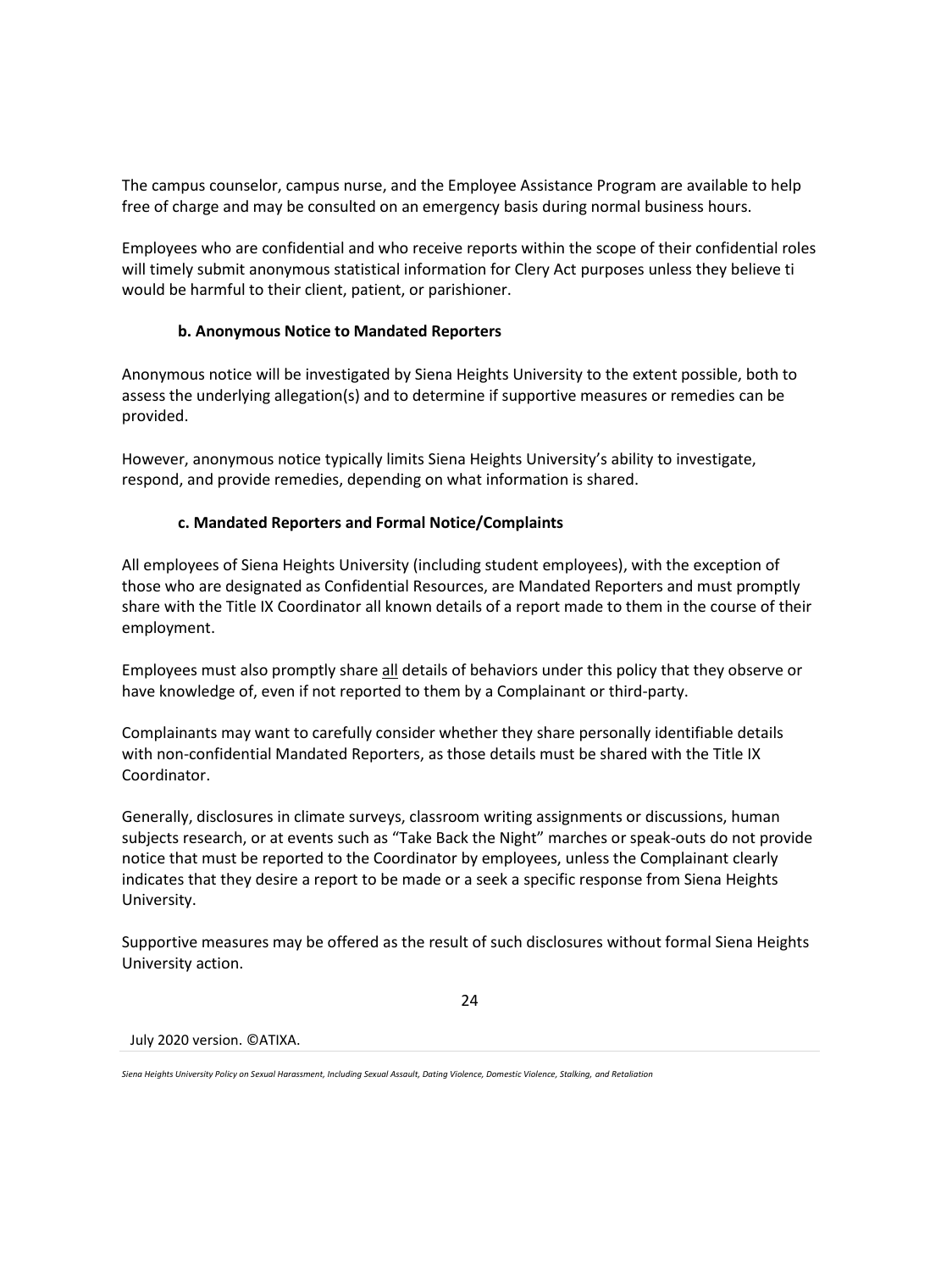The campus counselor, campus nurse, and the Employee Assistance Program are available to help free of charge and may be consulted on an emergency basis during normal business hours.

Employees who are confidential and who receive reports within the scope of their confidential roles will timely submit anonymous statistical information for Clery Act purposes unless they believe ti would be harmful to their client, patient, or parishioner.

#### b. Anonymous Notice to Mandated Reporters

Anonymous notice will be investigated by Siena Heights University to the extent possible, both to assess the underlying allegation(s) and to determine if supportive measures or remedies can be provided.

However, anonymous notice typically limits Siena Heights University's ability to investigate, respond, and provide remedies, depending on what information is shared.

#### c. Mandated Reporters and Formal Notice/Complaints

All employees of Siena Heights University (including student employees), with the exception of those who are designated as Confidential Resources, are Mandated Reporters and must promptly share with the Title IX Coordinator all known details of a report made to them in the course of their employment.

Employees must also promptly share <u>all</u> details of behaviors under this policy that they observe or have knowledge of, even if not reported to them by a Complainant or third-party.

Complainants may want to carefully consider whether they share personally identifiable details with non-confidential Mandated Reporters, as those details must be shared with the Title IX Coordinator.

Generally, disclosures in climate surveys, classroom writing assignments or discussions, human subjects research, or at events such as "Take Back the Night" marches or speak-outs do not provide notice that must be reported to the Coordinator by employees, unless the Complainant clearly indicates that they desire a report to be made or a seek a specific response from Siena Heights University.

Supportive measures may be offered as the result of such disclosures without formal Siena Heights University action.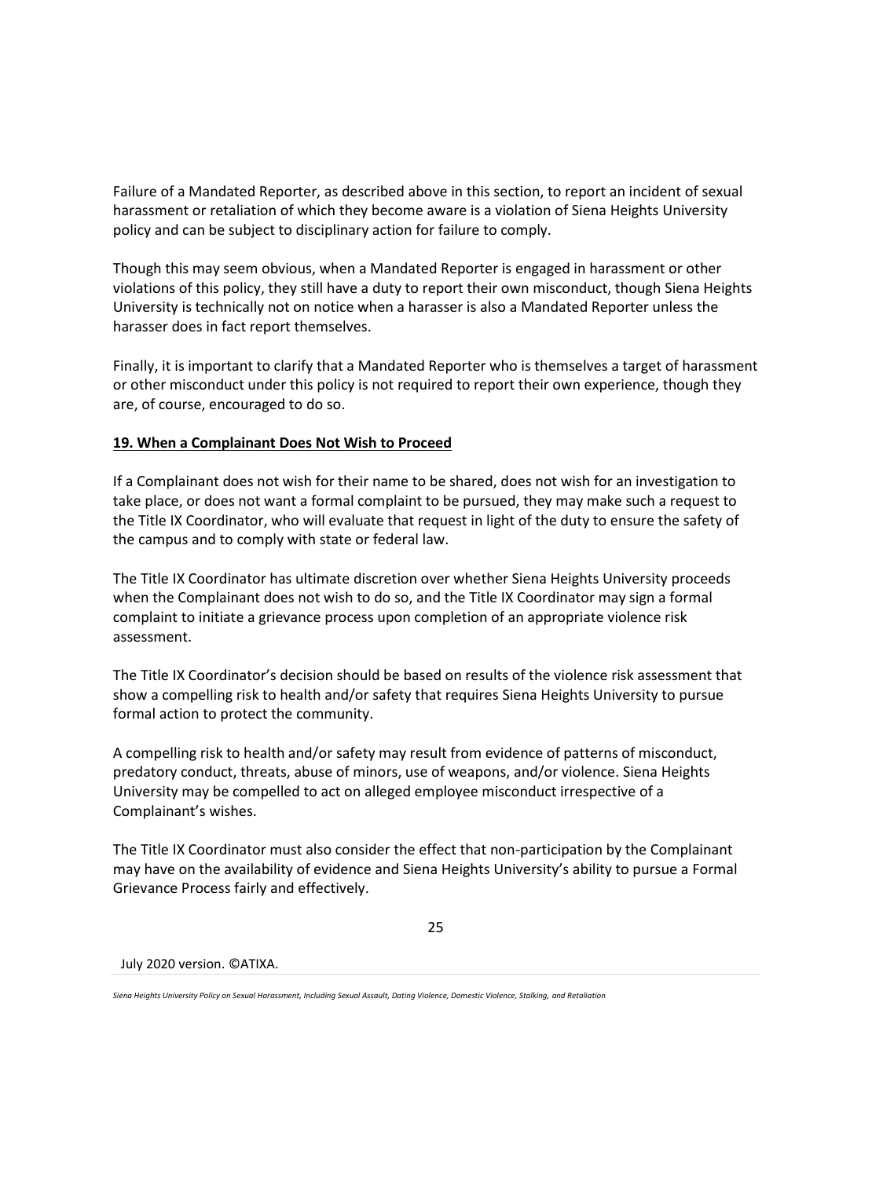Failure of a Mandated Reporter, as described above in this section, to report an incident of sexual harassment or retaliation of which they become aware is a violation of Siena Heights University policy and can be subject to disciplinary action for failure to comply.

Though this may seem obvious, when a Mandated Reporter is engaged in harassment or other violations of this policy, they still have a duty to report their own misconduct, though Siena Heights University is technically not on notice when a harasser is also a Mandated Reporter unless the harasser does in fact report themselves.

Finally, it is important to clarify that a Mandated Reporter who is themselves a target of harassment or other misconduct under this policy is not required to report their own experience, though they are, of course, encouraged to do so.

## 19. When a Complainant Does Not Wish to Proceed

If a Complainant does not wish for their name to be shared, does not wish for an investigation to take place, or does not want a formal complaint to be pursued, they may make such a request to the Title IX Coordinator, who will evaluate that request in light of the duty to ensure the safety of the campus and to comply with state or federal law.

The Title IX Coordinator has ultimate discretion over whether Siena Heights University proceeds when the Complainant does not wish to do so, and the Title IX Coordinator may sign a formal complaint to initiate a grievance process upon completion of an appropriate violence risk assessment.

The Title IX Coordinator's decision should be based on results of the violence risk assessment that show a compelling risk to health and/or safety that requires Siena Heights University to pursue formal action to protect the community.

A compelling risk to health and/or safety may result from evidence of patterns of misconduct, predatory conduct, threats, abuse of minors, use of weapons, and/or violence. Siena Heights University may be compelled to act on alleged employee misconduct irrespective of a Complainant's wishes.

The Title IX Coordinator must also consider the effect that non-participation by the Complainant may have on the availability of evidence and Siena Heights University's ability to pursue a Formal Grievance Process fairly and effectively.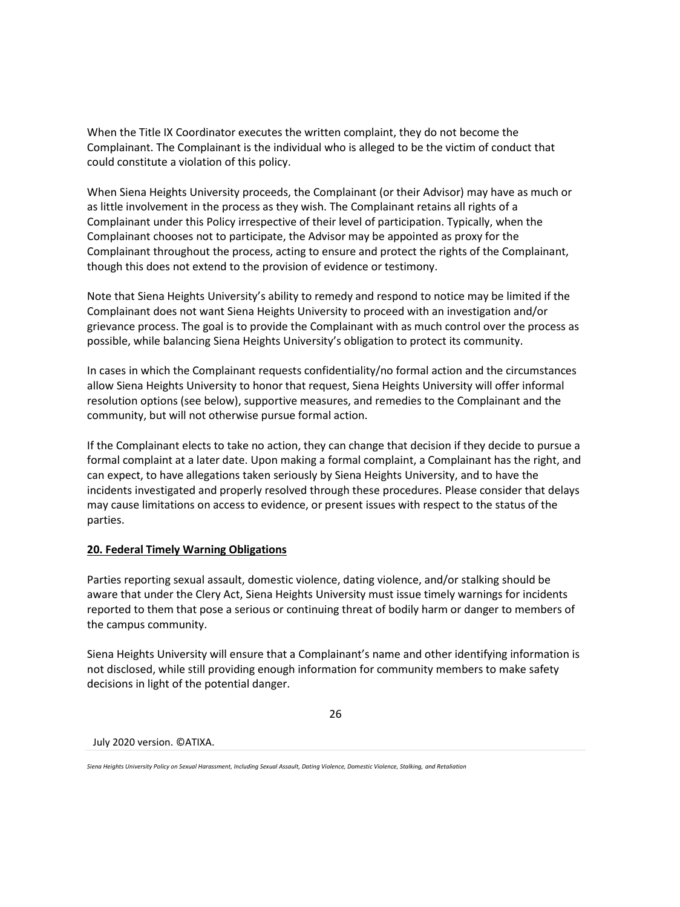When the Title IX Coordinator executes the written complaint, they do not become the Complainant. The Complainant is the individual who is alleged to be the victim of conduct that could constitute a violation of this policy.

When Siena Heights University proceeds, the Complainant (or their Advisor) may have as much or as little involvement in the process as they wish. The Complainant retains all rights of a Complainant under this Policy irrespective of their level of participation. Typically, when the Complainant chooses not to participate, the Advisor may be appointed as proxy for the Complainant throughout the process, acting to ensure and protect the rights of the Complainant, though this does not extend to the provision of evidence or testimony.

Note that Siena Heights University's ability to remedy and respond to notice may be limited if the Complainant does not want Siena Heights University to proceed with an investigation and/or grievance process. The goal is to provide the Complainant with as much control over the process as possible, while balancing Siena Heights University's obligation to protect its community.

In cases in which the Complainant requests confidentiality/no formal action and the circumstances allow Siena Heights University to honor that request, Siena Heights University will offer informal resolution options (see below), supportive measures, and remedies to the Complainant and the community, but will not otherwise pursue formal action.

If the Complainant elects to take no action, they can change that decision if they decide to pursue a formal complaint at a later date. Upon making a formal complaint, a Complainant has the right, and can expect, to have allegations taken seriously by Siena Heights University, and to have the incidents investigated and properly resolved through these procedures. Please consider that delays may cause limitations on access to evidence, or present issues with respect to the status of the parties.

## 20. Federal Timely Warning Obligations

Parties reporting sexual assault, domestic violence, dating violence, and/or stalking should be aware that under the Clery Act, Siena Heights University must issue timely warnings for incidents reported to them that pose a serious or continuing threat of bodily harm or danger to members of the campus community.

Siena Heights University will ensure that a Complainant's name and other identifying information is not disclosed, while still providing enough information for community members to make safety decisions in light of the potential danger.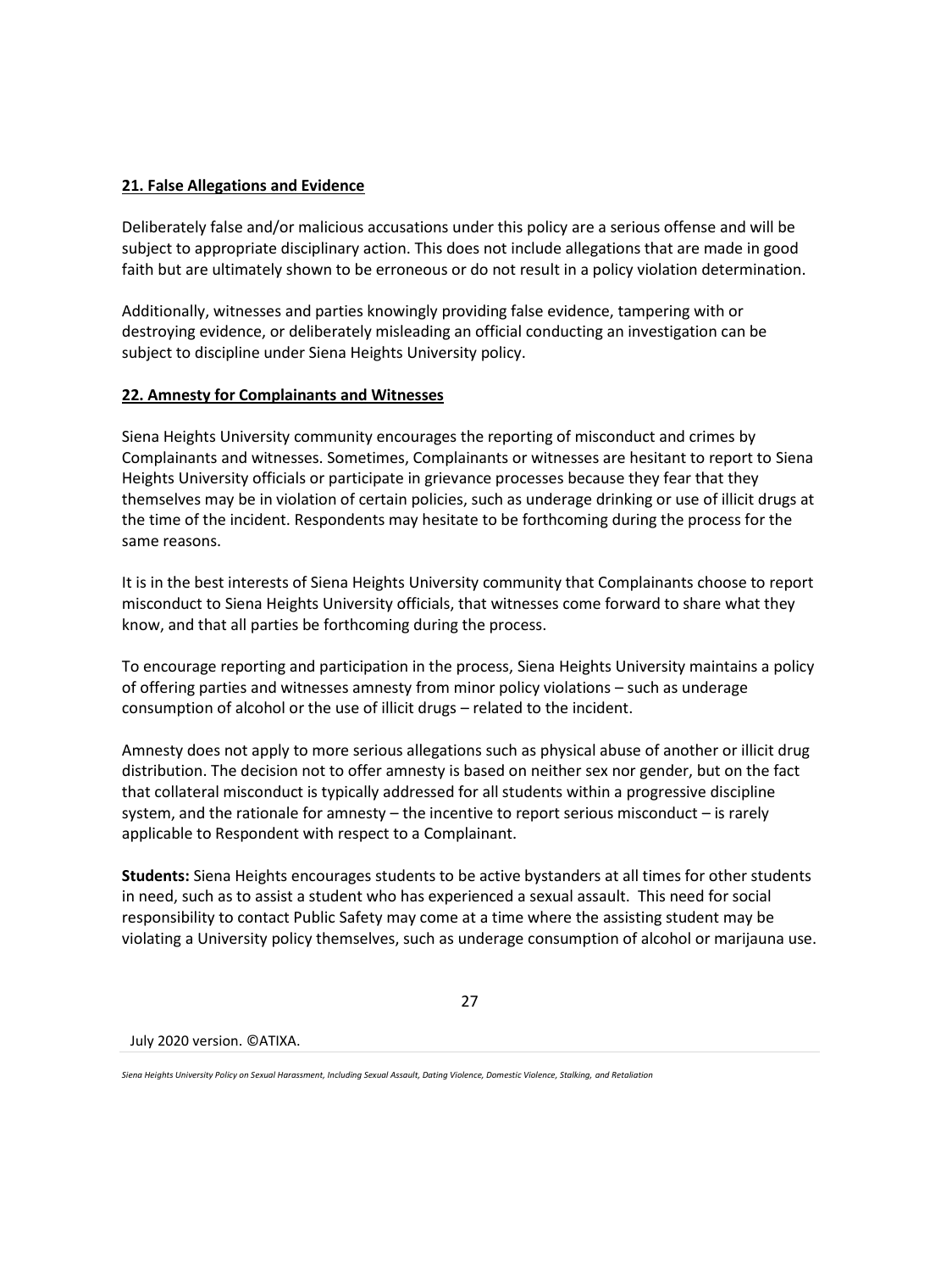**21. False Allegations and Evidence**

Deliberately false and/or malicious accusations under this policy are a serious offense and will be subject to appropriate disciplinary action. This does not include allegations that are made in good faith but are ultimately shown to be erroneous or do not result in a policy violation determination.

Additionally, witnesses and parties knowingly providing false evidence, tampering with or destroying evidence, or deliberately misleading an official conducting an investigation can be subject to discipline under Siena Heights University policy.

**22. Amnesty for Complainants and Witnesses**

Siena Heights University community encourages the reporting of misconduct and crimes by Complainants and witnesses. Sometimes, Complainants or witnesses are hesitant to report to Siena Heights University officials or participate in grievance processes because they fear that they themselves may be in violation of certain policies, such as underage drinking or use of illicit drugs at the time of the incident. Respondents may hesitate to be forthcoming during the process for the same reasons.

It is in the best interests of Siena Heights University community that Complainants choose to report misconduct to Siena Heights University officials, that witnesses come forward to share what they know, and that all parties be forthcoming during the process.

To encourage reporting and participation in the process, Siena Heights University maintains a policy of offering parties and witnesses amnesty from minor policy violations – such as underage consumption of alcohol or the use of illicit drugs – related to the incident.

Amnesty does not apply to more serious allegations such as physical abuse of another or illicit drug distribution. The decision not to offer amnesty is based on neither sex nor gender, but on the fact that collateral misconduct is typically addressed for all students within a progressive discipline system, and the rationale for amnesty – the incentive to report serious misconduct – is rarely applicable to Respondent with respect to a Complainant.

**Students:** Siena Heights encourages students to be active bystanders at all times for other students in need, such as to assist a student who has experienced a sexual assault. This need for social responsibility to contact Public Safety may come at a time where the assisting student may be violating a University policy themselves, such as underage consumption of alcohol or marijauna use.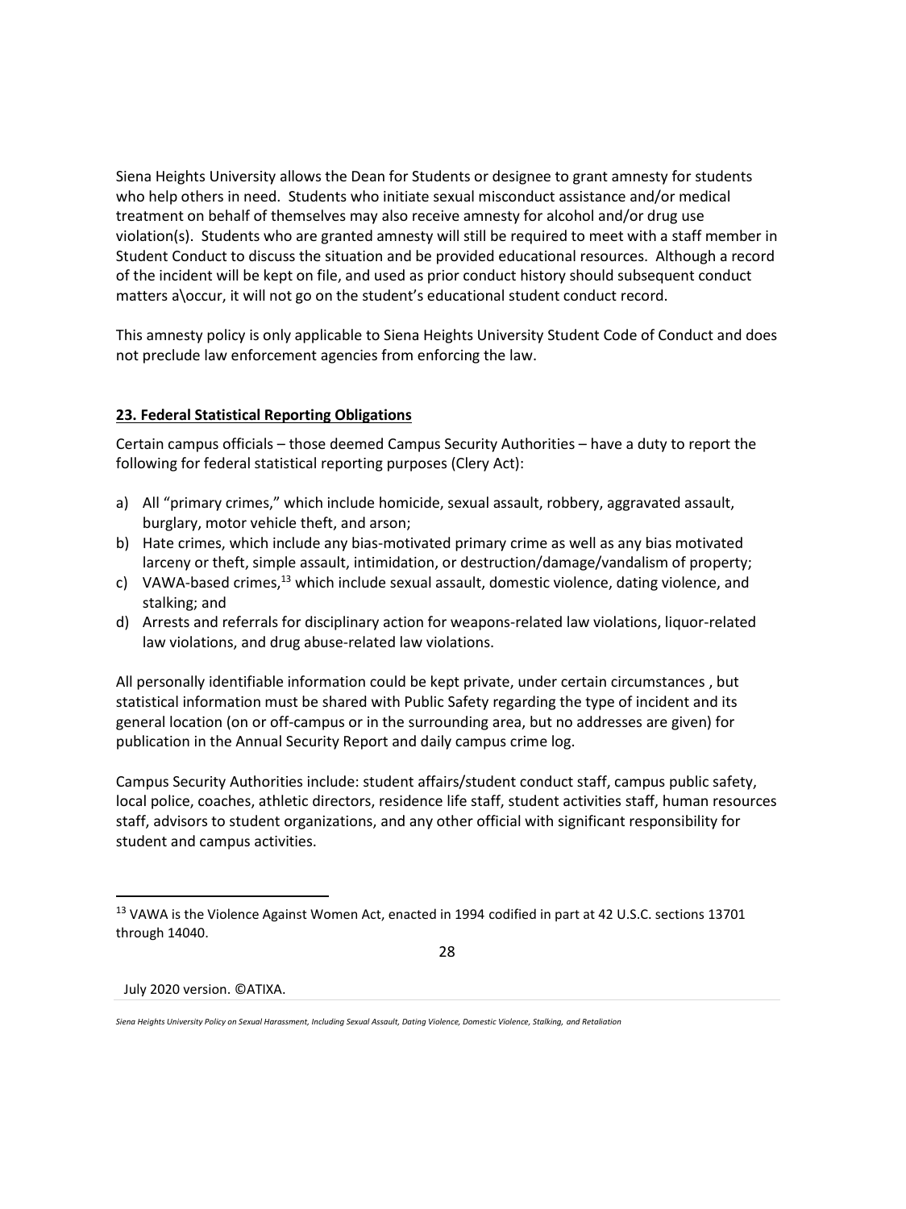Siena Heights University allows the Dean for Students or designee to grant amnesty for students who help others in need. Students who initiate sexual misconduct assistance and/or medical treatment on behalf of themselves may also receive amnesty for alcohol and/or drug use violation(s). Students who are granted amnesty will still be required to meet with a staff member in Student Conduct to discuss the situation and be provided educational resources. Although a record of the incident will be kept on file, and used as prior conduct history should subsequent conduct matters a\occur, it will not go on the student's educational student conduct record.

This amnesty policy is only applicable to Siena Heights University Student Code of Conduct and does not preclude law enforcement agencies from enforcing the law.

## 23. Federal Statistical Reporting Obligations

Certain campus officials – those deemed Campus Security Authorities – have a duty to report the following for federal statistical reporting purposes (Clery Act):

a) All "primary crimes," which include homicide, sexual assault, robbery, aggravated assault, burglary, motor vehicle theft, and arson;
b) Hate crimes, which include any bias-motivated primary crime as well as any bias motivated larceny or theft, simple assault, intimidation, or destruction/damage/vandalism of property;
c) VAWA-based crimes,[13] which include sexual assault, domestic violence, dating violence, and stalking; and
d) Arrests and referrals for disciplinary action for weapons-related law violations, liquor-related law violations, and drug abuse-related law violations.

All personally identifiable information could be kept private, under certain circumstances , but statistical information must be shared with Public Safety regarding the type of incident and its general location (on or off-campus or in the surrounding area, but no addresses are given) for publication in the Annual Security Report and daily campus crime log.

Campus Security Authorities include: student affairs/student conduct staff, campus public safety, local police, coaches, athletic directors, residence life staff, student activities staff, human resources staff, advisors to student organizations, and any other official with significant responsibility for student and campus activities.

[13] VAWA is the Violence Against Women Act, enacted in 1994 codified in part at 42 U.S.C. sections 13701 through 14040.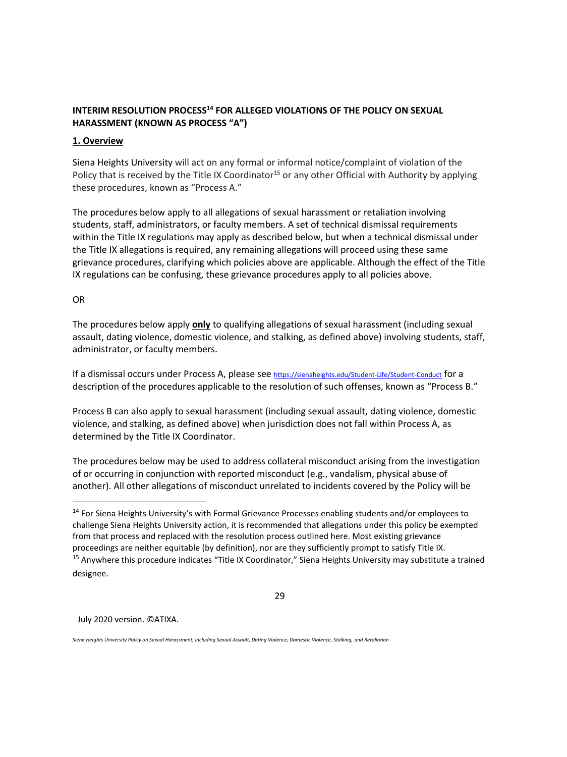**INTERIM RESOLUTION PROCESS[14] FOR ALLEGED VIOLATIONS OF THE POLICY ON SEXUAL HARASSMENT (KNOWN AS PROCESS "A")**

**1. Overview**

Siena Heights University will act on any formal or informal notice/complaint of violation of the Policy that is received by the Title IX Coordinator[15] or any other Official with Authority by applying these procedures, known as "Process A."

The procedures below apply to all allegations of sexual harassment or retaliation involving students, staff, administrators, or faculty members. A set of technical dismissal requirements within the Title IX regulations may apply as described below, but when a technical dismissal under the Title IX allegations is required, any remaining allegations will proceed using these same grievance procedures, clarifying which policies above are applicable. Although the effect of the Title IX regulations can be confusing, these grievance procedures apply to all policies above.

OR

The procedures below apply **only** to qualifying allegations of sexual harassment (including sexual assault, dating violence, domestic violence, and stalking, as defined above) involving students, staff, administrator, or faculty members.

If a dismissal occurs under Process A, please see https://sienaheights.edu/Student-Life/Student-Conduct for a description of the procedures applicable to the resolution of such offenses, known as "Process B."

Process B can also apply to sexual harassment (including sexual assault, dating violence, domestic violence, and stalking, as defined above) when jurisdiction does not fall within Process A, as determined by the Title IX Coordinator.

The procedures below may be used to address collateral misconduct arising from the investigation of or occurring in conjunction with reported misconduct (e.g., vandalism, physical abuse of another). All other allegations of misconduct unrelated to incidents covered by the Policy will be

[14] For Siena Heights University's with Formal Grievance Processes enabling students and/or employees to challenge Siena Heights University action, it is recommended that allegations under this policy be exempted from that process and replaced with the resolution process outlined here. Most existing grievance proceedings are neither equitable (by definition), nor are they sufficiently prompt to satisfy Title IX.

[15] Anywhere this procedure indicates "Title IX Coordinator," Siena Heights University may substitute a trained designee.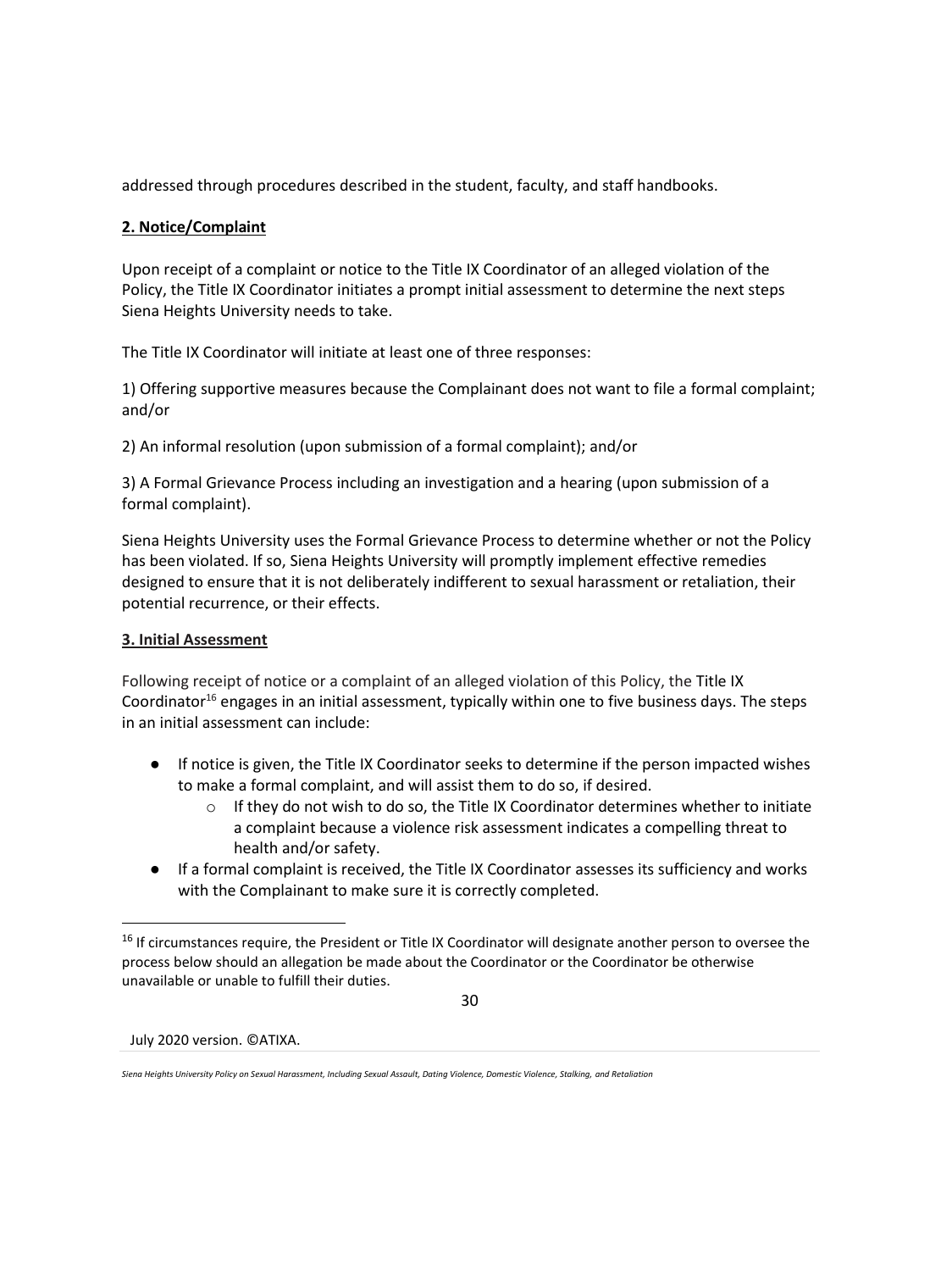addressed through procedures described in the student, faculty, and staff handbooks.

**2. Notice/Complaint**

Upon receipt of a complaint or notice to the Title IX Coordinator of an alleged violation of the Policy, the Title IX Coordinator initiates a prompt initial assessment to determine the next steps Siena Heights University needs to take.

The Title IX Coordinator will initiate at least one of three responses:

1) Offering supportive measures because the Complainant does not want to file a formal complaint; and/or

2) An informal resolution (upon submission of a formal complaint); and/or

3) A Formal Grievance Process including an investigation and a hearing (upon submission of a formal complaint).

Siena Heights University uses the Formal Grievance Process to determine whether or not the Policy has been violated. If so, Siena Heights University will promptly implement effective remedies designed to ensure that it is not deliberately indifferent to sexual harassment or retaliation, their potential recurrence, or their effects.

**3. Initial Assessment**

Following receipt of notice or a complaint of an alleged violation of this Policy, the Title IX Coordinator[16] engages in an initial assessment, typically within one to five business days. The steps in an initial assessment can include:

- If notice is given, the Title IX Coordinator seeks to determine if the person impacted wishes to make a formal complaint, and will assist them to do so, if desired.
  - If they do not wish to do so, the Title IX Coordinator determines whether to initiate a complaint because a violence risk assessment indicates a compelling threat to health and/or safety.
- If a formal complaint is received, the Title IX Coordinator assesses its sufficiency and works with the Complainant to make sure it is correctly completed.

[16] If circumstances require, the President or Title IX Coordinator will designate another person to oversee the process below should an allegation be made about the Coordinator or the Coordinator be otherwise unavailable or unable to fulfill their duties.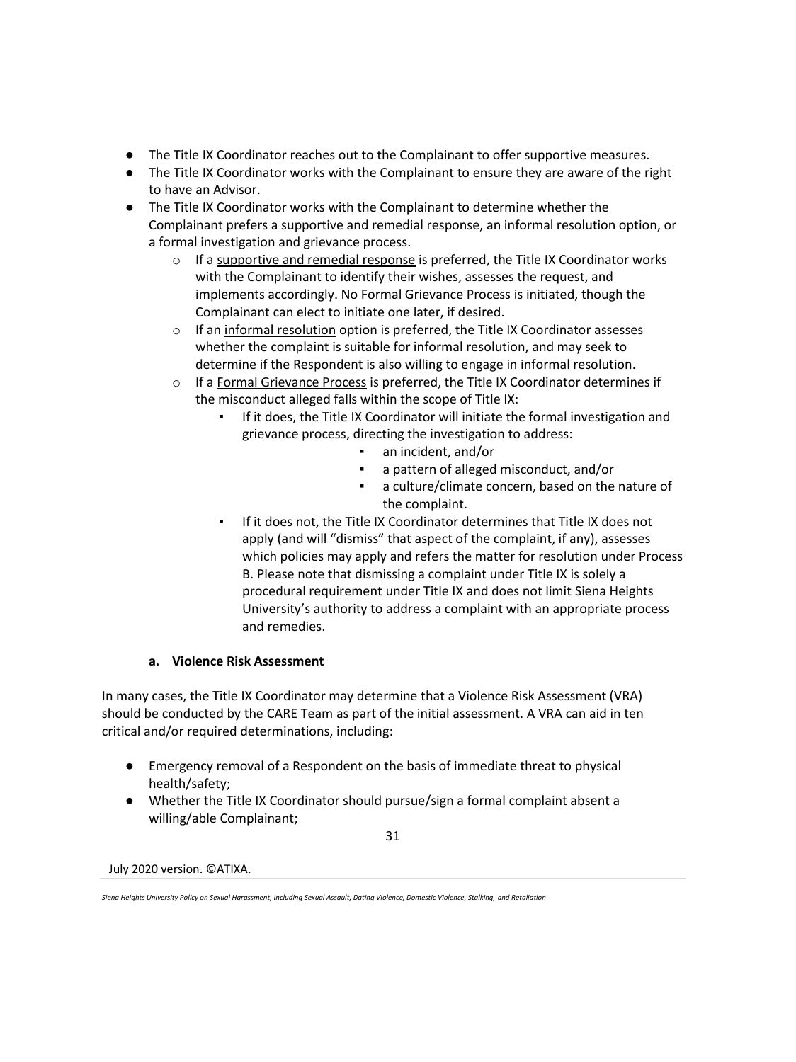- The Title IX Coordinator reaches out to the Complainant to offer supportive measures.
- The Title IX Coordinator works with the Complainant to ensure they are aware of the right to have an Advisor.
- The Title IX Coordinator works with the Complainant to determine whether the Complainant prefers a supportive and remedial response, an informal resolution option, or a formal investigation and grievance process.
    - If a <u>supportive and remedial response</u> is preferred, the Title IX Coordinator works with the Complainant to identify their wishes, assesses the request, and implements accordingly. No Formal Grievance Process is initiated, though the Complainant can elect to initiate one later, if desired.
    - If an <u>informal resolution</u> option is preferred, the Title IX Coordinator assesses whether the complaint is suitable for informal resolution, and may seek to determine if the Respondent is also willing to engage in informal resolution.
    - If a <u>Formal Grievance Process</u> is preferred, the Title IX Coordinator determines if the misconduct alleged falls within the scope of Title IX:
        - If it does, the Title IX Coordinator will initiate the formal investigation and grievance process, directing the investigation to address:
            - an incident, and/or
            - a pattern of alleged misconduct, and/or
            - a culture/climate concern, based on the nature of the complaint.
        - If it does not, the Title IX Coordinator determines that Title IX does not apply (and will "dismiss" that aspect of the complaint, if any), assesses which policies may apply and refers the matter for resolution under Process B. Please note that dismissing a complaint under Title IX is solely a procedural requirement under Title IX and does not limit Siena Heights University's authority to address a complaint with an appropriate process and remedies.

#### a. Violence Risk Assessment

In many cases, the Title IX Coordinator may determine that a Violence Risk Assessment (VRA) should be conducted by the CARE Team as part of the initial assessment. A VRA can aid in ten critical and/or required determinations, including:

- Emergency removal of a Respondent on the basis of immediate threat to physical health/safety;
- Whether the Title IX Coordinator should pursue/sign a formal complaint absent a willing/able Complainant;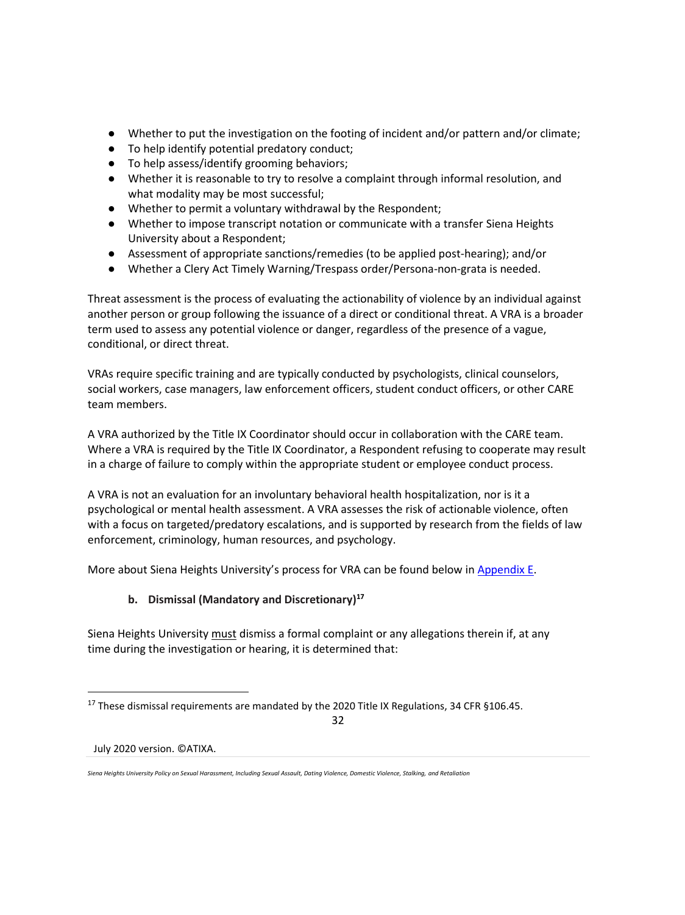- Whether to put the investigation on the footing of incident and/or pattern and/or climate;
- To help identify potential predatory conduct;
- To help assess/identify grooming behaviors;
- Whether it is reasonable to try to resolve a complaint through informal resolution, and what modality may be most successful;
- Whether to permit a voluntary withdrawal by the Respondent;
- Whether to impose transcript notation or communicate with a transfer Siena Heights University about a Respondent;
- Assessment of appropriate sanctions/remedies (to be applied post-hearing); and/or
- Whether a Clery Act Timely Warning/Trespass order/Persona-non-grata is needed.

Threat assessment is the process of evaluating the actionability of violence by an individual against another person or group following the issuance of a direct or conditional threat. A VRA is a broader term used to assess any potential violence or danger, regardless of the presence of a vague, conditional, or direct threat.

VRAs require specific training and are typically conducted by psychologists, clinical counselors, social workers, case managers, law enforcement officers, student conduct officers, or other CARE team members.

A VRA authorized by the Title IX Coordinator should occur in collaboration with the CARE team. Where a VRA is required by the Title IX Coordinator, a Respondent refusing to cooperate may result in a charge of failure to comply within the appropriate student or employee conduct process.

A VRA is not an evaluation for an involuntary behavioral health hospitalization, nor is it a psychological or mental health assessment. A VRA assesses the risk of actionable violence, often with a focus on targeted/predatory escalations, and is supported by research from the fields of law enforcement, criminology, human resources, and psychology.

More about Siena Heights University's process for VRA can be found below in Appendix E.

### b. Dismissal (Mandatory and Discretionary)[17]

Siena Heights University must dismiss a formal complaint or any allegations therein if, at any time during the investigation or hearing, it is determined that:

[17] These dismissal requirements are mandated by the 2020 Title IX Regulations, 34 CFR §106.45.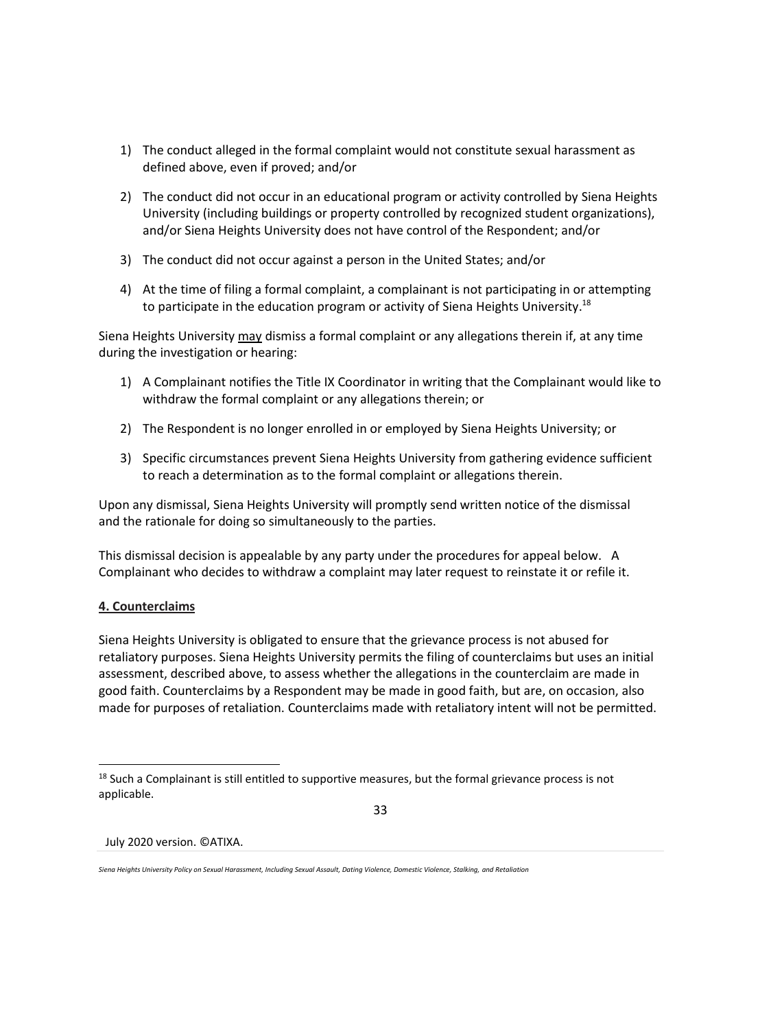1) The conduct alleged in the formal complaint would not constitute sexual harassment as defined above, even if proved; and/or

2) The conduct did not occur in an educational program or activity controlled by Siena Heights University (including buildings or property controlled by recognized student organizations), and/or Siena Heights University does not have control of the Respondent; and/or

3) The conduct did not occur against a person in the United States; and/or

4) At the time of filing a formal complaint, a complainant is not participating in or attempting to participate in the education program or activity of Siena Heights University.[18]

Siena Heights University <u>may</u> dismiss a formal complaint or any allegations therein if, at any time during the investigation or hearing:

1) A Complainant notifies the Title IX Coordinator in writing that the Complainant would like to withdraw the formal complaint or any allegations therein; or

2) The Respondent is no longer enrolled in or employed by Siena Heights University; or

3) Specific circumstances prevent Siena Heights University from gathering evidence sufficient to reach a determination as to the formal complaint or allegations therein.

Upon any dismissal, Siena Heights University will promptly send written notice of the dismissal and the rationale for doing so simultaneously to the parties.

This dismissal decision is appealable by any party under the procedures for appeal below. A Complainant who decides to withdraw a complaint may later request to reinstate it or refile it.

**<u>4. Counterclaims</u>**

Siena Heights University is obligated to ensure that the grievance process is not abused for retaliatory purposes. Siena Heights University permits the filing of counterclaims but uses an initial assessment, described above, to assess whether the allegations in the counterclaim are made in good faith. Counterclaims by a Respondent may be made in good faith, but are, on occasion, also made for purposes of retaliation. Counterclaims made with retaliatory intent will not be permitted.

[18] Such a Complainant is still entitled to supportive measures, but the formal grievance process is not applicable.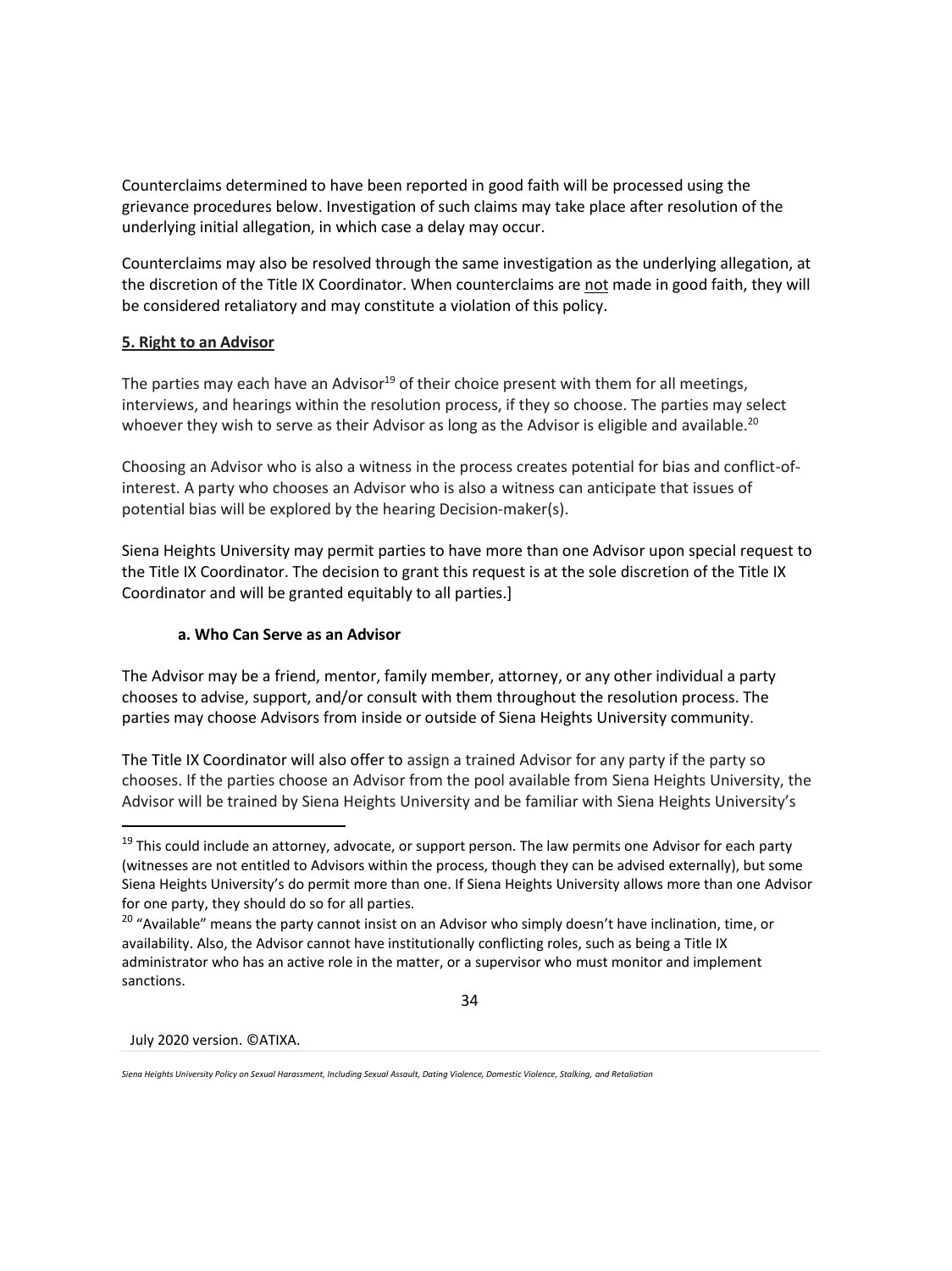Counterclaims determined to have been reported in good faith will be processed using the grievance procedures below. Investigation of such claims may take place after resolution of the underlying initial allegation, in which case a delay may occur.

Counterclaims may also be resolved through the same investigation as the underlying allegation, at the discretion of the Title IX Coordinator. When counterclaims are not made in good faith, they will be considered retaliatory and may constitute a violation of this policy.

**5. Right to an Advisor**

The parties may each have an Advisor[19] of their choice present with them for all meetings, interviews, and hearings within the resolution process, if they so choose. The parties may select whoever they wish to serve as their Advisor as long as the Advisor is eligible and available.[20]

Choosing an Advisor who is also a witness in the process creates potential for bias and conflict-of-interest. A party who chooses an Advisor who is also a witness can anticipate that issues of potential bias will be explored by the hearing Decision-maker(s).

Siena Heights University may permit parties to have more than one Advisor upon special request to the Title IX Coordinator. The decision to grant this request is at the sole discretion of the Title IX Coordinator and will be granted equitably to all parties.]

**a. Who Can Serve as an Advisor**

The Advisor may be a friend, mentor, family member, attorney, or any other individual a party chooses to advise, support, and/or consult with them throughout the resolution process. The parties may choose Advisors from inside or outside of Siena Heights University community.

The Title IX Coordinator will also offer to assign a trained Advisor for any party if the party so chooses. If the parties choose an Advisor from the pool available from Siena Heights University, the Advisor will be trained by Siena Heights University and be familiar with Siena Heights University's

[19] This could include an attorney, advocate, or support person. The law permits one Advisor for each party (witnesses are not entitled to Advisors within the process, though they can be advised externally), but some Siena Heights University's do permit more than one. If Siena Heights University allows more than one Advisor for one party, they should do so for all parties.

[20] "Available" means the party cannot insist on an Advisor who simply doesn't have inclination, time, or availability. Also, the Advisor cannot have institutionally conflicting roles, such as being a Title IX administrator who has an active role in the matter, or a supervisor who must monitor and implement sanctions.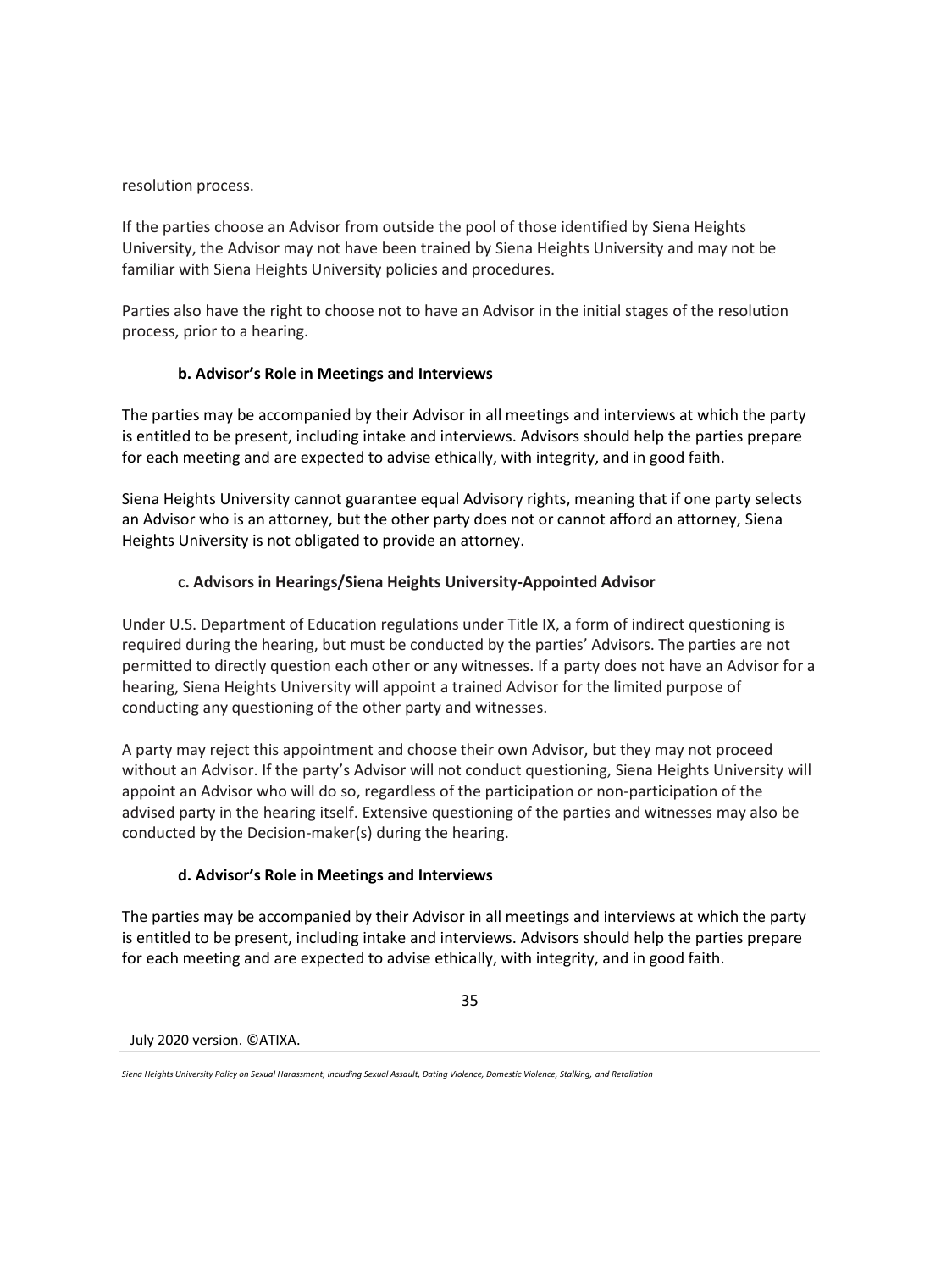resolution process.

If the parties choose an Advisor from outside the pool of those identified by Siena Heights University, the Advisor may not have been trained by Siena Heights University and may not be familiar with Siena Heights University policies and procedures.

Parties also have the right to choose not to have an Advisor in the initial stages of the resolution process, prior to a hearing.

#### b. Advisor's Role in Meetings and Interviews

The parties may be accompanied by their Advisor in all meetings and interviews at which the party is entitled to be present, including intake and interviews. Advisors should help the parties prepare for each meeting and are expected to advise ethically, with integrity, and in good faith.

Siena Heights University cannot guarantee equal Advisory rights, meaning that if one party selects an Advisor who is an attorney, but the other party does not or cannot afford an attorney, Siena Heights University is not obligated to provide an attorney.

#### c. Advisors in Hearings/Siena Heights University-Appointed Advisor

Under U.S. Department of Education regulations under Title IX, a form of indirect questioning is required during the hearing, but must be conducted by the parties' Advisors. The parties are not permitted to directly question each other or any witnesses. If a party does not have an Advisor for a hearing, Siena Heights University will appoint a trained Advisor for the limited purpose of conducting any questioning of the other party and witnesses.

A party may reject this appointment and choose their own Advisor, but they may not proceed without an Advisor. If the party's Advisor will not conduct questioning, Siena Heights University will appoint an Advisor who will do so, regardless of the participation or non-participation of the advised party in the hearing itself. Extensive questioning of the parties and witnesses may also be conducted by the Decision-maker(s) during the hearing.

#### d. Advisor's Role in Meetings and Interviews

The parties may be accompanied by their Advisor in all meetings and interviews at which the party is entitled to be present, including intake and interviews. Advisors should help the parties prepare for each meeting and are expected to advise ethically, with integrity, and in good faith.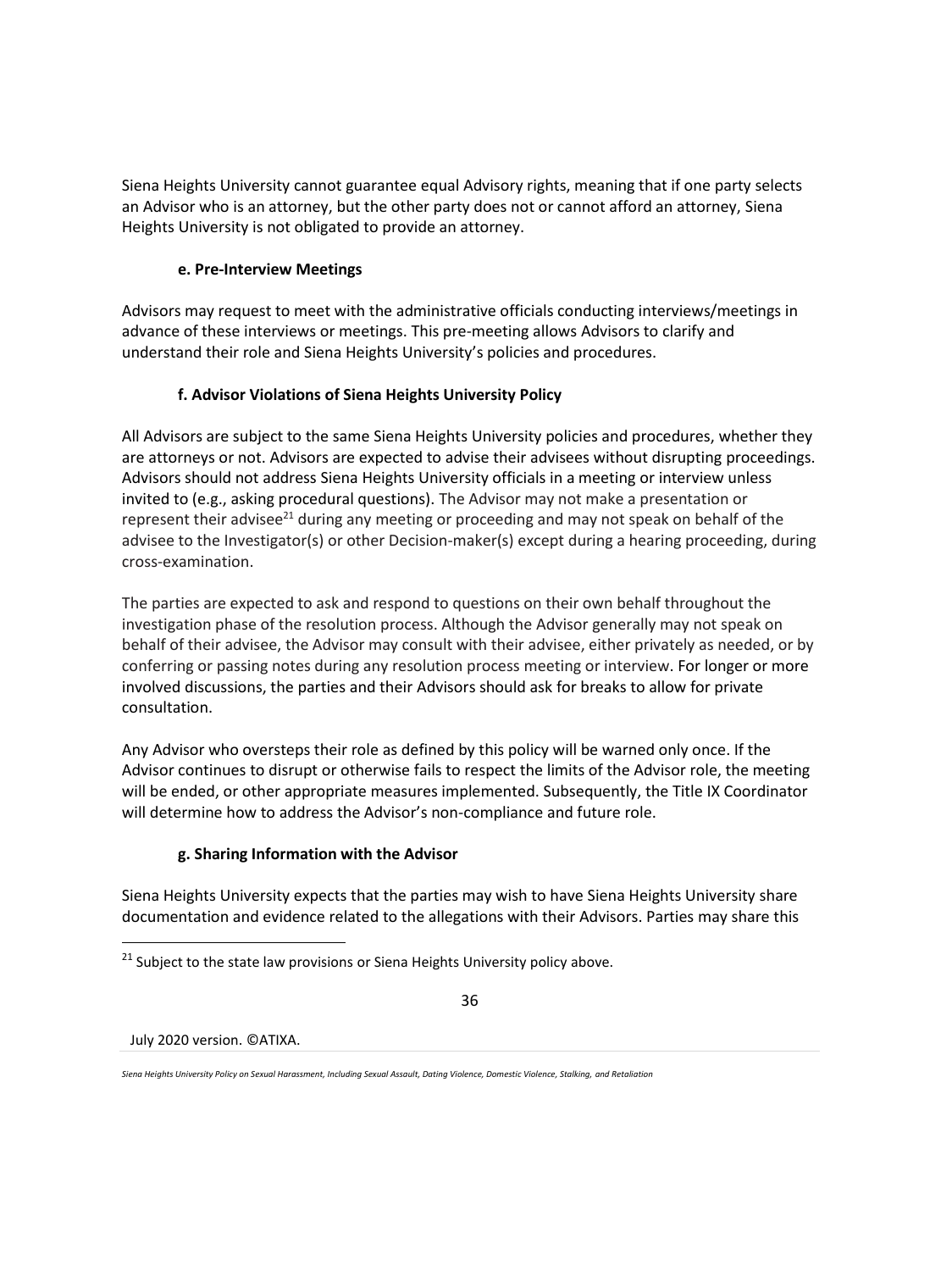Siena Heights University cannot guarantee equal Advisory rights, meaning that if one party selects an Advisor who is an attorney, but the other party does not or cannot afford an attorney, Siena Heights University is not obligated to provide an attorney.

#### e. Pre-Interview Meetings

Advisors may request to meet with the administrative officials conducting interviews/meetings in advance of these interviews or meetings. This pre-meeting allows Advisors to clarify and understand their role and Siena Heights University's policies and procedures.

#### f. Advisor Violations of Siena Heights University Policy

All Advisors are subject to the same Siena Heights University policies and procedures, whether they are attorneys or not. Advisors are expected to advise their advisees without disrupting proceedings. Advisors should not address Siena Heights University officials in a meeting or interview unless invited to (e.g., asking procedural questions). The Advisor may not make a presentation or represent their advisee[21] during any meeting or proceeding and may not speak on behalf of the advisee to the Investigator(s) or other Decision-maker(s) except during a hearing proceeding, during cross-examination.

The parties are expected to ask and respond to questions on their own behalf throughout the investigation phase of the resolution process. Although the Advisor generally may not speak on behalf of their advisee, the Advisor may consult with their advisee, either privately as needed, or by conferring or passing notes during any resolution process meeting or interview. For longer or more involved discussions, the parties and their Advisors should ask for breaks to allow for private consultation.

Any Advisor who oversteps their role as defined by this policy will be warned only once. If the Advisor continues to disrupt or otherwise fails to respect the limits of the Advisor role, the meeting will be ended, or other appropriate measures implemented. Subsequently, the Title IX Coordinator will determine how to address the Advisor's non-compliance and future role.

#### g. Sharing Information with the Advisor

Siena Heights University expects that the parties may wish to have Siena Heights University share documentation and evidence related to the allegations with their Advisors. Parties may share this

[21] Subject to the state law provisions or Siena Heights University policy above.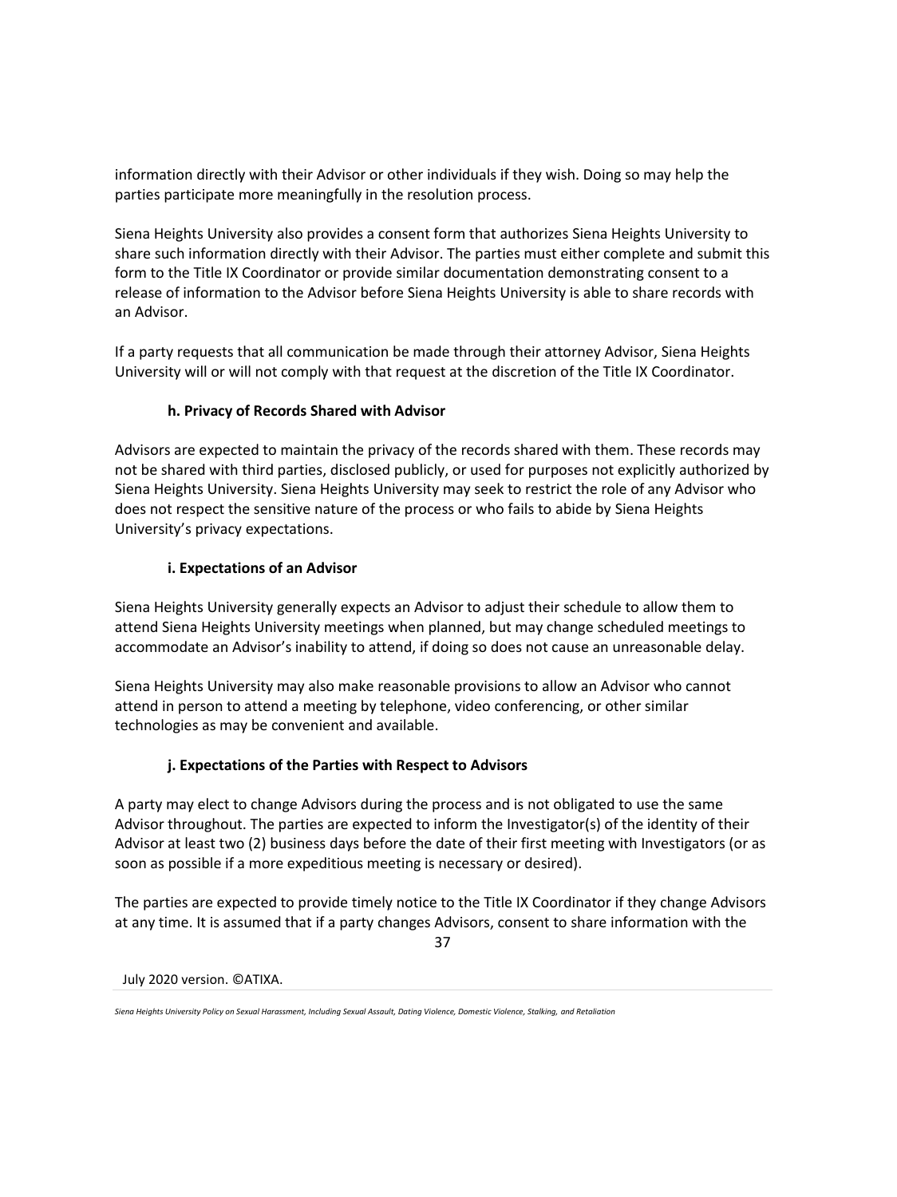information directly with their Advisor or other individuals if they wish. Doing so may help the parties participate more meaningfully in the resolution process.

Siena Heights University also provides a consent form that authorizes Siena Heights University to share such information directly with their Advisor. The parties must either complete and submit this form to the Title IX Coordinator or provide similar documentation demonstrating consent to a release of information to the Advisor before Siena Heights University is able to share records with an Advisor.

If a party requests that all communication be made through their attorney Advisor, Siena Heights University will or will not comply with that request at the discretion of the Title IX Coordinator.

#### h. Privacy of Records Shared with Advisor

Advisors are expected to maintain the privacy of the records shared with them. These records may not be shared with third parties, disclosed publicly, or used for purposes not explicitly authorized by Siena Heights University. Siena Heights University may seek to restrict the role of any Advisor who does not respect the sensitive nature of the process or who fails to abide by Siena Heights University's privacy expectations.

#### i. Expectations of an Advisor

Siena Heights University generally expects an Advisor to adjust their schedule to allow them to attend Siena Heights University meetings when planned, but may change scheduled meetings to accommodate an Advisor's inability to attend, if doing so does not cause an unreasonable delay.

Siena Heights University may also make reasonable provisions to allow an Advisor who cannot attend in person to attend a meeting by telephone, video conferencing, or other similar technologies as may be convenient and available.

#### j. Expectations of the Parties with Respect to Advisors

A party may elect to change Advisors during the process and is not obligated to use the same Advisor throughout. The parties are expected to inform the Investigator(s) of the identity of their Advisor at least two (2) business days before the date of their first meeting with Investigators (or as soon as possible if a more expeditious meeting is necessary or desired).

The parties are expected to provide timely notice to the Title IX Coordinator if they change Advisors at any time. It is assumed that if a party changes Advisors, consent to share information with the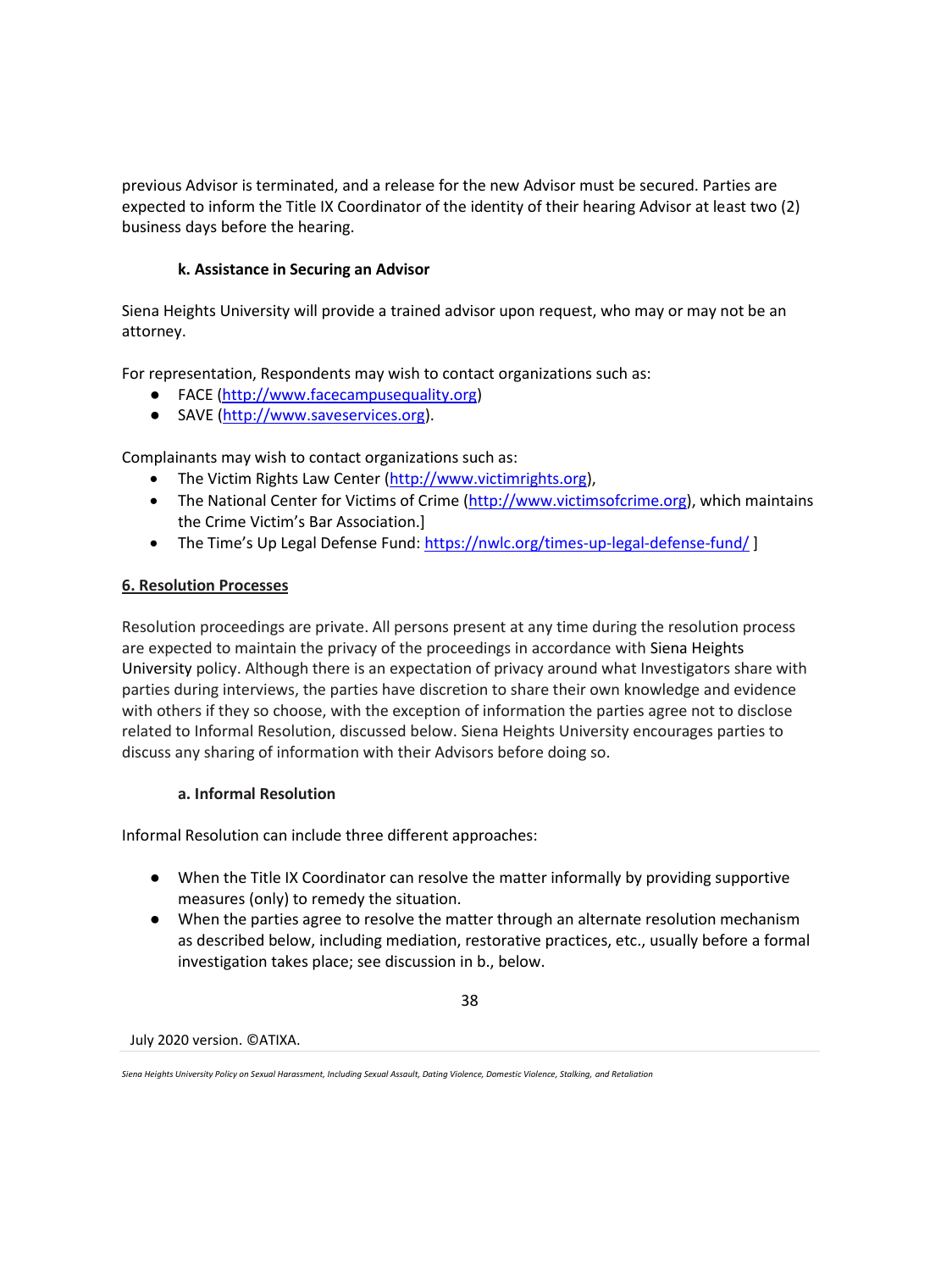previous Advisor is terminated, and a release for the new Advisor must be secured. Parties are expected to inform the Title IX Coordinator of the identity of their hearing Advisor at least two (2) business days before the hearing.

#### k. Assistance in Securing an Advisor

Siena Heights University will provide a trained advisor upon request, who may or may not be an attorney.

For representation, Respondents may wish to contact organizations such as:

- FACE (http://www.facecampusequality.org)
- SAVE (http://www.saveservices.org).

Complainants may wish to contact organizations such as:

- The Victim Rights Law Center (http://www.victimrights.org),
- The National Center for Victims of Crime (http://www.victimsofcrime.org), which maintains the Crime Victim's Bar Association.]
- The Time's Up Legal Defense Fund: https://nwlc.org/times-up-legal-defense-fund/ ]

## 6. Resolution Processes

Resolution proceedings are private. All persons present at any time during the resolution process are expected to maintain the privacy of the proceedings in accordance with Siena Heights University policy. Although there is an expectation of privacy around what Investigators share with parties during interviews, the parties have discretion to share their own knowledge and evidence with others if they so choose, with the exception of information the parties agree not to disclose related to Informal Resolution, discussed below. Siena Heights University encourages parties to discuss any sharing of information with their Advisors before doing so.

#### a. Informal Resolution

Informal Resolution can include three different approaches:

- When the Title IX Coordinator can resolve the matter informally by providing supportive measures (only) to remedy the situation.
- When the parties agree to resolve the matter through an alternate resolution mechanism as described below, including mediation, restorative practices, etc., usually before a formal investigation takes place; see discussion in b., below.

July 2020 version. ©ATIXA.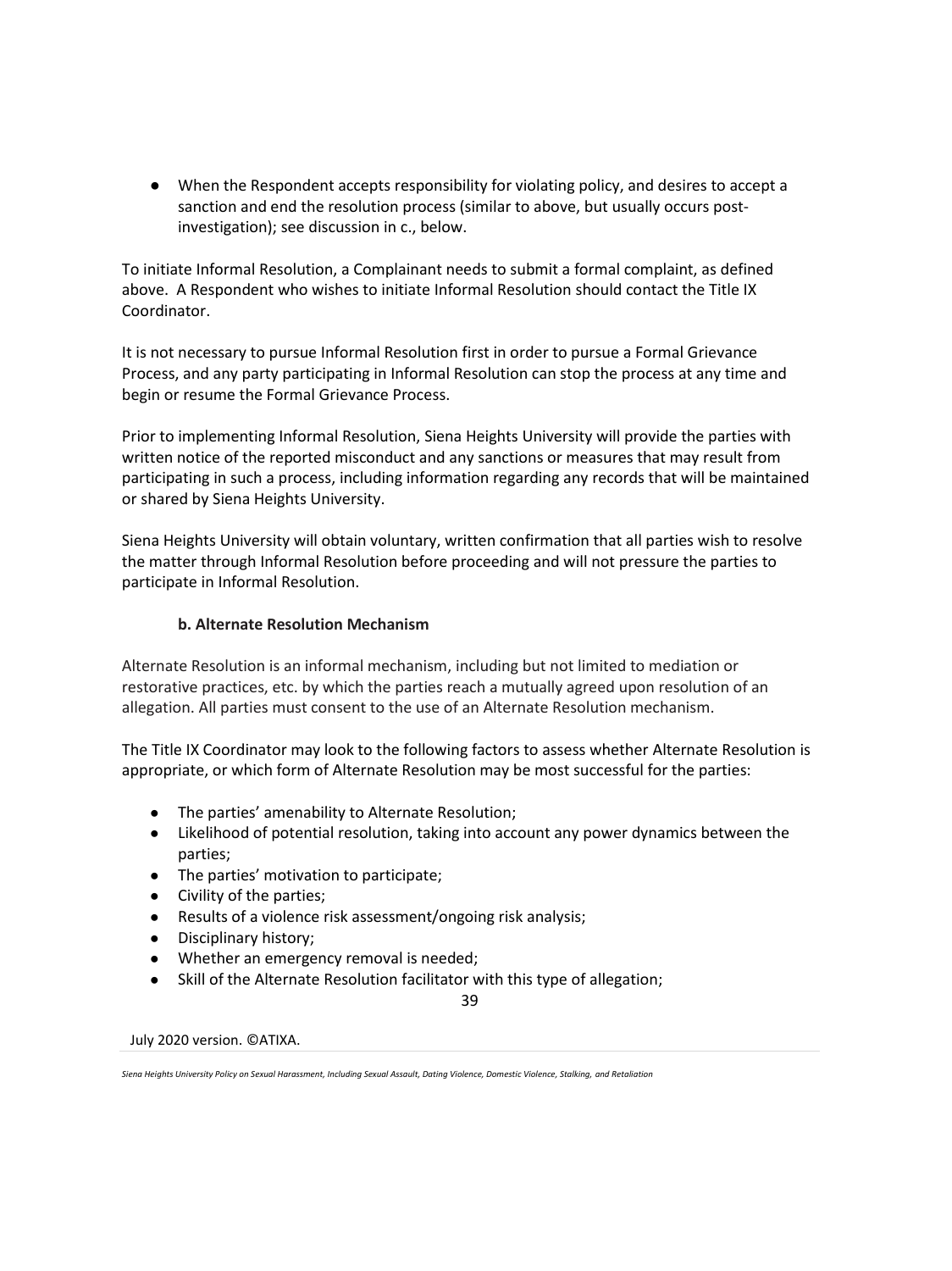- When the Respondent accepts responsibility for violating policy, and desires to accept a sanction and end the resolution process (similar to above, but usually occurs post-investigation); see discussion in c., below.

To initiate Informal Resolution, a Complainant needs to submit a formal complaint, as defined above. A Respondent who wishes to initiate Informal Resolution should contact the Title IX Coordinator.

It is not necessary to pursue Informal Resolution first in order to pursue a Formal Grievance Process, and any party participating in Informal Resolution can stop the process at any time and begin or resume the Formal Grievance Process.

Prior to implementing Informal Resolution, Siena Heights University will provide the parties with written notice of the reported misconduct and any sanctions or measures that may result from participating in such a process, including information regarding any records that will be maintained or shared by Siena Heights University.

Siena Heights University will obtain voluntary, written confirmation that all parties wish to resolve the matter through Informal Resolution before proceeding and will not pressure the parties to participate in Informal Resolution.

**b. Alternate Resolution Mechanism**

Alternate Resolution is an informal mechanism, including but not limited to mediation or restorative practices, etc. by which the parties reach a mutually agreed upon resolution of an allegation. All parties must consent to the use of an Alternate Resolution mechanism.

The Title IX Coordinator may look to the following factors to assess whether Alternate Resolution is appropriate, or which form of Alternate Resolution may be most successful for the parties:

- The parties' amenability to Alternate Resolution;
- Likelihood of potential resolution, taking into account any power dynamics between the parties;
- The parties' motivation to participate;
- Civility of the parties;
- Results of a violence risk assessment/ongoing risk analysis;
- Disciplinary history;
- Whether an emergency removal is needed;
- Skill of the Alternate Resolution facilitator with this type of allegation;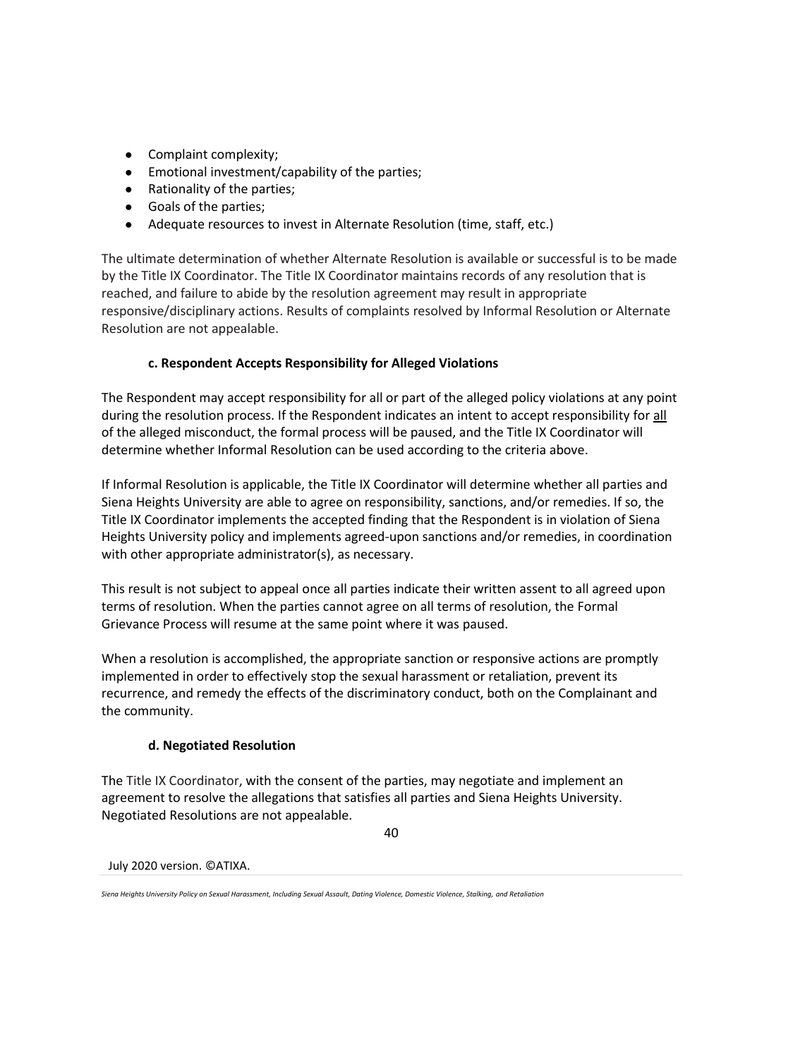- Complaint complexity;
- Emotional investment/capability of the parties;
- Rationality of the parties;
- Goals of the parties;
- Adequate resources to invest in Alternate Resolution (time, staff, etc.)

The ultimate determination of whether Alternate Resolution is available or successful is to be made by the Title IX Coordinator. The Title IX Coordinator maintains records of any resolution that is reached, and failure to abide by the resolution agreement may result in appropriate responsive/disciplinary actions. Results of complaints resolved by Informal Resolution or Alternate Resolution are not appealable.

#### c. Respondent Accepts Responsibility for Alleged Violations

The Respondent may accept responsibility for all or part of the alleged policy violations at any point during the resolution process. If the Respondent indicates an intent to accept responsibility for <u>all</u> of the alleged misconduct, the formal process will be paused, and the Title IX Coordinator will determine whether Informal Resolution can be used according to the criteria above.

If Informal Resolution is applicable, the Title IX Coordinator will determine whether all parties and Siena Heights University are able to agree on responsibility, sanctions, and/or remedies. If so, the Title IX Coordinator implements the accepted finding that the Respondent is in violation of Siena Heights University policy and implements agreed-upon sanctions and/or remedies, in coordination with other appropriate administrator(s), as necessary.

This result is not subject to appeal once all parties indicate their written assent to all agreed upon terms of resolution. When the parties cannot agree on all terms of resolution, the Formal Grievance Process will resume at the same point where it was paused.

When a resolution is accomplished, the appropriate sanction or responsive actions are promptly implemented in order to effectively stop the sexual harassment or retaliation, prevent its recurrence, and remedy the effects of the discriminatory conduct, both on the Complainant and the community.

#### d. Negotiated Resolution

The Title IX Coordinator, with the consent of the parties, may negotiate and implement an agreement to resolve the allegations that satisfies all parties and Siena Heights University. Negotiated Resolutions are not appealable.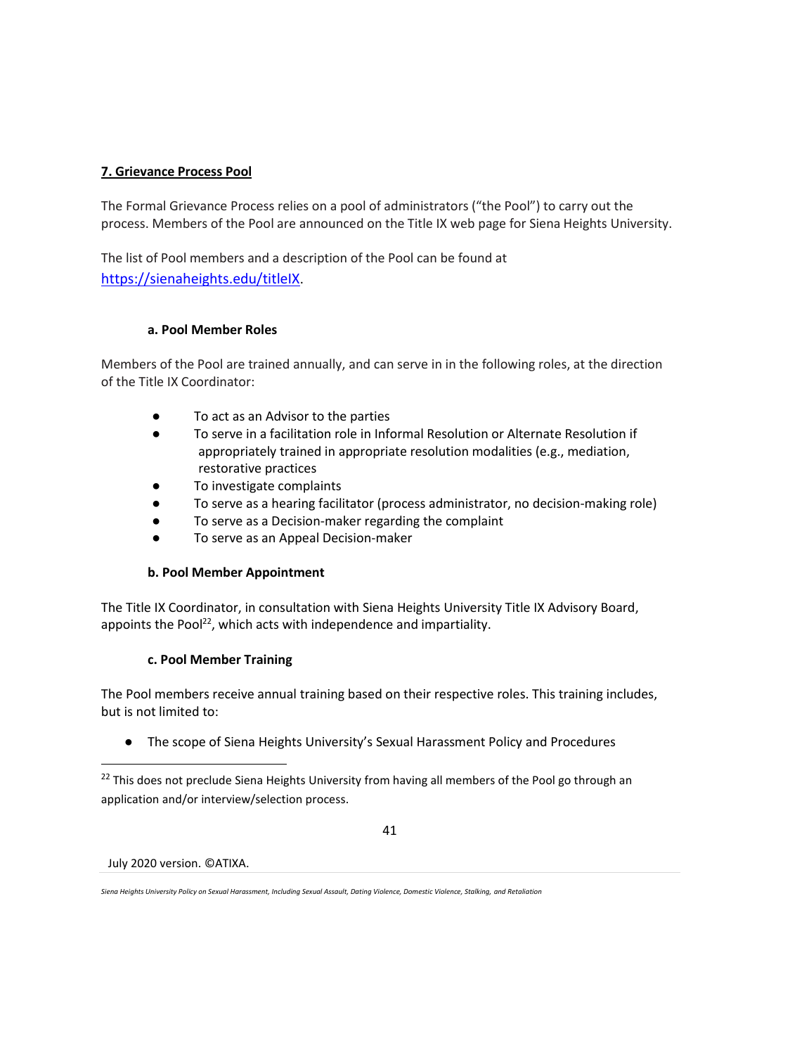### 7. Grievance Process Pool

The Formal Grievance Process relies on a pool of administrators ("the Pool") to carry out the process. Members of the Pool are announced on the Title IX web page for Siena Heights University.

The list of Pool members and a description of the Pool can be found at https://sienaheights.edu/titleIX.

#### a. Pool Member Roles

Members of the Pool are trained annually, and can serve in in the following roles, at the direction of the Title IX Coordinator:

- To act as an Advisor to the parties
- To serve in a facilitation role in Informal Resolution or Alternate Resolution if appropriately trained in appropriate resolution modalities (e.g., mediation, restorative practices
- To investigate complaints
- To serve as a hearing facilitator (process administrator, no decision-making role)
- To serve as a Decision-maker regarding the complaint
- To serve as an Appeal Decision-maker

#### b. Pool Member Appointment

The Title IX Coordinator, in consultation with Siena Heights University Title IX Advisory Board, appoints the Pool[22], which acts with independence and impartiality.

#### c. Pool Member Training

The Pool members receive annual training based on their respective roles. This training includes, but is not limited to:

- The scope of Siena Heights University's Sexual Harassment Policy and Procedures

[22] This does not preclude Siena Heights University from having all members of the Pool go through an application and/or interview/selection process.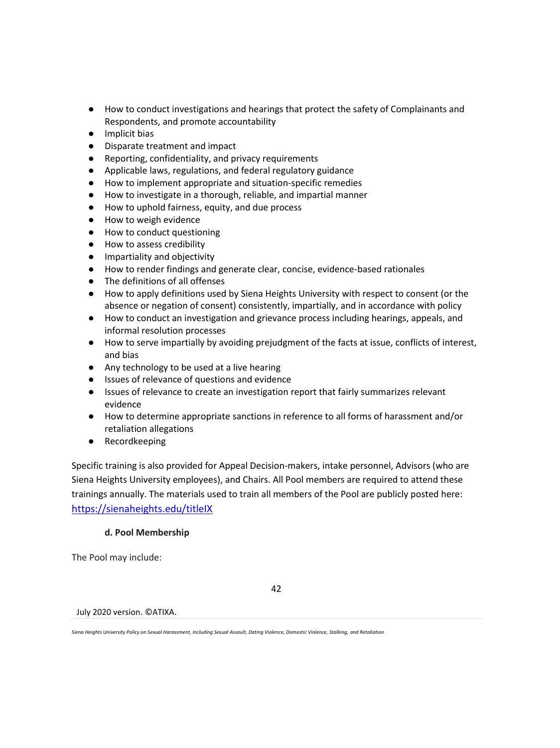- How to conduct investigations and hearings that protect the safety of Complainants and Respondents, and promote accountability
- Implicit bias
- Disparate treatment and impact
- Reporting, confidentiality, and privacy requirements
- Applicable laws, regulations, and federal regulatory guidance
- How to implement appropriate and situation-specific remedies
- How to investigate in a thorough, reliable, and impartial manner
- How to uphold fairness, equity, and due process
- How to weigh evidence
- How to conduct questioning
- How to assess credibility
- Impartiality and objectivity
- How to render findings and generate clear, concise, evidence-based rationales
- The definitions of all offenses
- How to apply definitions used by Siena Heights University with respect to consent (or the absence or negation of consent) consistently, impartially, and in accordance with policy
- How to conduct an investigation and grievance process including hearings, appeals, and informal resolution processes
- How to serve impartially by avoiding prejudgment of the facts at issue, conflicts of interest, and bias
- Any technology to be used at a live hearing
- Issues of relevance of questions and evidence
- Issues of relevance to create an investigation report that fairly summarizes relevant evidence
- How to determine appropriate sanctions in reference to all forms of harassment and/or retaliation allegations
- Recordkeeping

Specific training is also provided for Appeal Decision-makers, intake personnel, Advisors (who are Siena Heights University employees), and Chairs. All Pool members are required to attend these trainings annually. The materials used to train all members of the Pool are publicly posted here: https://sienaheights.edu/titleIX

**d. Pool Membership**

The Pool may include: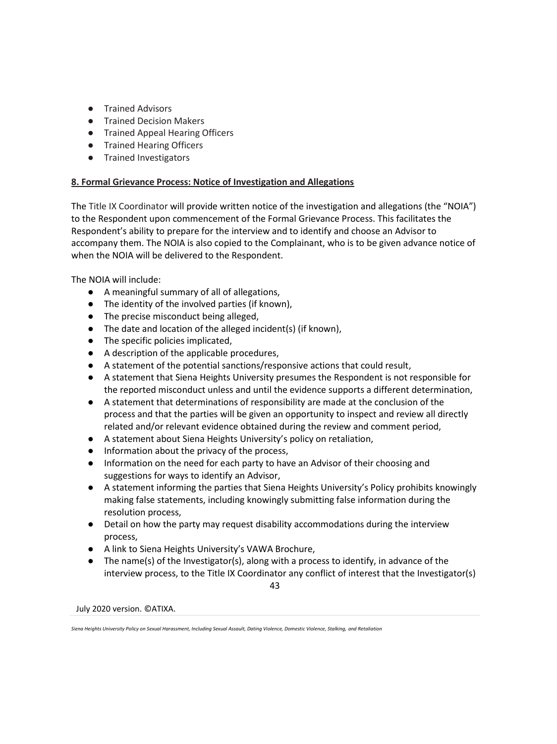- Trained Advisors
- Trained Decision Makers
- Trained Appeal Hearing Officers
- Trained Hearing Officers
- Trained Investigators

**8. Formal Grievance Process: Notice of Investigation and Allegations**

The Title IX Coordinator will provide written notice of the investigation and allegations (the "NOIA") to the Respondent upon commencement of the Formal Grievance Process. This facilitates the Respondent's ability to prepare for the interview and to identify and choose an Advisor to accompany them. The NOIA is also copied to the Complainant, who is to be given advance notice of when the NOIA will be delivered to the Respondent.

The NOIA will include:

- A meaningful summary of all of allegations,
- The identity of the involved parties (if known),
- The precise misconduct being alleged,
- The date and location of the alleged incident(s) (if known),
- The specific policies implicated,
- A description of the applicable procedures,
- A statement of the potential sanctions/responsive actions that could result,
- A statement that Siena Heights University presumes the Respondent is not responsible for the reported misconduct unless and until the evidence supports a different determination,
- A statement that determinations of responsibility are made at the conclusion of the process and that the parties will be given an opportunity to inspect and review all directly related and/or relevant evidence obtained during the review and comment period,
- A statement about Siena Heights University's policy on retaliation,
- Information about the privacy of the process,
- Information on the need for each party to have an Advisor of their choosing and suggestions for ways to identify an Advisor,
- A statement informing the parties that Siena Heights University's Policy prohibits knowingly making false statements, including knowingly submitting false information during the resolution process,
- Detail on how the party may request disability accommodations during the interview process,
- A link to Siena Heights University's VAWA Brochure,
- The name(s) of the Investigator(s), along with a process to identify, in advance of the interview process, to the Title IX Coordinator any conflict of interest that the Investigator(s)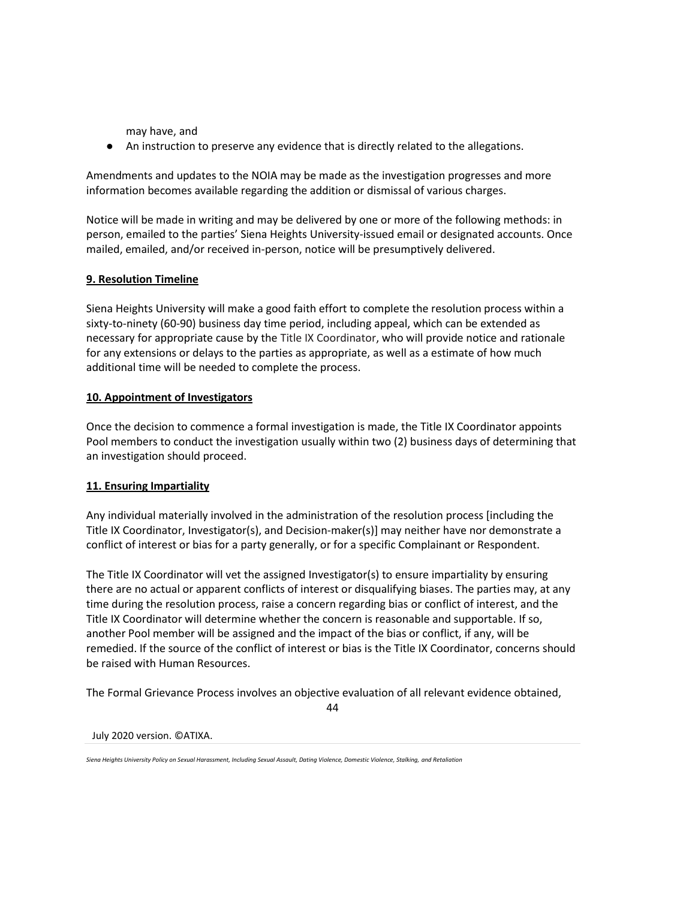may have, and

- An instruction to preserve any evidence that is directly related to the allegations.

Amendments and updates to the NOIA may be made as the investigation progresses and more information becomes available regarding the addition or dismissal of various charges.

Notice will be made in writing and may be delivered by one or more of the following methods: in person, emailed to the parties' Siena Heights University-issued email or designated accounts. Once mailed, emailed, and/or received in-person, notice will be presumptively delivered.

**9. Resolution Timeline**

Siena Heights University will make a good faith effort to complete the resolution process within a sixty-to-ninety (60-90) business day time period, including appeal, which can be extended as necessary for appropriate cause by the Title IX Coordinator, who will provide notice and rationale for any extensions or delays to the parties as appropriate, as well as a estimate of how much additional time will be needed to complete the process.

**10. Appointment of Investigators**

Once the decision to commence a formal investigation is made, the Title IX Coordinator appoints Pool members to conduct the investigation usually within two (2) business days of determining that an investigation should proceed.

**11. Ensuring Impartiality**

Any individual materially involved in the administration of the resolution process [including the Title IX Coordinator, Investigator(s), and Decision-maker(s)] may neither have nor demonstrate a conflict of interest or bias for a party generally, or for a specific Complainant or Respondent.

The Title IX Coordinator will vet the assigned Investigator(s) to ensure impartiality by ensuring there are no actual or apparent conflicts of interest or disqualifying biases. The parties may, at any time during the resolution process, raise a concern regarding bias or conflict of interest, and the Title IX Coordinator will determine whether the concern is reasonable and supportable. If so, another Pool member will be assigned and the impact of the bias or conflict, if any, will be remedied. If the source of the conflict of interest or bias is the Title IX Coordinator, concerns should be raised with Human Resources.

The Formal Grievance Process involves an objective evaluation of all relevant evidence obtained,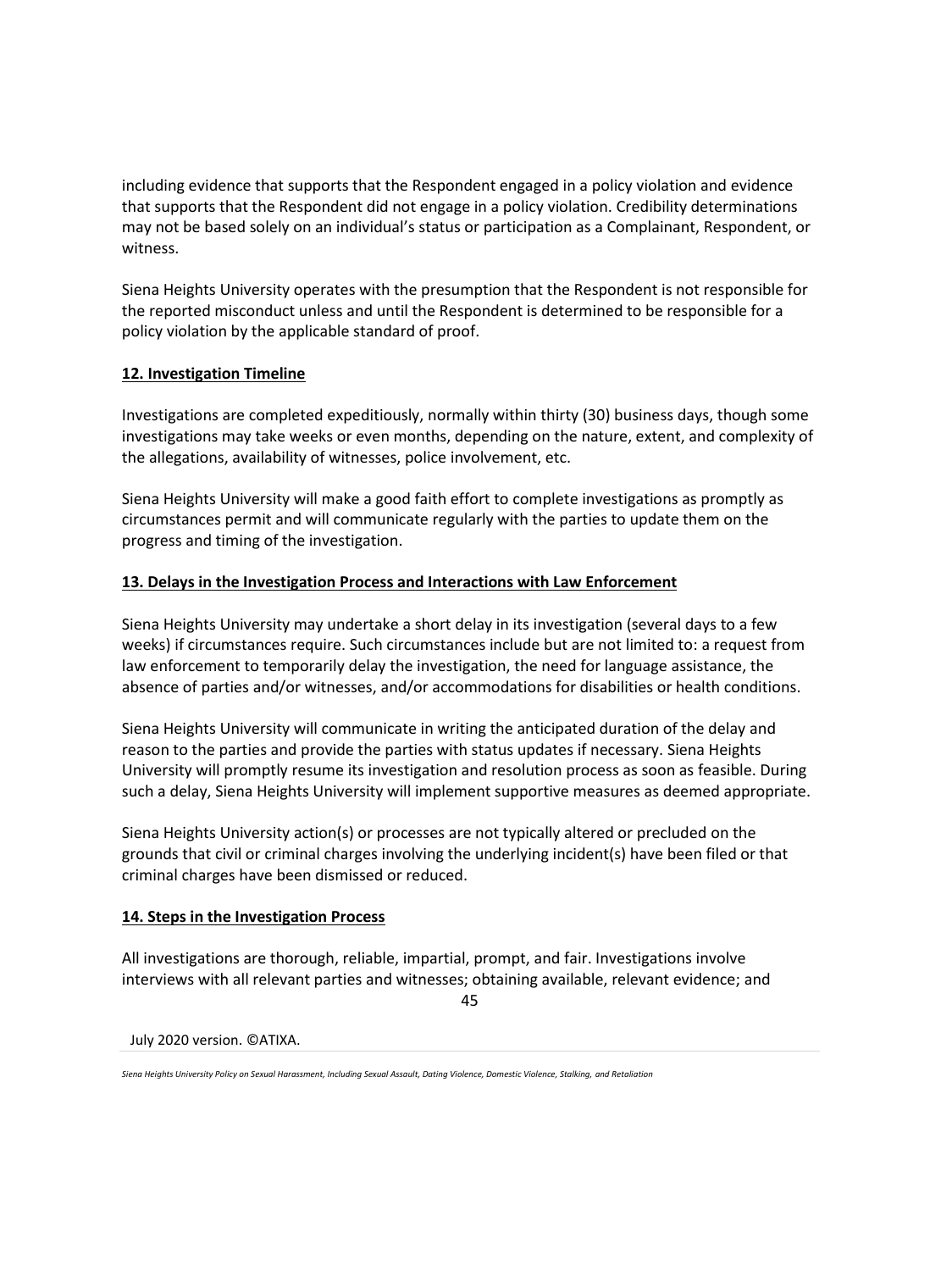including evidence that supports that the Respondent engaged in a policy violation and evidence that supports that the Respondent did not engage in a policy violation. Credibility determinations may not be based solely on an individual's status or participation as a Complainant, Respondent, or witness.

Siena Heights University operates with the presumption that the Respondent is not responsible for the reported misconduct unless and until the Respondent is determined to be responsible for a policy violation by the applicable standard of proof.

**12. Investigation Timeline**

Investigations are completed expeditiously, normally within thirty (30) business days, though some investigations may take weeks or even months, depending on the nature, extent, and complexity of the allegations, availability of witnesses, police involvement, etc.

Siena Heights University will make a good faith effort to complete investigations as promptly as circumstances permit and will communicate regularly with the parties to update them on the progress and timing of the investigation.

**13. Delays in the Investigation Process and Interactions with Law Enforcement**

Siena Heights University may undertake a short delay in its investigation (several days to a few weeks) if circumstances require. Such circumstances include but are not limited to: a request from law enforcement to temporarily delay the investigation, the need for language assistance, the absence of parties and/or witnesses, and/or accommodations for disabilities or health conditions.

Siena Heights University will communicate in writing the anticipated duration of the delay and reason to the parties and provide the parties with status updates if necessary. Siena Heights University will promptly resume its investigation and resolution process as soon as feasible. During such a delay, Siena Heights University will implement supportive measures as deemed appropriate.

Siena Heights University action(s) or processes are not typically altered or precluded on the grounds that civil or criminal charges involving the underlying incident(s) have been filed or that criminal charges have been dismissed or reduced.

**14. Steps in the Investigation Process**

All investigations are thorough, reliable, impartial, prompt, and fair. Investigations involve interviews with all relevant parties and witnesses; obtaining available, relevant evidence; and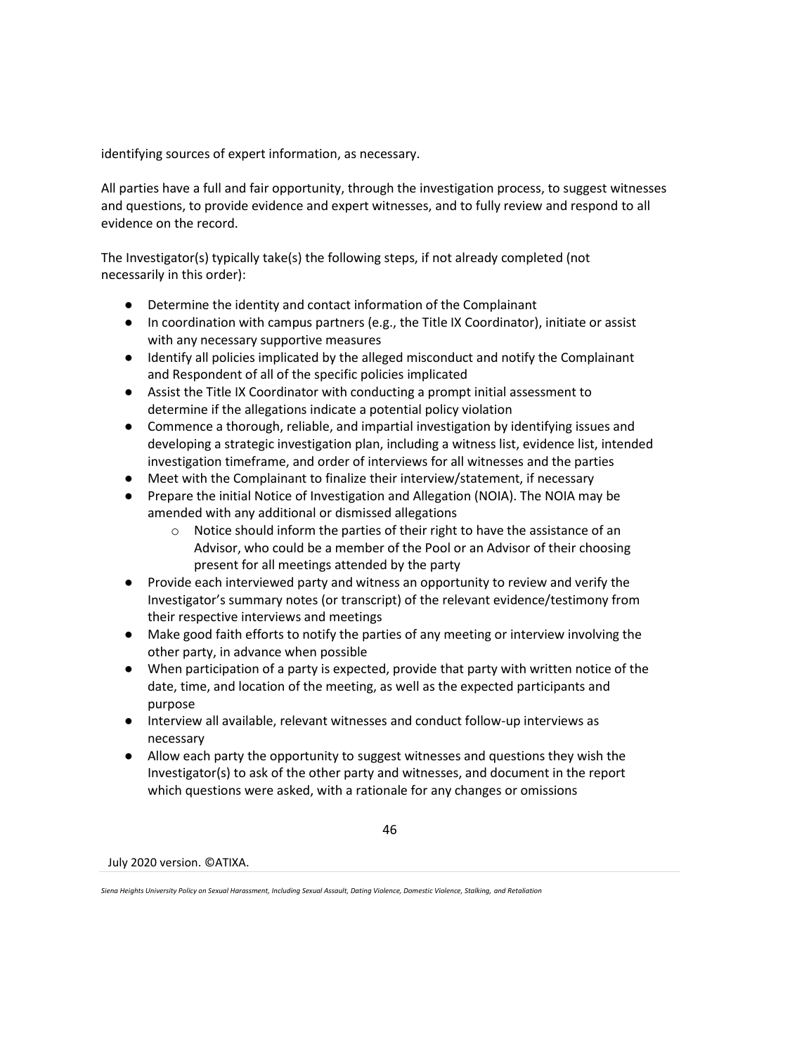identifying sources of expert information, as necessary.

All parties have a full and fair opportunity, through the investigation process, to suggest witnesses and questions, to provide evidence and expert witnesses, and to fully review and respond to all evidence on the record.

The Investigator(s) typically take(s) the following steps, if not already completed (not necessarily in this order):

- Determine the identity and contact information of the Complainant
- In coordination with campus partners (e.g., the Title IX Coordinator), initiate or assist with any necessary supportive measures
- Identify all policies implicated by the alleged misconduct and notify the Complainant and Respondent of all of the specific policies implicated
- Assist the Title IX Coordinator with conducting a prompt initial assessment to determine if the allegations indicate a potential policy violation
- Commence a thorough, reliable, and impartial investigation by identifying issues and developing a strategic investigation plan, including a witness list, evidence list, intended investigation timeframe, and order of interviews for all witnesses and the parties
- Meet with the Complainant to finalize their interview/statement, if necessary
- Prepare the initial Notice of Investigation and Allegation (NOIA). The NOIA may be amended with any additional or dismissed allegations
    - Notice should inform the parties of their right to have the assistance of an Advisor, who could be a member of the Pool or an Advisor of their choosing present for all meetings attended by the party
- Provide each interviewed party and witness an opportunity to review and verify the Investigator's summary notes (or transcript) of the relevant evidence/testimony from their respective interviews and meetings
- Make good faith efforts to notify the parties of any meeting or interview involving the other party, in advance when possible
- When participation of a party is expected, provide that party with written notice of the date, time, and location of the meeting, as well as the expected participants and purpose
- Interview all available, relevant witnesses and conduct follow-up interviews as necessary
- Allow each party the opportunity to suggest witnesses and questions they wish the Investigator(s) to ask of the other party and witnesses, and document in the report which questions were asked, with a rationale for any changes or omissions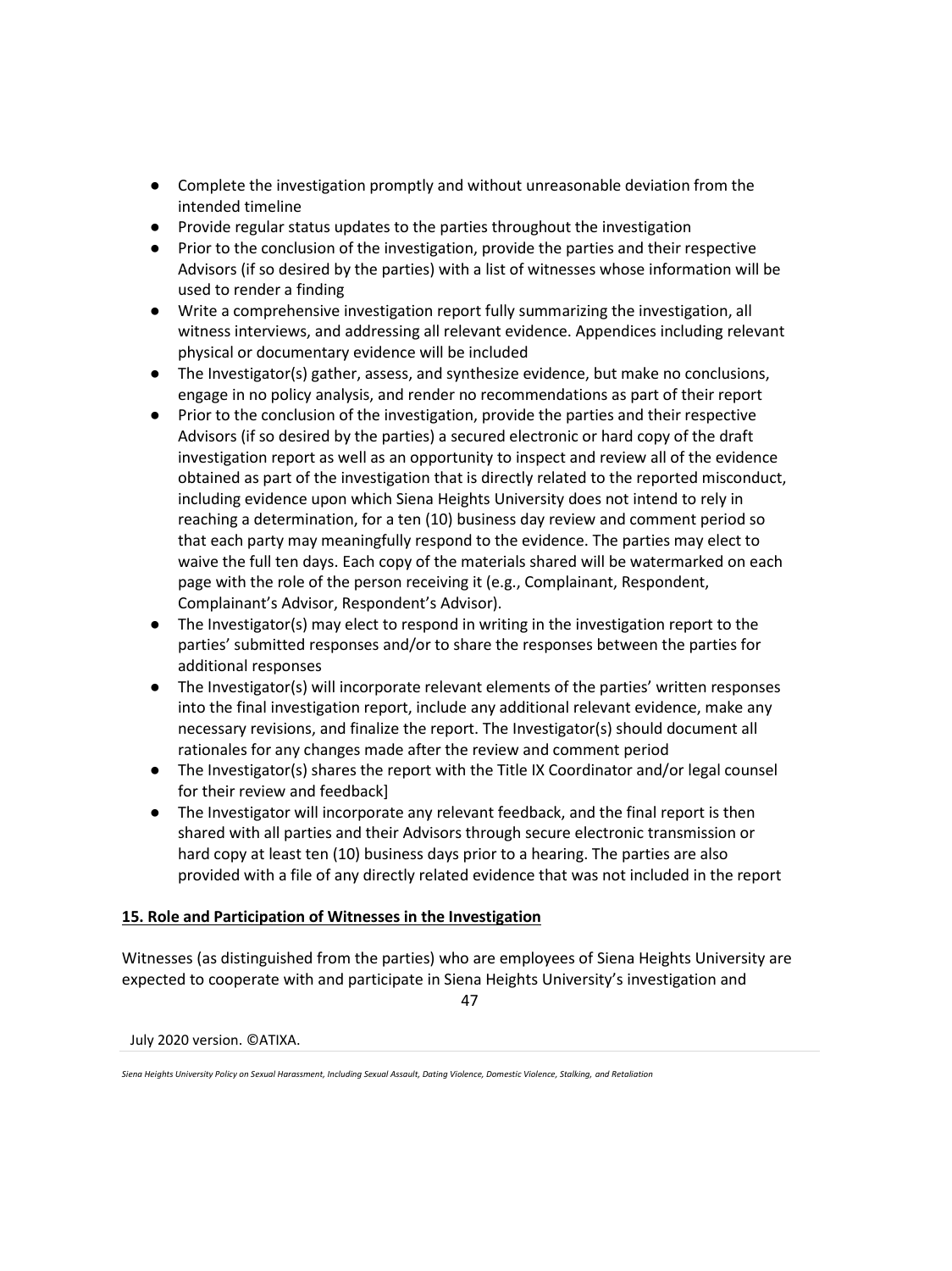- Complete the investigation promptly and without unreasonable deviation from the intended timeline
- Provide regular status updates to the parties throughout the investigation
- Prior to the conclusion of the investigation, provide the parties and their respective Advisors (if so desired by the parties) with a list of witnesses whose information will be used to render a finding
- Write a comprehensive investigation report fully summarizing the investigation, all witness interviews, and addressing all relevant evidence. Appendices including relevant physical or documentary evidence will be included
- The Investigator(s) gather, assess, and synthesize evidence, but make no conclusions, engage in no policy analysis, and render no recommendations as part of their report
- Prior to the conclusion of the investigation, provide the parties and their respective Advisors (if so desired by the parties) a secured electronic or hard copy of the draft investigation report as well as an opportunity to inspect and review all of the evidence obtained as part of the investigation that is directly related to the reported misconduct, including evidence upon which Siena Heights University does not intend to rely in reaching a determination, for a ten (10) business day review and comment period so that each party may meaningfully respond to the evidence. The parties may elect to waive the full ten days. Each copy of the materials shared will be watermarked on each page with the role of the person receiving it (e.g., Complainant, Respondent, Complainant's Advisor, Respondent's Advisor).
- The Investigator(s) may elect to respond in writing in the investigation report to the parties' submitted responses and/or to share the responses between the parties for additional responses
- The Investigator(s) will incorporate relevant elements of the parties' written responses into the final investigation report, include any additional relevant evidence, make any necessary revisions, and finalize the report. The Investigator(s) should document all rationales for any changes made after the review and comment period
- The Investigator(s) shares the report with the Title IX Coordinator and/or legal counsel for their review and feedback]
- The Investigator will incorporate any relevant feedback, and the final report is then shared with all parties and their Advisors through secure electronic transmission or hard copy at least ten (10) business days prior to a hearing. The parties are also provided with a file of any directly related evidence that was not included in the report

**15. Role and Participation of Witnesses in the Investigation**

Witnesses (as distinguished from the parties) who are employees of Siena Heights University are expected to cooperate with and participate in Siena Heights University's investigation and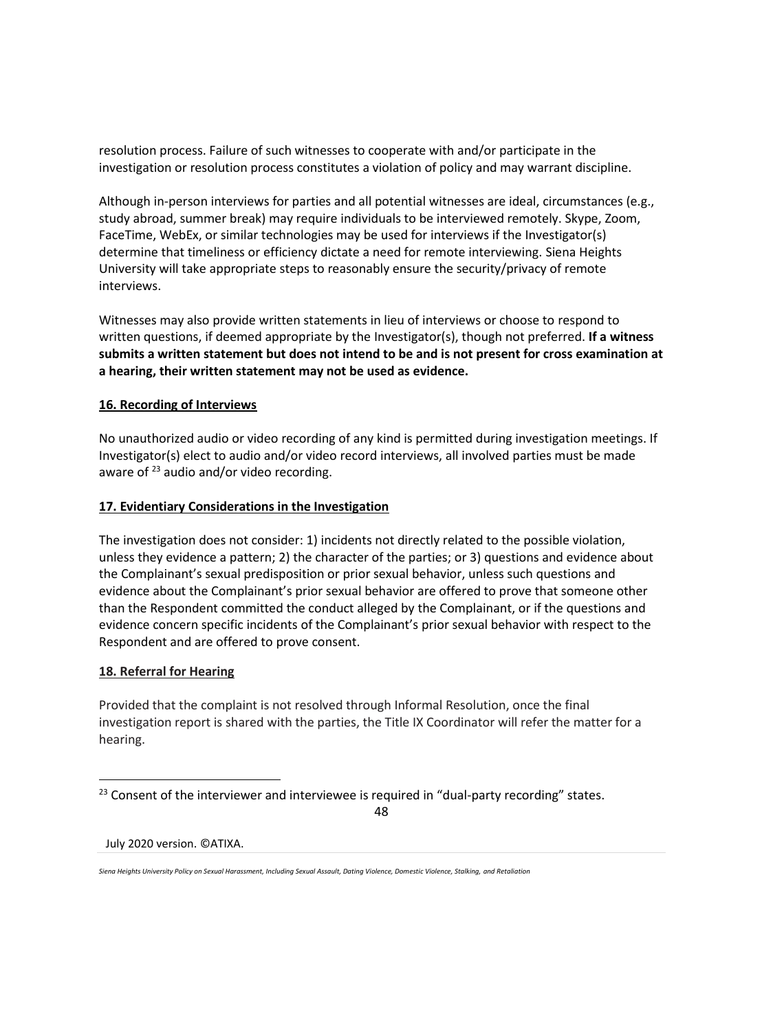resolution process. Failure of such witnesses to cooperate with and/or participate in the investigation or resolution process constitutes a violation of policy and may warrant discipline.

Although in-person interviews for parties and all potential witnesses are ideal, circumstances (e.g., study abroad, summer break) may require individuals to be interviewed remotely. Skype, Zoom, FaceTime, WebEx, or similar technologies may be used for interviews if the Investigator(s) determine that timeliness or efficiency dictate a need for remote interviewing. Siena Heights University will take appropriate steps to reasonably ensure the security/privacy of remote interviews.

Witnesses may also provide written statements in lieu of interviews or choose to respond to written questions, if deemed appropriate by the Investigator(s), though not preferred. **If a witness submits a written statement but does not intend to be and is not present for cross examination at a hearing, their written statement may not be used as evidence.**

## 16. Recording of Interviews

No unauthorized audio or video recording of any kind is permitted during investigation meetings. If Investigator(s) elect to audio and/or video record interviews, all involved parties must be made aware of [23] audio and/or video recording.

## 17. Evidentiary Considerations in the Investigation

The investigation does not consider: 1) incidents not directly related to the possible violation, unless they evidence a pattern; 2) the character of the parties; or 3) questions and evidence about the Complainant's sexual predisposition or prior sexual behavior, unless such questions and evidence about the Complainant's prior sexual behavior are offered to prove that someone other than the Respondent committed the conduct alleged by the Complainant, or if the questions and evidence concern specific incidents of the Complainant's prior sexual behavior with respect to the Respondent and are offered to prove consent.

## 18. Referral for Hearing

Provided that the complaint is not resolved through Informal Resolution, once the final investigation report is shared with the parties, the Title IX Coordinator will refer the matter for a hearing.

---

[23] Consent of the interviewer and interviewee is required in "dual-party recording" states.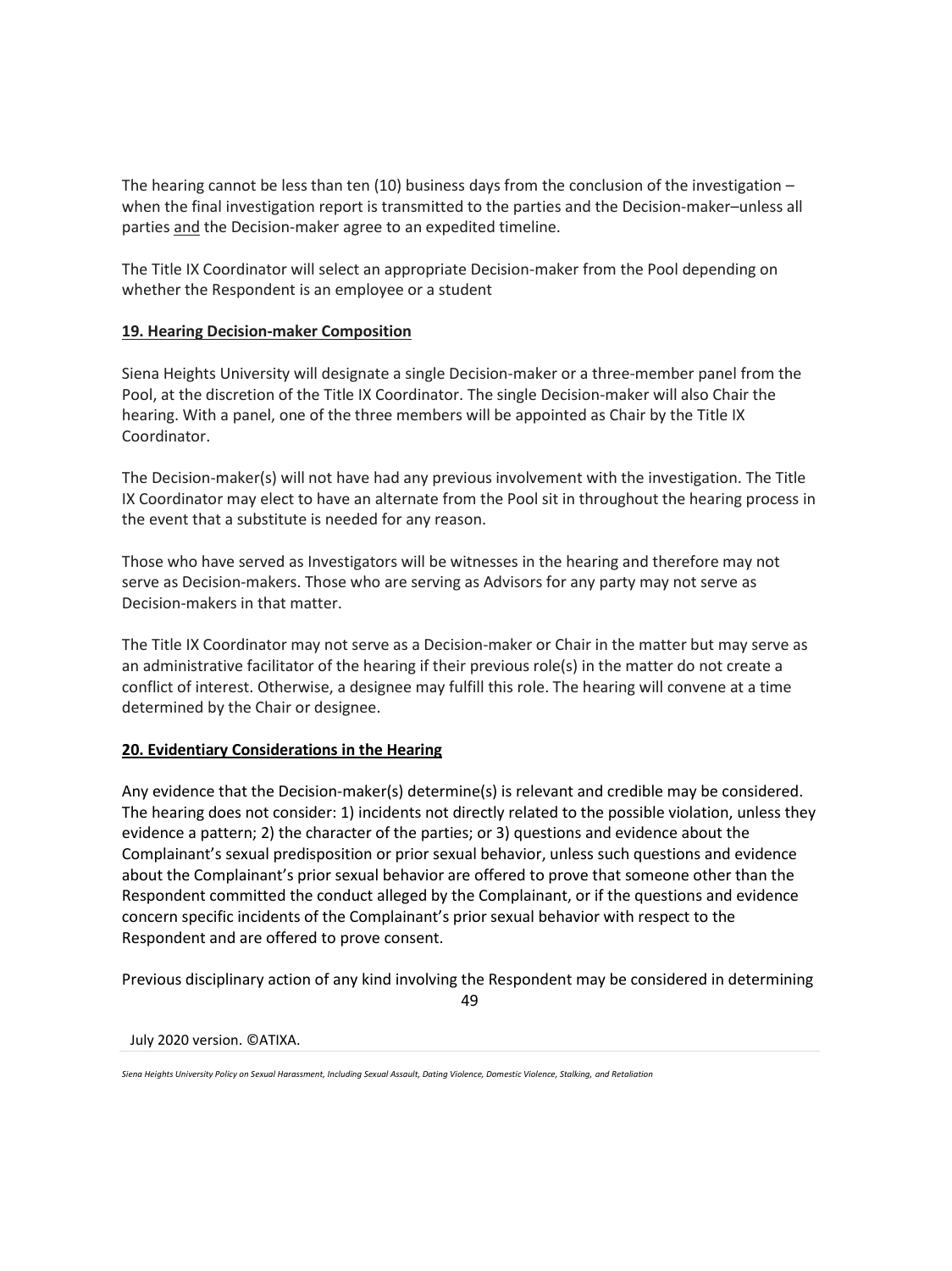The hearing cannot be less than ten (10) business days from the conclusion of the investigation – when the final investigation report is transmitted to the parties and the Decision-maker–unless all parties <u>and</u> the Decision-maker agree to an expedited timeline.

The Title IX Coordinator will select an appropriate Decision-maker from the Pool depending on whether the Respondent is an employee or a student

## 19. Hearing Decision-maker Composition

Siena Heights University will designate a single Decision-maker or a three-member panel from the Pool, at the discretion of the Title IX Coordinator. The single Decision-maker will also Chair the hearing. With a panel, one of the three members will be appointed as Chair by the Title IX Coordinator.

The Decision-maker(s) will not have had any previous involvement with the investigation. The Title IX Coordinator may elect to have an alternate from the Pool sit in throughout the hearing process in the event that a substitute is needed for any reason.

Those who have served as Investigators will be witnesses in the hearing and therefore may not serve as Decision-makers. Those who are serving as Advisors for any party may not serve as Decision-makers in that matter.

The Title IX Coordinator may not serve as a Decision-maker or Chair in the matter but may serve as an administrative facilitator of the hearing if their previous role(s) in the matter do not create a conflict of interest. Otherwise, a designee may fulfill this role. The hearing will convene at a time determined by the Chair or designee.

## 20. Evidentiary Considerations in the Hearing

Any evidence that the Decision-maker(s) determine(s) is relevant and credible may be considered. The hearing does not consider: 1) incidents not directly related to the possible violation, unless they evidence a pattern; 2) the character of the parties; or 3) questions and evidence about the Complainant's sexual predisposition or prior sexual behavior, unless such questions and evidence about the Complainant's prior sexual behavior are offered to prove that someone other than the Respondent committed the conduct alleged by the Complainant, or if the questions and evidence concern specific incidents of the Complainant's prior sexual behavior with respect to the Respondent and are offered to prove consent.

Previous disciplinary action of any kind involving the Respondent may be considered in determining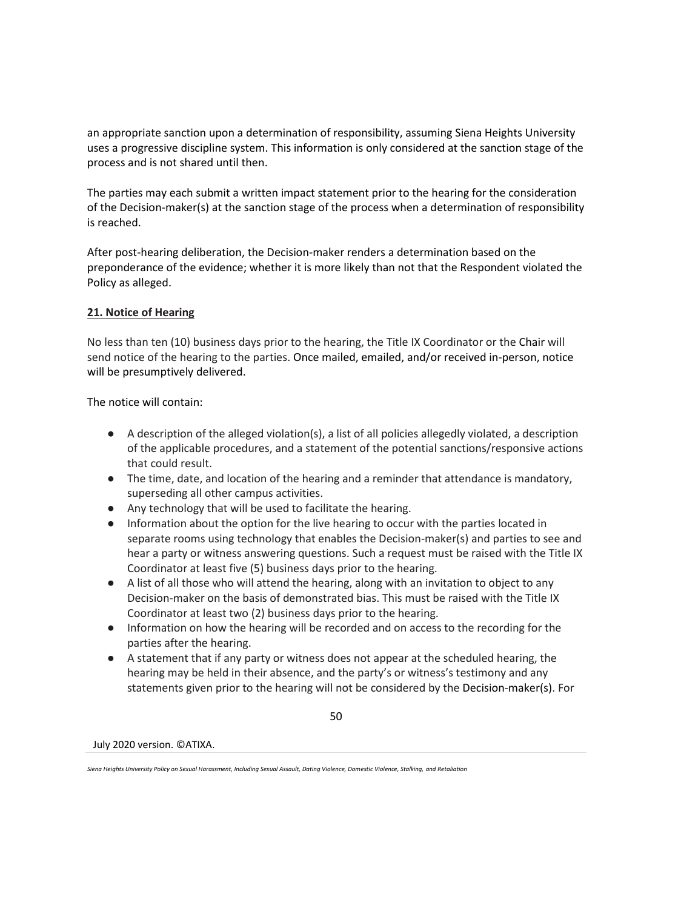an appropriate sanction upon a determination of responsibility, assuming Siena Heights University uses a progressive discipline system. This information is only considered at the sanction stage of the process and is not shared until then.

The parties may each submit a written impact statement prior to the hearing for the consideration of the Decision-maker(s) at the sanction stage of the process when a determination of responsibility is reached.

After post-hearing deliberation, the Decision-maker renders a determination based on the preponderance of the evidence; whether it is more likely than not that the Respondent violated the Policy as alleged.

**21. Notice of Hearing**

No less than ten (10) business days prior to the hearing, the Title IX Coordinator or the Chair will send notice of the hearing to the parties. Once mailed, emailed, and/or received in-person, notice will be presumptively delivered.

The notice will contain:

- A description of the alleged violation(s), a list of all policies allegedly violated, a description of the applicable procedures, and a statement of the potential sanctions/responsive actions that could result.
- The time, date, and location of the hearing and a reminder that attendance is mandatory, superseding all other campus activities.
- Any technology that will be used to facilitate the hearing.
- Information about the option for the live hearing to occur with the parties located in separate rooms using technology that enables the Decision-maker(s) and parties to see and hear a party or witness answering questions. Such a request must be raised with the Title IX Coordinator at least five (5) business days prior to the hearing.
- A list of all those who will attend the hearing, along with an invitation to object to any Decision-maker on the basis of demonstrated bias. This must be raised with the Title IX Coordinator at least two (2) business days prior to the hearing.
- Information on how the hearing will be recorded and on access to the recording for the parties after the hearing.
- A statement that if any party or witness does not appear at the scheduled hearing, the hearing may be held in their absence, and the party's or witness's testimony and any statements given prior to the hearing will not be considered by the Decision-maker(s). For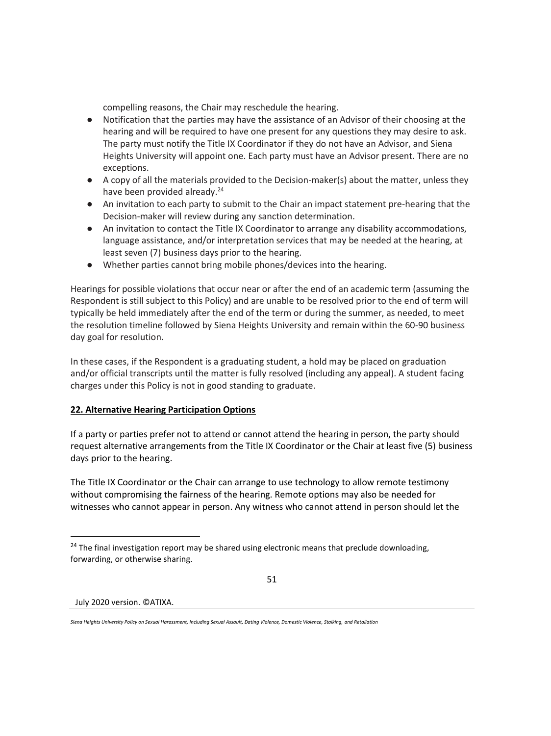compelling reasons, the Chair may reschedule the hearing.

- Notification that the parties may have the assistance of an Advisor of their choosing at the hearing and will be required to have one present for any questions they may desire to ask. The party must notify the Title IX Coordinator if they do not have an Advisor, and Siena Heights University will appoint one. Each party must have an Advisor present. There are no exceptions.
- A copy of all the materials provided to the Decision-maker(s) about the matter, unless they have been provided already.[24]
- An invitation to each party to submit to the Chair an impact statement pre-hearing that the Decision-maker will review during any sanction determination.
- An invitation to contact the Title IX Coordinator to arrange any disability accommodations, language assistance, and/or interpretation services that may be needed at the hearing, at least seven (7) business days prior to the hearing.
- Whether parties cannot bring mobile phones/devices into the hearing.

Hearings for possible violations that occur near or after the end of an academic term (assuming the Respondent is still subject to this Policy) and are unable to be resolved prior to the end of term will typically be held immediately after the end of the term or during the summer, as needed, to meet the resolution timeline followed by Siena Heights University and remain within the 60-90 business day goal for resolution.

In these cases, if the Respondent is a graduating student, a hold may be placed on graduation and/or official transcripts until the matter is fully resolved (including any appeal). A student facing charges under this Policy is not in good standing to graduate.

## 22. Alternative Hearing Participation Options

If a party or parties prefer not to attend or cannot attend the hearing in person, the party should request alternative arrangements from the Title IX Coordinator or the Chair at least five (5) business days prior to the hearing.

The Title IX Coordinator or the Chair can arrange to use technology to allow remote testimony without compromising the fairness of the hearing. Remote options may also be needed for witnesses who cannot appear in person. Any witness who cannot attend in person should let the

[24] The final investigation report may be shared using electronic means that preclude downloading, forwarding, or otherwise sharing.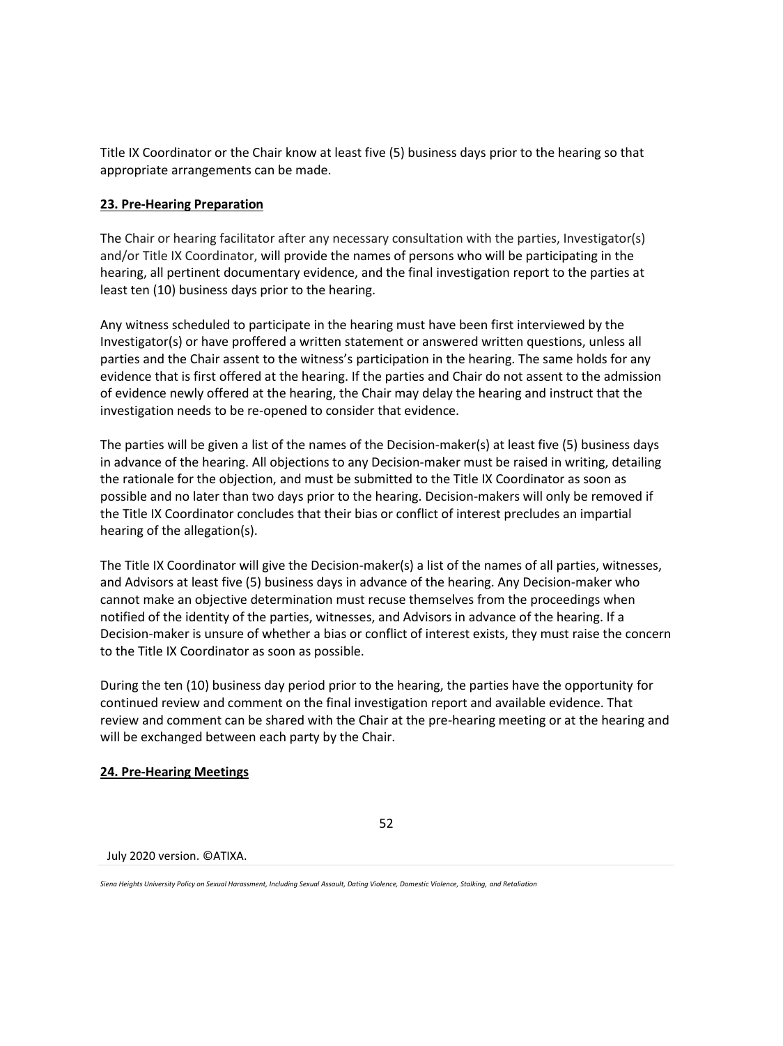Title IX Coordinator or the Chair know at least five (5) business days prior to the hearing so that appropriate arrangements can be made.

**23. Pre-Hearing Preparation**

The Chair or hearing facilitator after any necessary consultation with the parties, Investigator(s) and/or Title IX Coordinator, will provide the names of persons who will be participating in the hearing, all pertinent documentary evidence, and the final investigation report to the parties at least ten (10) business days prior to the hearing.

Any witness scheduled to participate in the hearing must have been first interviewed by the Investigator(s) or have proffered a written statement or answered written questions, unless all parties and the Chair assent to the witness's participation in the hearing. The same holds for any evidence that is first offered at the hearing. If the parties and Chair do not assent to the admission of evidence newly offered at the hearing, the Chair may delay the hearing and instruct that the investigation needs to be re-opened to consider that evidence.

The parties will be given a list of the names of the Decision-maker(s) at least five (5) business days in advance of the hearing. All objections to any Decision-maker must be raised in writing, detailing the rationale for the objection, and must be submitted to the Title IX Coordinator as soon as possible and no later than two days prior to the hearing. Decision-makers will only be removed if the Title IX Coordinator concludes that their bias or conflict of interest precludes an impartial hearing of the allegation(s).

The Title IX Coordinator will give the Decision-maker(s) a list of the names of all parties, witnesses, and Advisors at least five (5) business days in advance of the hearing. Any Decision-maker who cannot make an objective determination must recuse themselves from the proceedings when notified of the identity of the parties, witnesses, and Advisors in advance of the hearing. If a Decision-maker is unsure of whether a bias or conflict of interest exists, they must raise the concern to the Title IX Coordinator as soon as possible.

During the ten (10) business day period prior to the hearing, the parties have the opportunity for continued review and comment on the final investigation report and available evidence. That review and comment can be shared with the Chair at the pre-hearing meeting or at the hearing and will be exchanged between each party by the Chair.

**24. Pre-Hearing Meetings**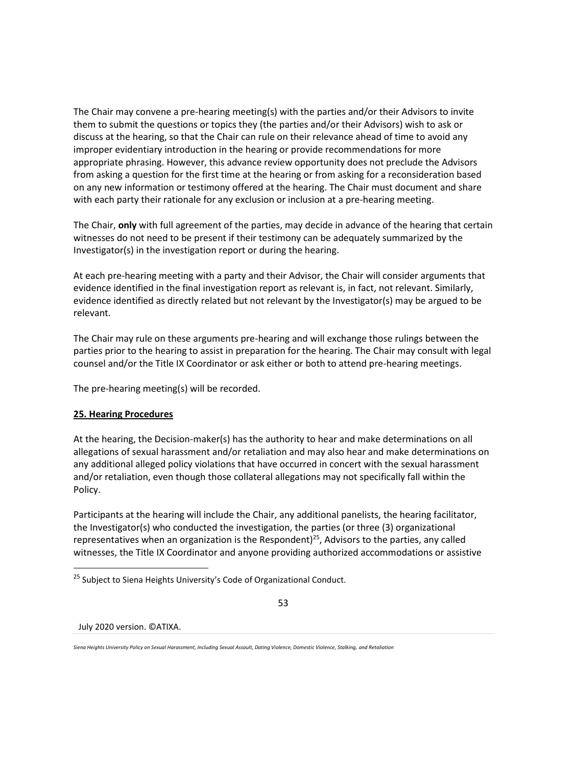The Chair may convene a pre-hearing meeting(s) with the parties and/or their Advisors to invite them to submit the questions or topics they (the parties and/or their Advisors) wish to ask or discuss at the hearing, so that the Chair can rule on their relevance ahead of time to avoid any improper evidentiary introduction in the hearing or provide recommendations for more appropriate phrasing. However, this advance review opportunity does not preclude the Advisors from asking a question for the first time at the hearing or from asking for a reconsideration based on any new information or testimony offered at the hearing. The Chair must document and share with each party their rationale for any exclusion or inclusion at a pre-hearing meeting.

The Chair, **only** with full agreement of the parties, may decide in advance of the hearing that certain witnesses do not need to be present if their testimony can be adequately summarized by the Investigator(s) in the investigation report or during the hearing.

At each pre-hearing meeting with a party and their Advisor, the Chair will consider arguments that evidence identified in the final investigation report as relevant is, in fact, not relevant. Similarly, evidence identified as directly related but not relevant by the Investigator(s) may be argued to be relevant.

The Chair may rule on these arguments pre-hearing and will exchange those rulings between the parties prior to the hearing to assist in preparation for the hearing. The Chair may consult with legal counsel and/or the Title IX Coordinator or ask either or both to attend pre-hearing meetings.

The pre-hearing meeting(s) will be recorded.

## 25. Hearing Procedures

At the hearing, the Decision-maker(s) has the authority to hear and make determinations on all allegations of sexual harassment and/or retaliation and may also hear and make determinations on any additional alleged policy violations that have occurred in concert with the sexual harassment and/or retaliation, even though those collateral allegations may not specifically fall within the Policy.

Participants at the hearing will include the Chair, any additional panelists, the hearing facilitator, the Investigator(s) who conducted the investigation, the parties (or three (3) organizational representatives when an organization is the Respondent)[25], Advisors to the parties, any called witnesses, the Title IX Coordinator and anyone providing authorized accommodations or assistive

[25] Subject to Siena Heights University's Code of Organizational Conduct.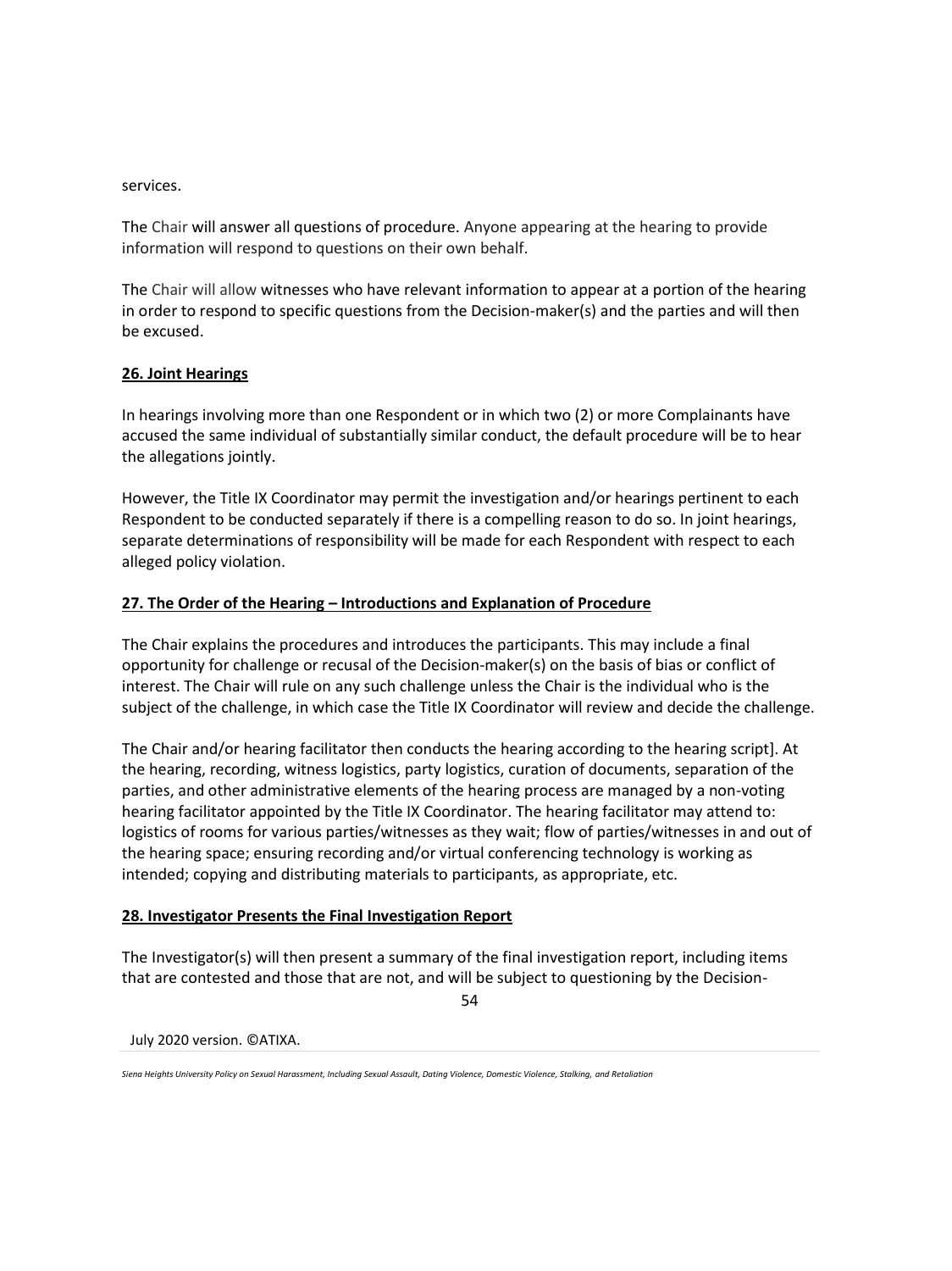services.

The Chair will answer all questions of procedure. Anyone appearing at the hearing to provide information will respond to questions on their own behalf.

The Chair will allow witnesses who have relevant information to appear at a portion of the hearing in order to respond to specific questions from the Decision-maker(s) and the parties and will then be excused.

**26. Joint Hearings**

In hearings involving more than one Respondent or in which two (2) or more Complainants have accused the same individual of substantially similar conduct, the default procedure will be to hear the allegations jointly.

However, the Title IX Coordinator may permit the investigation and/or hearings pertinent to each Respondent to be conducted separately if there is a compelling reason to do so. In joint hearings, separate determinations of responsibility will be made for each Respondent with respect to each alleged policy violation.

**27. The Order of the Hearing – Introductions and Explanation of Procedure**

The Chair explains the procedures and introduces the participants. This may include a final opportunity for challenge or recusal of the Decision-maker(s) on the basis of bias or conflict of interest. The Chair will rule on any such challenge unless the Chair is the individual who is the subject of the challenge, in which case the Title IX Coordinator will review and decide the challenge.

The Chair and/or hearing facilitator then conducts the hearing according to the hearing script]. At the hearing, recording, witness logistics, party logistics, curation of documents, separation of the parties, and other administrative elements of the hearing process are managed by a non-voting hearing facilitator appointed by the Title IX Coordinator. The hearing facilitator may attend to: logistics of rooms for various parties/witnesses as they wait; flow of parties/witnesses in and out of the hearing space; ensuring recording and/or virtual conferencing technology is working as intended; copying and distributing materials to participants, as appropriate, etc.

**28. Investigator Presents the Final Investigation Report**

The Investigator(s) will then present a summary of the final investigation report, including items that are contested and those that are not, and will be subject to questioning by the Decision-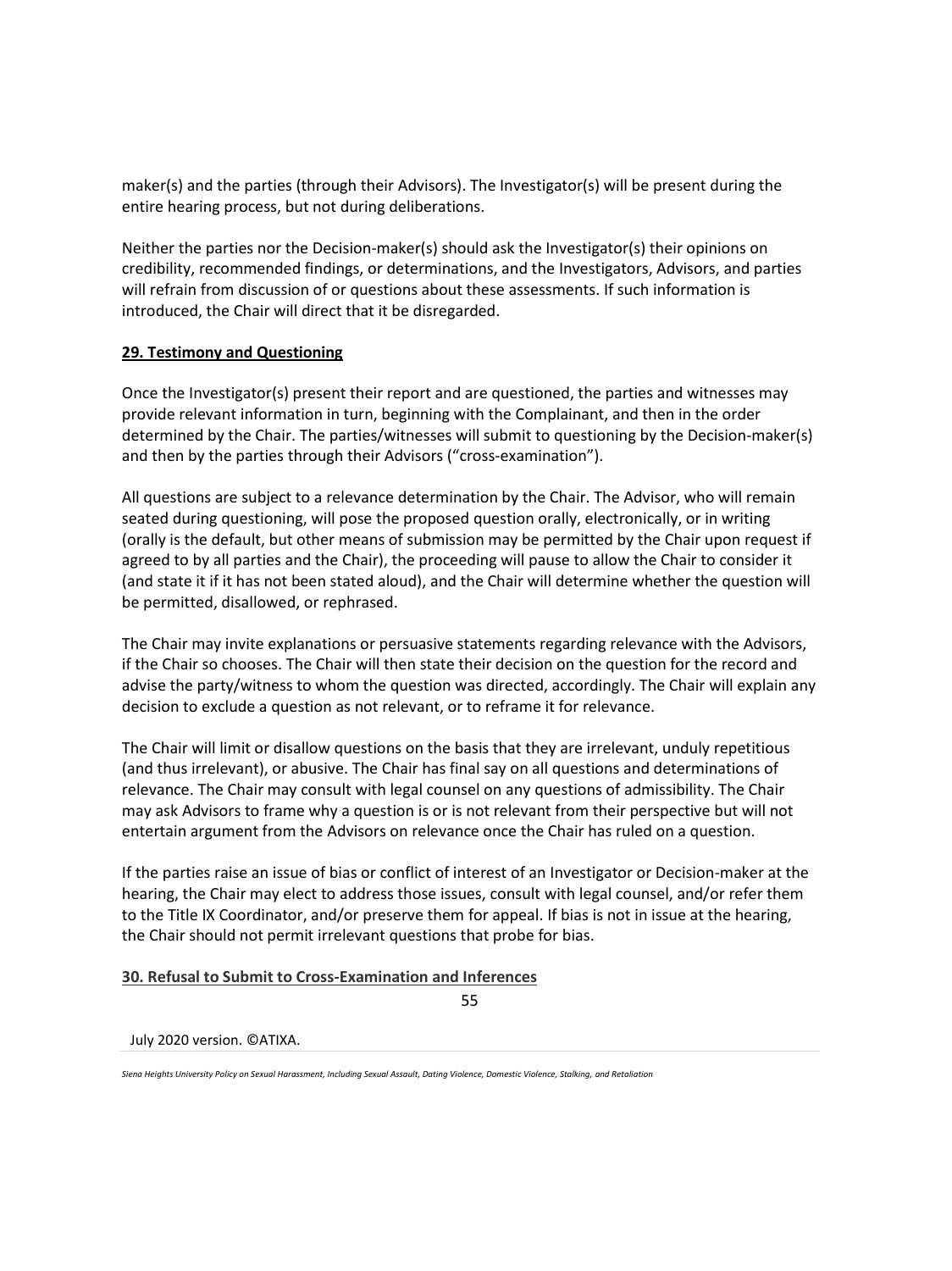maker(s) and the parties (through their Advisors). The Investigator(s) will be present during the entire hearing process, but not during deliberations.

Neither the parties nor the Decision-maker(s) should ask the Investigator(s) their opinions on credibility, recommended findings, or determinations, and the Investigators, Advisors, and parties will refrain from discussion of or questions about these assessments. If such information is introduced, the Chair will direct that it be disregarded.

## 29. Testimony and Questioning

Once the Investigator(s) present their report and are questioned, the parties and witnesses may provide relevant information in turn, beginning with the Complainant, and then in the order determined by the Chair. The parties/witnesses will submit to questioning by the Decision-maker(s) and then by the parties through their Advisors ("cross-examination").

All questions are subject to a relevance determination by the Chair. The Advisor, who will remain seated during questioning, will pose the proposed question orally, electronically, or in writing (orally is the default, but other means of submission may be permitted by the Chair upon request if agreed to by all parties and the Chair), the proceeding will pause to allow the Chair to consider it (and state it if it has not been stated aloud), and the Chair will determine whether the question will be permitted, disallowed, or rephrased.

The Chair may invite explanations or persuasive statements regarding relevance with the Advisors, if the Chair so chooses. The Chair will then state their decision on the question for the record and advise the party/witness to whom the question was directed, accordingly. The Chair will explain any decision to exclude a question as not relevant, or to reframe it for relevance.

The Chair will limit or disallow questions on the basis that they are irrelevant, unduly repetitious (and thus irrelevant), or abusive. The Chair has final say on all questions and determinations of relevance. The Chair may consult with legal counsel on any questions of admissibility. The Chair may ask Advisors to frame why a question is or is not relevant from their perspective but will not entertain argument from the Advisors on relevance once the Chair has ruled on a question.

If the parties raise an issue of bias or conflict of interest of an Investigator or Decision-maker at the hearing, the Chair may elect to address those issues, consult with legal counsel, and/or refer them to the Title IX Coordinator, and/or preserve them for appeal. If bias is not in issue at the hearing, the Chair should not permit irrelevant questions that probe for bias.

## 30. Refusal to Submit to Cross-Examination and Inferences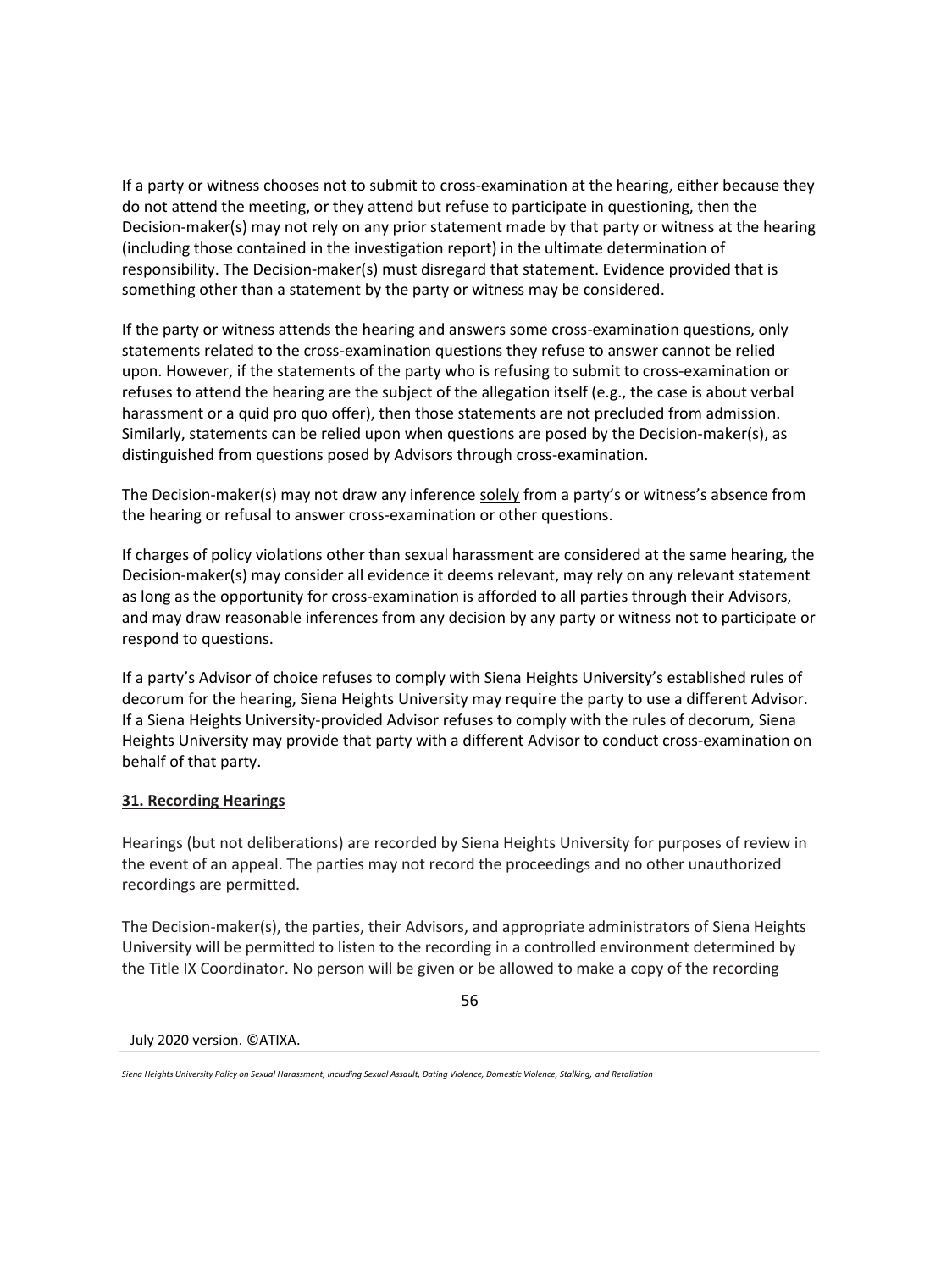If a party or witness chooses not to submit to cross-examination at the hearing, either because they do not attend the meeting, or they attend but refuse to participate in questioning, then the Decision-maker(s) may not rely on any prior statement made by that party or witness at the hearing (including those contained in the investigation report) in the ultimate determination of responsibility. The Decision-maker(s) must disregard that statement. Evidence provided that is something other than a statement by the party or witness may be considered.

If the party or witness attends the hearing and answers some cross-examination questions, only statements related to the cross-examination questions they refuse to answer cannot be relied upon. However, if the statements of the party who is refusing to submit to cross-examination or refuses to attend the hearing are the subject of the allegation itself (e.g., the case is about verbal harassment or a quid pro quo offer), then those statements are not precluded from admission. Similarly, statements can be relied upon when questions are posed by the Decision-maker(s), as distinguished from questions posed by Advisors through cross-examination.

The Decision-maker(s) may not draw any inference solely from a party's or witness's absence from the hearing or refusal to answer cross-examination or other questions.

If charges of policy violations other than sexual harassment are considered at the same hearing, the Decision-maker(s) may consider all evidence it deems relevant, may rely on any relevant statement as long as the opportunity for cross-examination is afforded to all parties through their Advisors, and may draw reasonable inferences from any decision by any party or witness not to participate or respond to questions.

If a party's Advisor of choice refuses to comply with Siena Heights University's established rules of decorum for the hearing, Siena Heights University may require the party to use a different Advisor. If a Siena Heights University-provided Advisor refuses to comply with the rules of decorum, Siena Heights University may provide that party with a different Advisor to conduct cross-examination on behalf of that party.

## 31. Recording Hearings

Hearings (but not deliberations) are recorded by Siena Heights University for purposes of review in the event of an appeal. The parties may not record the proceedings and no other unauthorized recordings are permitted.

The Decision-maker(s), the parties, their Advisors, and appropriate administrators of Siena Heights University will be permitted to listen to the recording in a controlled environment determined by the Title IX Coordinator. No person will be given or be allowed to make a copy of the recording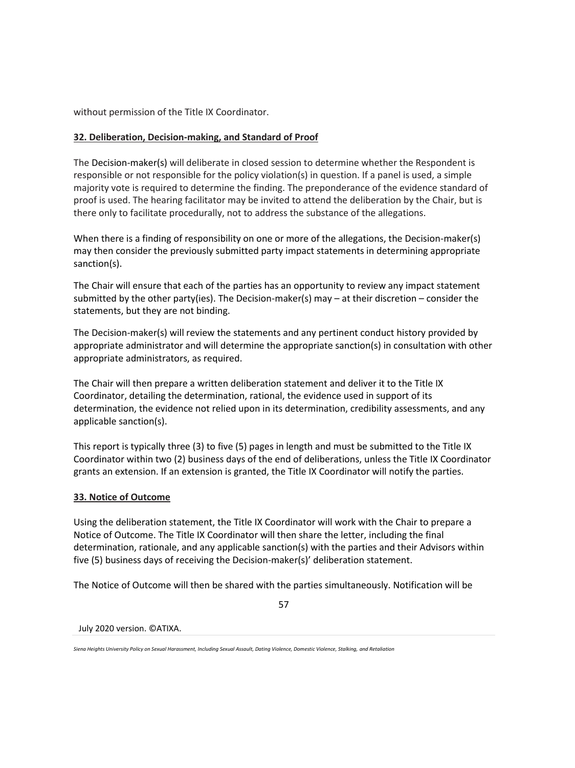without permission of the Title IX Coordinator.

## 32. Deliberation, Decision-making, and Standard of Proof

The Decision-maker(s) will deliberate in closed session to determine whether the Respondent is responsible or not responsible for the policy violation(s) in question. If a panel is used, a simple majority vote is required to determine the finding. The preponderance of the evidence standard of proof is used. The hearing facilitator may be invited to attend the deliberation by the Chair, but is there only to facilitate procedurally, not to address the substance of the allegations.

When there is a finding of responsibility on one or more of the allegations, the Decision-maker(s) may then consider the previously submitted party impact statements in determining appropriate sanction(s).

The Chair will ensure that each of the parties has an opportunity to review any impact statement submitted by the other party(ies). The Decision-maker(s) may – at their discretion – consider the statements, but they are not binding.

The Decision-maker(s) will review the statements and any pertinent conduct history provided by appropriate administrator and will determine the appropriate sanction(s) in consultation with other appropriate administrators, as required.

The Chair will then prepare a written deliberation statement and deliver it to the Title IX Coordinator, detailing the determination, rational, the evidence used in support of its determination, the evidence not relied upon in its determination, credibility assessments, and any applicable sanction(s).

This report is typically three (3) to five (5) pages in length and must be submitted to the Title IX Coordinator within two (2) business days of the end of deliberations, unless the Title IX Coordinator grants an extension. If an extension is granted, the Title IX Coordinator will notify the parties.

## 33. Notice of Outcome

Using the deliberation statement, the Title IX Coordinator will work with the Chair to prepare a Notice of Outcome. The Title IX Coordinator will then share the letter, including the final determination, rationale, and any applicable sanction(s) with the parties and their Advisors within five (5) business days of receiving the Decision-maker(s)' deliberation statement.

The Notice of Outcome will then be shared with the parties simultaneously. Notification will be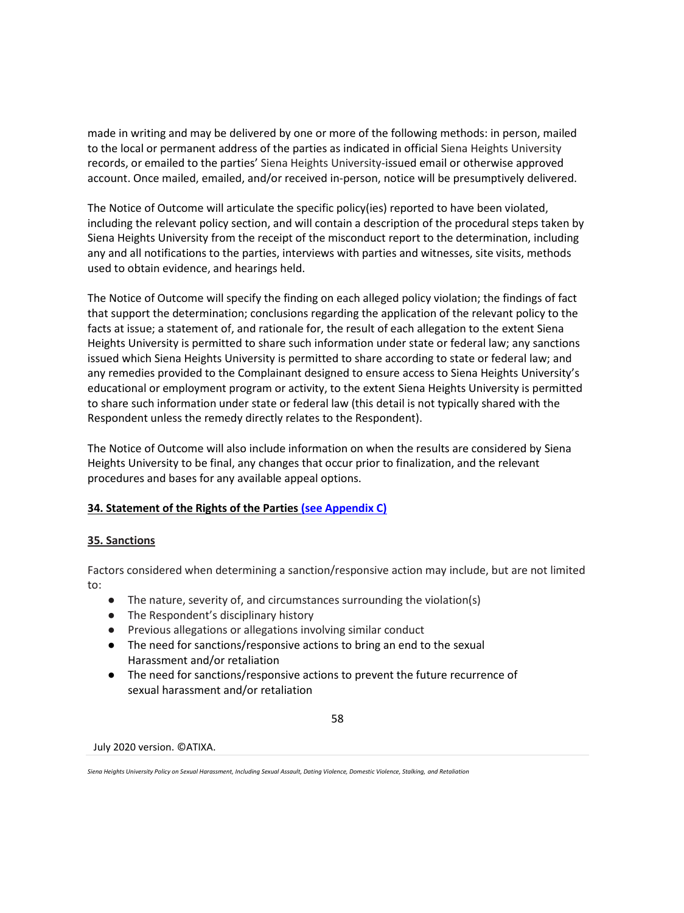made in writing and may be delivered by one or more of the following methods: in person, mailed to the local or permanent address of the parties as indicated in official Siena Heights University records, or emailed to the parties' Siena Heights University-issued email or otherwise approved account. Once mailed, emailed, and/or received in-person, notice will be presumptively delivered.

The Notice of Outcome will articulate the specific policy(ies) reported to have been violated, including the relevant policy section, and will contain a description of the procedural steps taken by Siena Heights University from the receipt of the misconduct report to the determination, including any and all notifications to the parties, interviews with parties and witnesses, site visits, methods used to obtain evidence, and hearings held.

The Notice of Outcome will specify the finding on each alleged policy violation; the findings of fact that support the determination; conclusions regarding the application of the relevant policy to the facts at issue; a statement of, and rationale for, the result of each allegation to the extent Siena Heights University is permitted to share such information under state or federal law; any sanctions issued which Siena Heights University is permitted to share according to state or federal law; and any remedies provided to the Complainant designed to ensure access to Siena Heights University's educational or employment program or activity, to the extent Siena Heights University is permitted to share such information under state or federal law (this detail is not typically shared with the Respondent unless the remedy directly relates to the Respondent).

The Notice of Outcome will also include information on when the results are considered by Siena Heights University to be final, any changes that occur prior to finalization, and the relevant procedures and bases for any available appeal options.

**34. Statement of the Rights of the Parties (see Appendix C)**

**35. Sanctions**

Factors considered when determining a sanction/responsive action may include, but are not limited to:

- The nature, severity of, and circumstances surrounding the violation(s)
- The Respondent's disciplinary history
- Previous allegations or allegations involving similar conduct
- The need for sanctions/responsive actions to bring an end to the sexual Harassment and/or retaliation
- The need for sanctions/responsive actions to prevent the future recurrence of sexual harassment and/or retaliation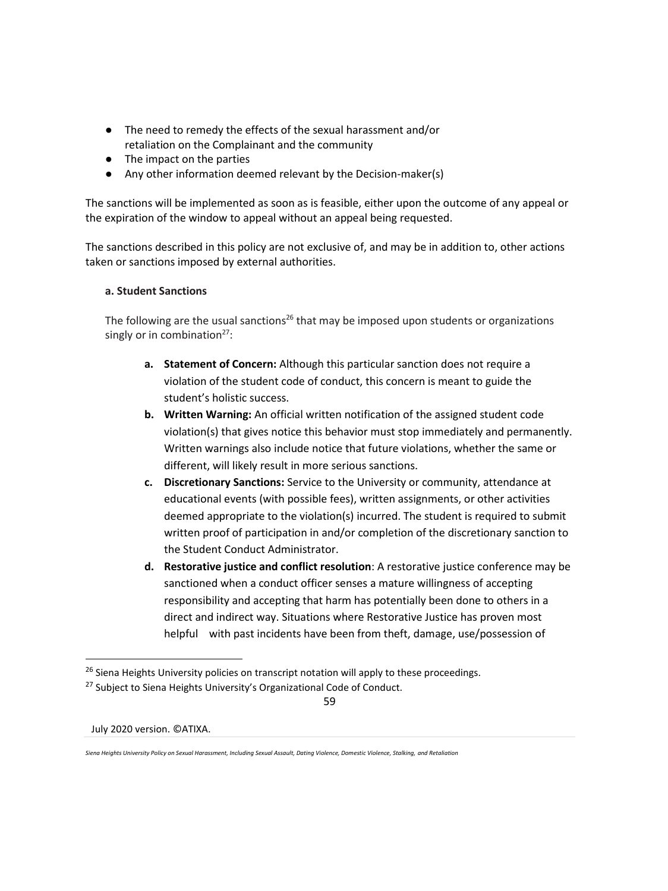- The need to remedy the effects of the sexual harassment and/or retaliation on the Complainant and the community
- The impact on the parties
- Any other information deemed relevant by the Decision-maker(s)

The sanctions will be implemented as soon as is feasible, either upon the outcome of any appeal or the expiration of the window to appeal without an appeal being requested.

The sanctions described in this policy are not exclusive of, and may be in addition to, other actions taken or sanctions imposed by external authorities.

**a. Student Sanctions**

The following are the usual sanctions[26] that may be imposed upon students or organizations singly or in combination[27]:

a. **Statement of Concern:** Although this particular sanction does not require a violation of the student code of conduct, this concern is meant to guide the student's holistic success.

b. **Written Warning:** An official written notification of the assigned student code violation(s) that gives notice this behavior must stop immediately and permanently. Written warnings also include notice that future violations, whether the same or different, will likely result in more serious sanctions.

c. **Discretionary Sanctions:** Service to the University or community, attendance at educational events (with possible fees), written assignments, or other activities deemed appropriate to the violation(s) incurred. The student is required to submit written proof of participation in and/or completion of the discretionary sanction to the Student Conduct Administrator.

d. **Restorative justice and conflict resolution**: A restorative justice conference may be sanctioned when a conduct officer senses a mature willingness of accepting responsibility and accepting that harm has potentially been done to others in a direct and indirect way. Situations where Restorative Justice has proven most helpful with past incidents have been from theft, damage, use/possession of

---

[26] Siena Heights University policies on transcript notation will apply to these proceedings.

[27] Subject to Siena Heights University's Organizational Code of Conduct.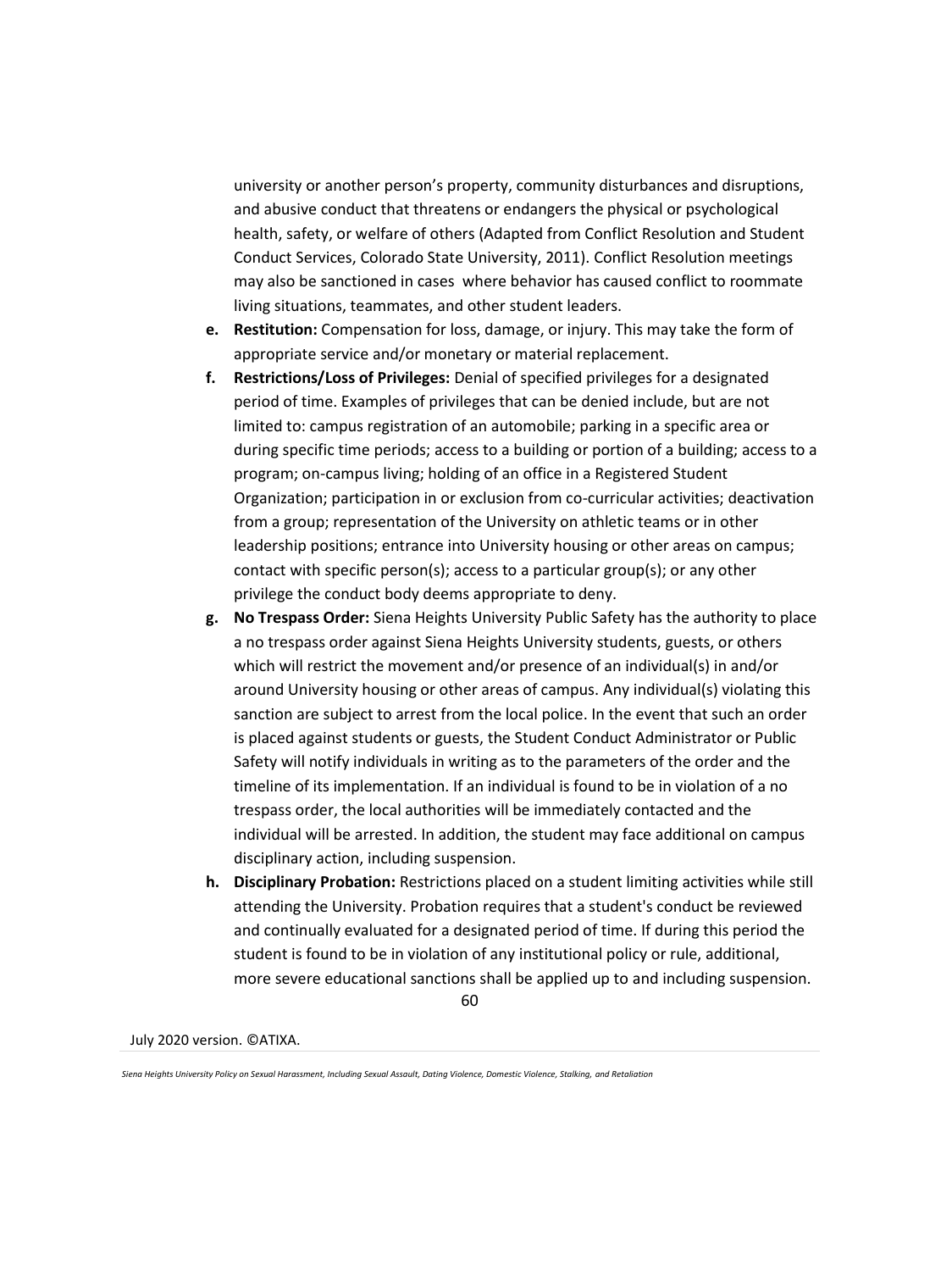university or another person's property, community disturbances and disruptions, and abusive conduct that threatens or endangers the physical or psychological health, safety, or welfare of others (Adapted from Conflict Resolution and Student Conduct Services, Colorado State University, 2011). Conflict Resolution meetings may also be sanctioned in cases where behavior has caused conflict to roommate living situations, teammates, and other student leaders.

e. **Restitution:** Compensation for loss, damage, or injury. This may take the form of appropriate service and/or monetary or material replacement.

f. **Restrictions/Loss of Privileges:** Denial of specified privileges for a designated period of time. Examples of privileges that can be denied include, but are not limited to: campus registration of an automobile; parking in a specific area or during specific time periods; access to a building or portion of a building; access to a program; on-campus living; holding of an office in a Registered Student Organization; participation in or exclusion from co-curricular activities; deactivation from a group; representation of the University on athletic teams or in other leadership positions; entrance into University housing or other areas on campus; contact with specific person(s); access to a particular group(s); or any other privilege the conduct body deems appropriate to deny.

g. **No Trespass Order:** Siena Heights University Public Safety has the authority to place a no trespass order against Siena Heights University students, guests, or others which will restrict the movement and/or presence of an individual(s) in and/or around University housing or other areas of campus. Any individual(s) violating this sanction are subject to arrest from the local police. In the event that such an order is placed against students or guests, the Student Conduct Administrator or Public Safety will notify individuals in writing as to the parameters of the order and the timeline of its implementation. If an individual is found to be in violation of a no trespass order, the local authorities will be immediately contacted and the individual will be arrested. In addition, the student may face additional on campus disciplinary action, including suspension.

h. **Disciplinary Probation:** Restrictions placed on a student limiting activities while still attending the University. Probation requires that a student's conduct be reviewed and continually evaluated for a designated period of time. If during this period the student is found to be in violation of any institutional policy or rule, additional, more severe educational sanctions shall be applied up to and including suspension.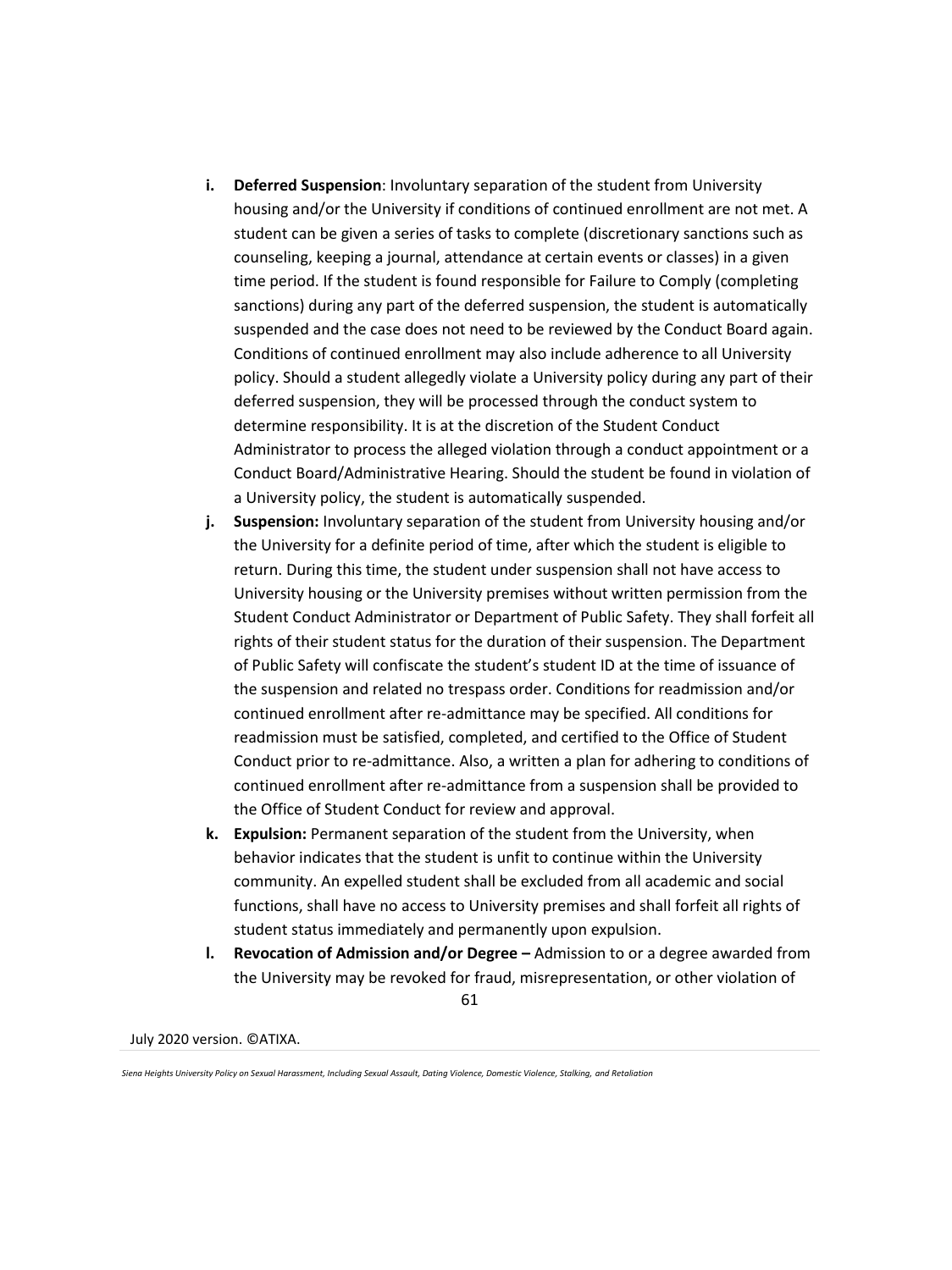i. **Deferred Suspension**: Involuntary separation of the student from University housing and/or the University if conditions of continued enrollment are not met. A student can be given a series of tasks to complete (discretionary sanctions such as counseling, keeping a journal, attendance at certain events or classes) in a given time period. If the student is found responsible for Failure to Comply (completing sanctions) during any part of the deferred suspension, the student is automatically suspended and the case does not need to be reviewed by the Conduct Board again. Conditions of continued enrollment may also include adherence to all University policy. Should a student allegedly violate a University policy during any part of their deferred suspension, they will be processed through the conduct system to determine responsibility. It is at the discretion of the Student Conduct Administrator to process the alleged violation through a conduct appointment or a Conduct Board/Administrative Hearing. Should the student be found in violation of a University policy, the student is automatically suspended.

j. **Suspension:** Involuntary separation of the student from University housing and/or the University for a definite period of time, after which the student is eligible to return. During this time, the student under suspension shall not have access to University housing or the University premises without written permission from the Student Conduct Administrator or Department of Public Safety. They shall forfeit all rights of their student status for the duration of their suspension. The Department of Public Safety will confiscate the student's student ID at the time of issuance of the suspension and related no trespass order. Conditions for readmission and/or continued enrollment after re-admittance may be specified. All conditions for readmission must be satisfied, completed, and certified to the Office of Student Conduct prior to re-admittance. Also, a written a plan for adhering to conditions of continued enrollment after re-admittance from a suspension shall be provided to the Office of Student Conduct for review and approval.

k. **Expulsion:** Permanent separation of the student from the University, when behavior indicates that the student is unfit to continue within the University community. An expelled student shall be excluded from all academic and social functions, shall have no access to University premises and shall forfeit all rights of student status immediately and permanently upon expulsion.

l. **Revocation of Admission and/or Degree –** Admission to or a degree awarded from the University may be revoked for fraud, misrepresentation, or other violation of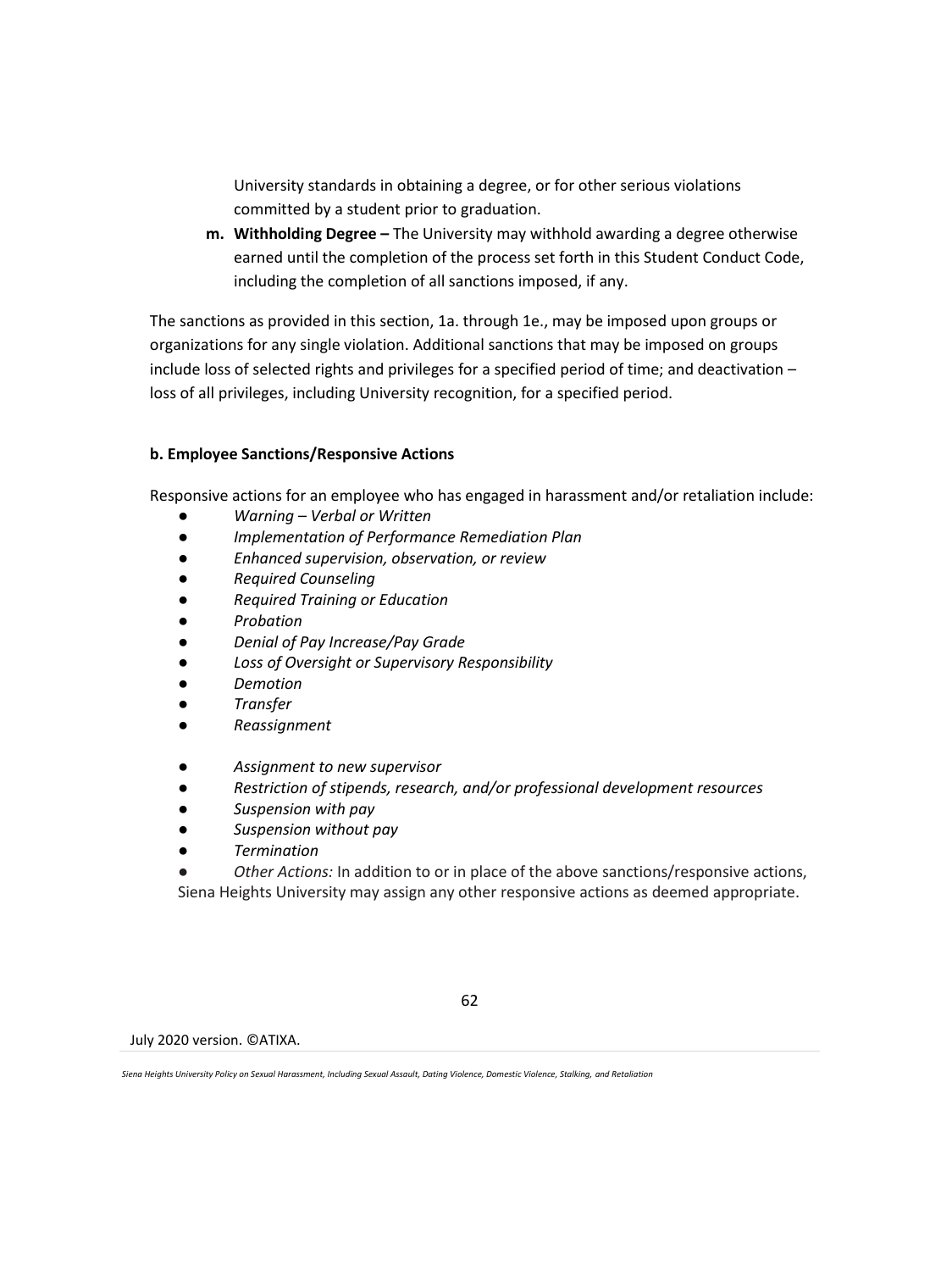University standards in obtaining a degree, or for other serious violations committed by a student prior to graduation.

m. **Withholding Degree –** The University may withhold awarding a degree otherwise earned until the completion of the process set forth in this Student Conduct Code, including the completion of all sanctions imposed, if any.

The sanctions as provided in this section, 1a. through 1e., may be imposed upon groups or organizations for any single violation. Additional sanctions that may be imposed on groups include loss of selected rights and privileges for a specified period of time; and deactivation – loss of all privileges, including University recognition, for a specified period.

**b. Employee Sanctions/Responsive Actions**

Responsive actions for an employee who has engaged in harassment and/or retaliation include:

- *Warning – Verbal or Written*
- *Implementation of Performance Remediation Plan*
- *Enhanced supervision, observation, or review*
- *Required Counseling*
- *Required Training or Education*
- *Probation*
- *Denial of Pay Increase/Pay Grade*
- *Loss of Oversight or Supervisory Responsibility*
- *Demotion*
- *Transfer*
- *Reassignment*
- *Assignment to new supervisor*
- *Restriction of stipends, research, and/or professional development resources*
- *Suspension with pay*
- *Suspension without pay*
- *Termination*
- *Other Actions:* In addition to or in place of the above sanctions/responsive actions, Siena Heights University may assign any other responsive actions as deemed appropriate.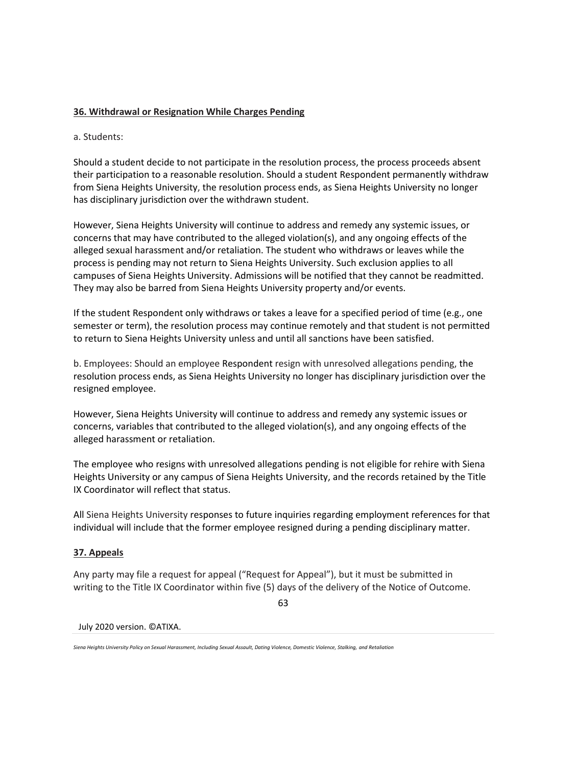**36. Withdrawal or Resignation While Charges Pending**

a. Students:

Should a student decide to not participate in the resolution process, the process proceeds absent their participation to a reasonable resolution. Should a student Respondent permanently withdraw from Siena Heights University, the resolution process ends, as Siena Heights University no longer has disciplinary jurisdiction over the withdrawn student.

However, Siena Heights University will continue to address and remedy any systemic issues, or concerns that may have contributed to the alleged violation(s), and any ongoing effects of the alleged sexual harassment and/or retaliation. The student who withdraws or leaves while the process is pending may not return to Siena Heights University. Such exclusion applies to all campuses of Siena Heights University. Admissions will be notified that they cannot be readmitted. They may also be barred from Siena Heights University property and/or events.

If the student Respondent only withdraws or takes a leave for a specified period of time (e.g., one semester or term), the resolution process may continue remotely and that student is not permitted to return to Siena Heights University unless and until all sanctions have been satisfied.

b. Employees: Should an employee Respondent resign with unresolved allegations pending, the resolution process ends, as Siena Heights University no longer has disciplinary jurisdiction over the resigned employee.

However, Siena Heights University will continue to address and remedy any systemic issues or concerns, variables that contributed to the alleged violation(s), and any ongoing effects of the alleged harassment or retaliation.

The employee who resigns with unresolved allegations pending is not eligible for rehire with Siena Heights University or any campus of Siena Heights University, and the records retained by the Title IX Coordinator will reflect that status.

All Siena Heights University responses to future inquiries regarding employment references for that individual will include that the former employee resigned during a pending disciplinary matter.

**37. Appeals**

Any party may file a request for appeal ("Request for Appeal"), but it must be submitted in writing to the Title IX Coordinator within five (5) days of the delivery of the Notice of Outcome.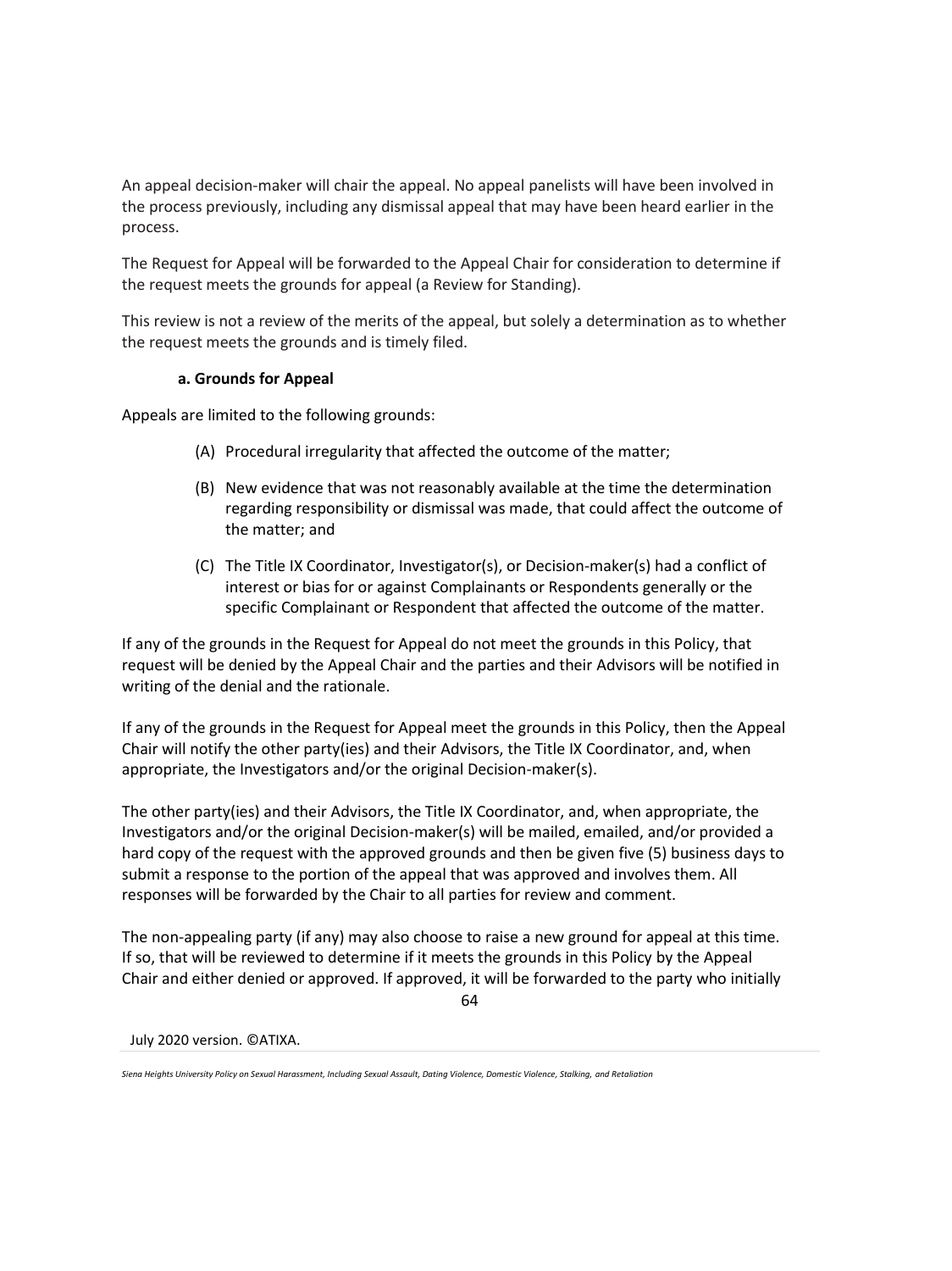An appeal decision-maker will chair the appeal. No appeal panelists will have been involved in the process previously, including any dismissal appeal that may have been heard earlier in the process.

The Request for Appeal will be forwarded to the Appeal Chair for consideration to determine if the request meets the grounds for appeal (a Review for Standing).

This review is not a review of the merits of the appeal, but solely a determination as to whether the request meets the grounds and is timely filed.

#### a. Grounds for Appeal

Appeals are limited to the following grounds:

(A) Procedural irregularity that affected the outcome of the matter;

(B) New evidence that was not reasonably available at the time the determination regarding responsibility or dismissal was made, that could affect the outcome of the matter; and

(C) The Title IX Coordinator, Investigator(s), or Decision-maker(s) had a conflict of interest or bias for or against Complainants or Respondents generally or the specific Complainant or Respondent that affected the outcome of the matter.

If any of the grounds in the Request for Appeal do not meet the grounds in this Policy, that request will be denied by the Appeal Chair and the parties and their Advisors will be notified in writing of the denial and the rationale.

If any of the grounds in the Request for Appeal meet the grounds in this Policy, then the Appeal Chair will notify the other party(ies) and their Advisors, the Title IX Coordinator, and, when appropriate, the Investigators and/or the original Decision-maker(s).

The other party(ies) and their Advisors, the Title IX Coordinator, and, when appropriate, the Investigators and/or the original Decision-maker(s) will be mailed, emailed, and/or provided a hard copy of the request with the approved grounds and then be given five (5) business days to submit a response to the portion of the appeal that was approved and involves them. All responses will be forwarded by the Chair to all parties for review and comment.

The non-appealing party (if any) may also choose to raise a new ground for appeal at this time. If so, that will be reviewed to determine if it meets the grounds in this Policy by the Appeal Chair and either denied or approved. If approved, it will be forwarded to the party who initially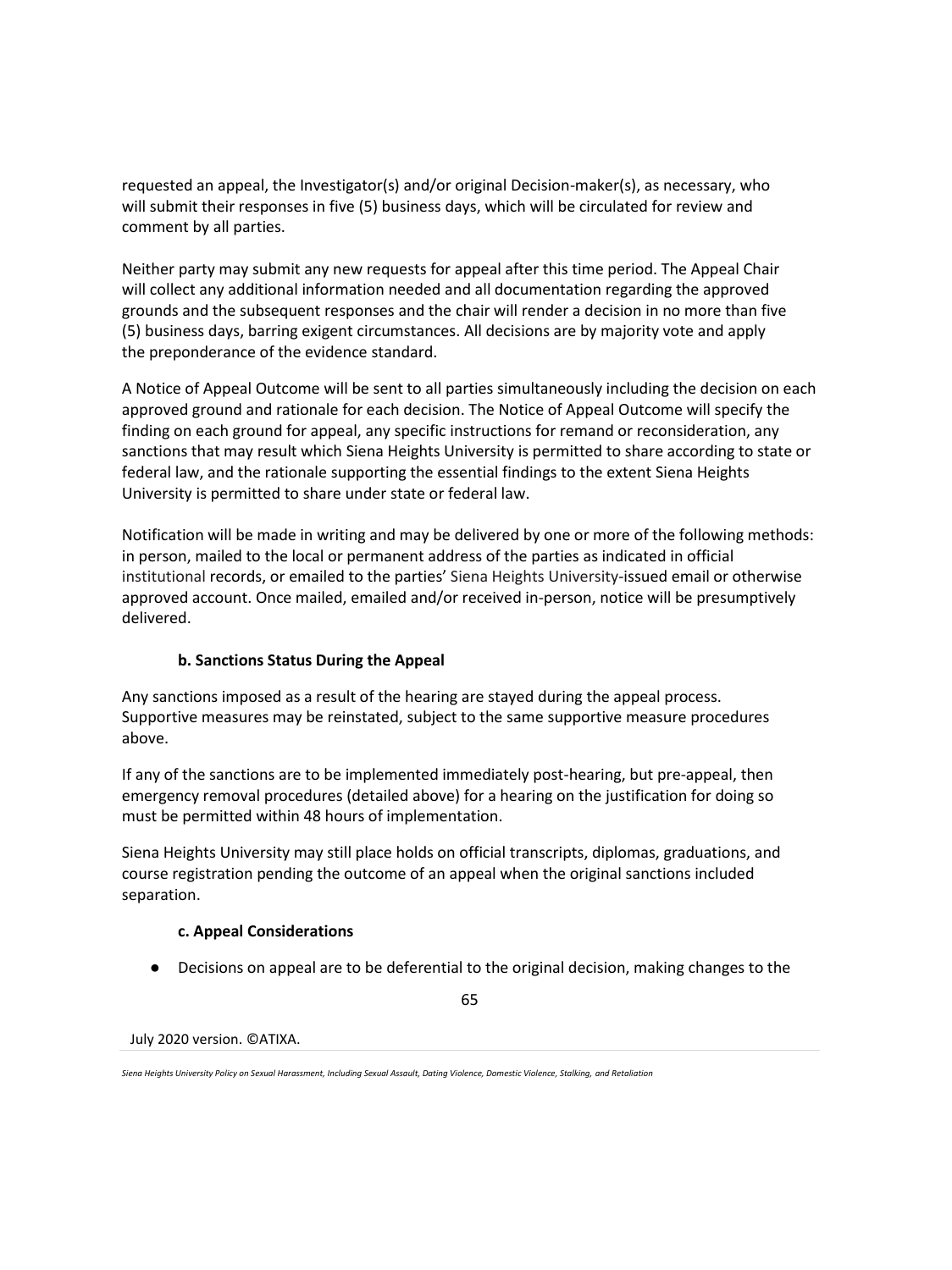requested an appeal, the Investigator(s) and/or original Decision-maker(s), as necessary, who will submit their responses in five (5) business days, which will be circulated for review and comment by all parties.

Neither party may submit any new requests for appeal after this time period. The Appeal Chair will collect any additional information needed and all documentation regarding the approved grounds and the subsequent responses and the chair will render a decision in no more than five (5) business days, barring exigent circumstances. All decisions are by majority vote and apply the preponderance of the evidence standard.

A Notice of Appeal Outcome will be sent to all parties simultaneously including the decision on each approved ground and rationale for each decision. The Notice of Appeal Outcome will specify the finding on each ground for appeal, any specific instructions for remand or reconsideration, any sanctions that may result which Siena Heights University is permitted to share according to state or federal law, and the rationale supporting the essential findings to the extent Siena Heights University is permitted to share under state or federal law.

Notification will be made in writing and may be delivered by one or more of the following methods: in person, mailed to the local or permanent address of the parties as indicated in official institutional records, or emailed to the parties' Siena Heights University-issued email or otherwise approved account. Once mailed, emailed and/or received in-person, notice will be presumptively delivered.

#### b. Sanctions Status During the Appeal

Any sanctions imposed as a result of the hearing are stayed during the appeal process. Supportive measures may be reinstated, subject to the same supportive measure procedures above.

If any of the sanctions are to be implemented immediately post-hearing, but pre-appeal, then emergency removal procedures (detailed above) for a hearing on the justification for doing so must be permitted within 48 hours of implementation.

Siena Heights University may still place holds on official transcripts, diplomas, graduations, and course registration pending the outcome of an appeal when the original sanctions included separation.

#### c. Appeal Considerations

- Decisions on appeal are to be deferential to the original decision, making changes to the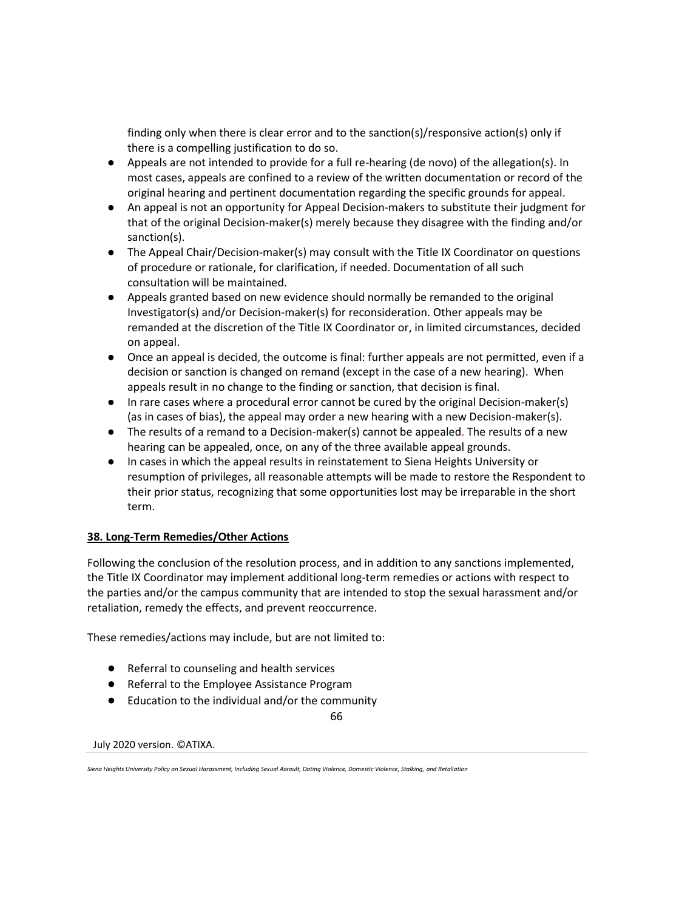finding only when there is clear error and to the sanction(s)/responsive action(s) only if there is a compelling justification to do so.

- Appeals are not intended to provide for a full re-hearing (de novo) of the allegation(s). In most cases, appeals are confined to a review of the written documentation or record of the original hearing and pertinent documentation regarding the specific grounds for appeal.
- An appeal is not an opportunity for Appeal Decision-makers to substitute their judgment for that of the original Decision-maker(s) merely because they disagree with the finding and/or sanction(s).
- The Appeal Chair/Decision-maker(s) may consult with the Title IX Coordinator on questions of procedure or rationale, for clarification, if needed. Documentation of all such consultation will be maintained.
- Appeals granted based on new evidence should normally be remanded to the original Investigator(s) and/or Decision-maker(s) for reconsideration. Other appeals may be remanded at the discretion of the Title IX Coordinator or, in limited circumstances, decided on appeal.
- Once an appeal is decided, the outcome is final: further appeals are not permitted, even if a decision or sanction is changed on remand (except in the case of a new hearing). When appeals result in no change to the finding or sanction, that decision is final.
- In rare cases where a procedural error cannot be cured by the original Decision-maker(s) (as in cases of bias), the appeal may order a new hearing with a new Decision-maker(s).
- The results of a remand to a Decision-maker(s) cannot be appealed. The results of a new hearing can be appealed, once, on any of the three available appeal grounds.
- In cases in which the appeal results in reinstatement to Siena Heights University or resumption of privileges, all reasonable attempts will be made to restore the Respondent to their prior status, recognizing that some opportunities lost may be irreparable in the short term.

**38. Long-Term Remedies/Other Actions**

Following the conclusion of the resolution process, and in addition to any sanctions implemented, the Title IX Coordinator may implement additional long-term remedies or actions with respect to the parties and/or the campus community that are intended to stop the sexual harassment and/or retaliation, remedy the effects, and prevent reoccurrence.

These remedies/actions may include, but are not limited to:

- Referral to counseling and health services
- Referral to the Employee Assistance Program
- Education to the individual and/or the community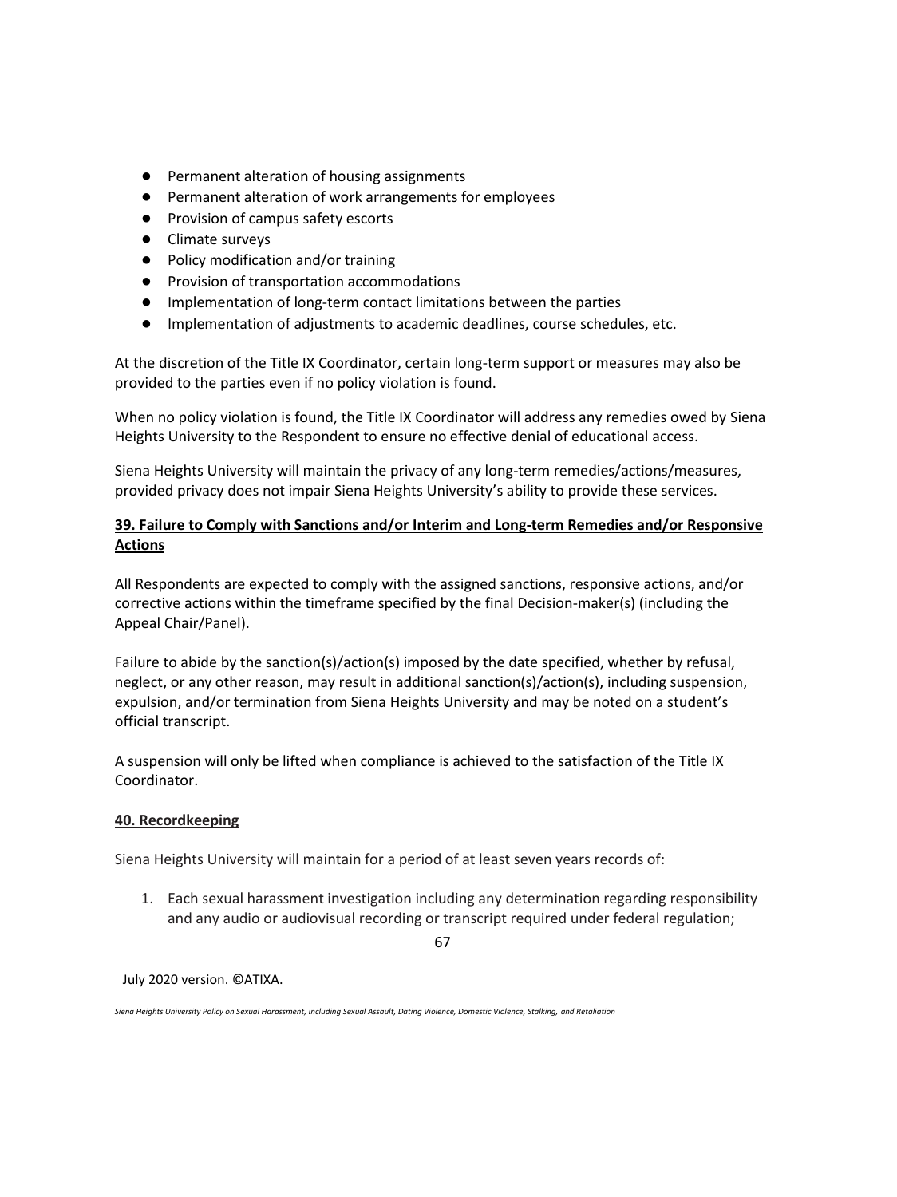- Permanent alteration of housing assignments
- Permanent alteration of work arrangements for employees
- Provision of campus safety escorts
- Climate surveys
- Policy modification and/or training
- Provision of transportation accommodations
- Implementation of long-term contact limitations between the parties
- Implementation of adjustments to academic deadlines, course schedules, etc.

At the discretion of the Title IX Coordinator, certain long-term support or measures may also be provided to the parties even if no policy violation is found.

When no policy violation is found, the Title IX Coordinator will address any remedies owed by Siena Heights University to the Respondent to ensure no effective denial of educational access.

Siena Heights University will maintain the privacy of any long-term remedies/actions/measures, provided privacy does not impair Siena Heights University's ability to provide these services.

## 39. Failure to Comply with Sanctions and/or Interim and Long-term Remedies and/or Responsive Actions

All Respondents are expected to comply with the assigned sanctions, responsive actions, and/or corrective actions within the timeframe specified by the final Decision-maker(s) (including the Appeal Chair/Panel).

Failure to abide by the sanction(s)/action(s) imposed by the date specified, whether by refusal, neglect, or any other reason, may result in additional sanction(s)/action(s), including suspension, expulsion, and/or termination from Siena Heights University and may be noted on a student's official transcript.

A suspension will only be lifted when compliance is achieved to the satisfaction of the Title IX Coordinator.

## 40. Recordkeeping

Siena Heights University will maintain for a period of at least seven years records of:

1. Each sexual harassment investigation including any determination regarding responsibility and any audio or audiovisual recording or transcript required under federal regulation;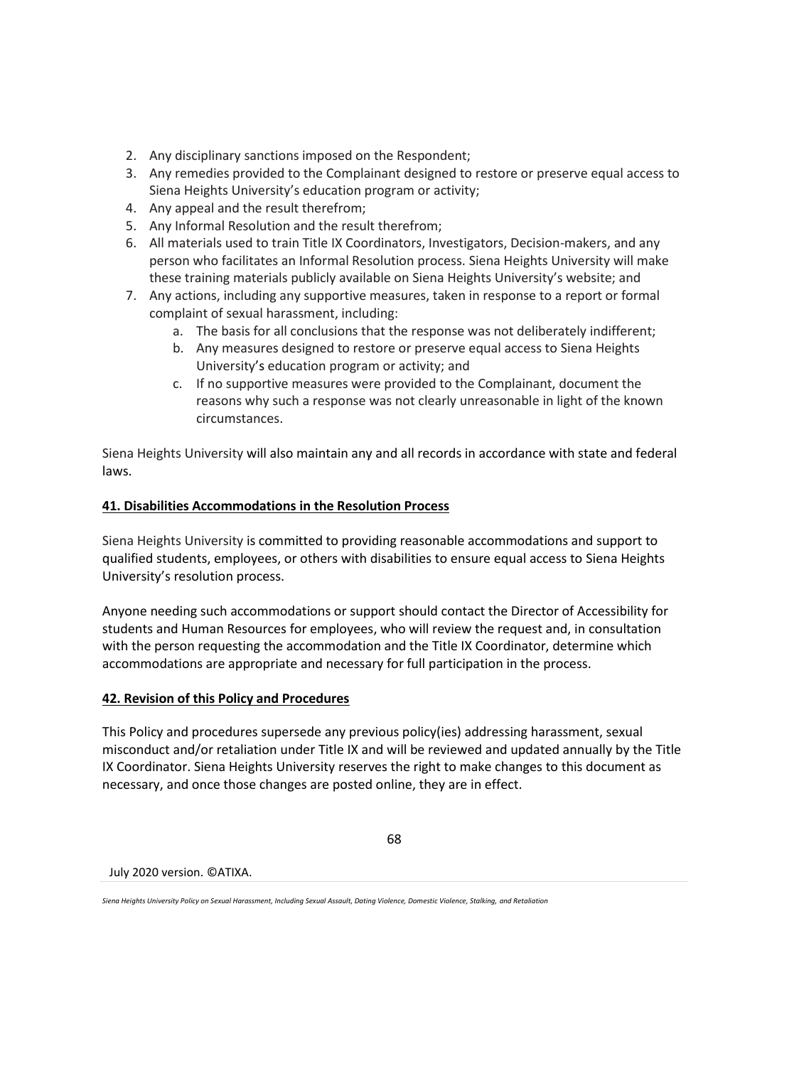2. Any disciplinary sanctions imposed on the Respondent;
3. Any remedies provided to the Complainant designed to restore or preserve equal access to Siena Heights University's education program or activity;
4. Any appeal and the result therefrom;
5. Any Informal Resolution and the result therefrom;
6. All materials used to train Title IX Coordinators, Investigators, Decision-makers, and any person who facilitates an Informal Resolution process. Siena Heights University will make these training materials publicly available on Siena Heights University's website; and
7. Any actions, including any supportive measures, taken in response to a report or formal complaint of sexual harassment, including:
   a. The basis for all conclusions that the response was not deliberately indifferent;
   b. Any measures designed to restore or preserve equal access to Siena Heights University's education program or activity; and
   c. If no supportive measures were provided to the Complainant, document the reasons why such a response was not clearly unreasonable in light of the known circumstances.

Siena Heights University will also maintain any and all records in accordance with state and federal laws.

**<u>41. Disabilities Accommodations in the Resolution Process</u>**

Siena Heights University is committed to providing reasonable accommodations and support to qualified students, employees, or others with disabilities to ensure equal access to Siena Heights University's resolution process.

Anyone needing such accommodations or support should contact the Director of Accessibility for students and Human Resources for employees, who will review the request and, in consultation with the person requesting the accommodation and the Title IX Coordinator, determine which accommodations are appropriate and necessary for full participation in the process.

**<u>42. Revision of this Policy and Procedures</u>**

This Policy and procedures supersede any previous policy(ies) addressing harassment, sexual misconduct and/or retaliation under Title IX and will be reviewed and updated annually by the Title IX Coordinator. Siena Heights University reserves the right to make changes to this document as necessary, and once those changes are posted online, they are in effect.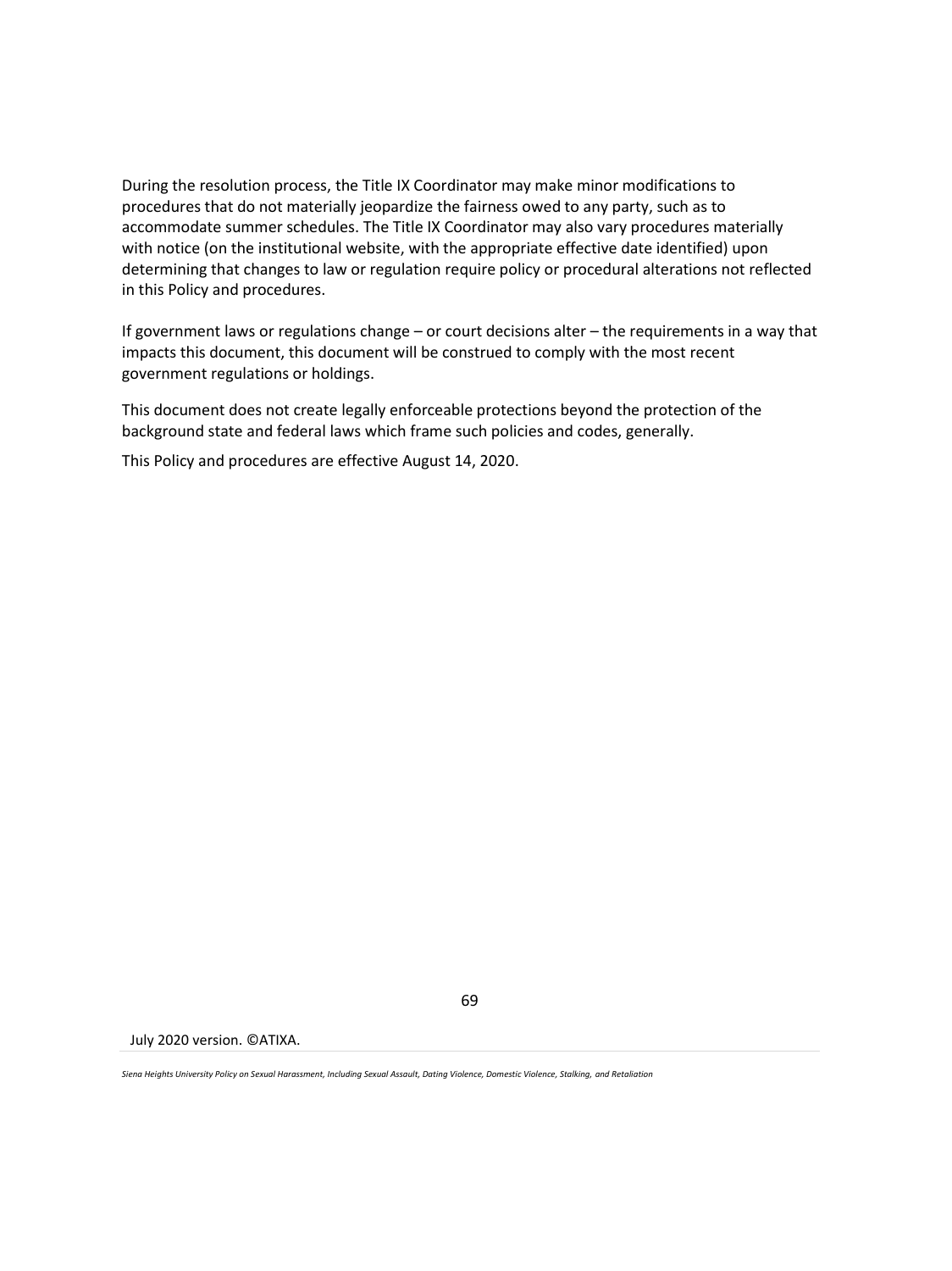During the resolution process, the Title IX Coordinator may make minor modifications to procedures that do not materially jeopardize the fairness owed to any party, such as to accommodate summer schedules. The Title IX Coordinator may also vary procedures materially with notice (on the institutional website, with the appropriate effective date identified) upon determining that changes to law or regulation require policy or procedural alterations not reflected in this Policy and procedures.

If government laws or regulations change – or court decisions alter – the requirements in a way that impacts this document, this document will be construed to comply with the most recent government regulations or holdings.

This document does not create legally enforceable protections beyond the protection of the background state and federal laws which frame such policies and codes, generally.

This Policy and procedures are effective August 14, 2020.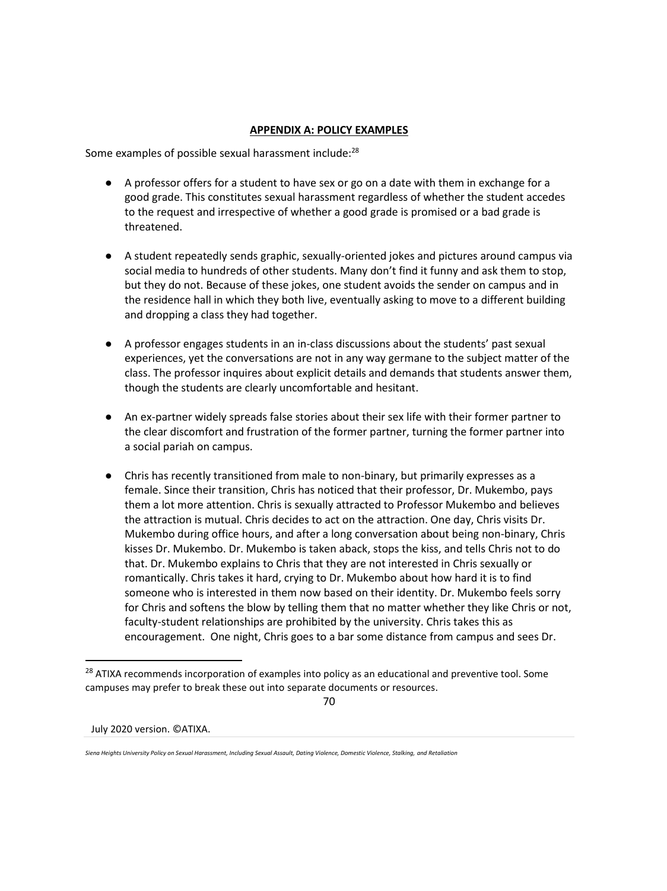## APPENDIX A: POLICY EXAMPLES

Some examples of possible sexual harassment include:[28]

- A professor offers for a student to have sex or go on a date with them in exchange for a good grade. This constitutes sexual harassment regardless of whether the student accedes to the request and irrespective of whether a good grade is promised or a bad grade is threatened.
- A student repeatedly sends graphic, sexually-oriented jokes and pictures around campus via social media to hundreds of other students. Many don't find it funny and ask them to stop, but they do not. Because of these jokes, one student avoids the sender on campus and in the residence hall in which they both live, eventually asking to move to a different building and dropping a class they had together.
- A professor engages students in an in-class discussions about the students' past sexual experiences, yet the conversations are not in any way germane to the subject matter of the class. The professor inquires about explicit details and demands that students answer them, though the students are clearly uncomfortable and hesitant.
- An ex-partner widely spreads false stories about their sex life with their former partner to the clear discomfort and frustration of the former partner, turning the former partner into a social pariah on campus.
- Chris has recently transitioned from male to non-binary, but primarily expresses as a female. Since their transition, Chris has noticed that their professor, Dr. Mukembo, pays them a lot more attention. Chris is sexually attracted to Professor Mukembo and believes the attraction is mutual. Chris decides to act on the attraction. One day, Chris visits Dr. Mukembo during office hours, and after a long conversation about being non-binary, Chris kisses Dr. Mukembo. Dr. Mukembo is taken aback, stops the kiss, and tells Chris not to do that. Dr. Mukembo explains to Chris that they are not interested in Chris sexually or romantically. Chris takes it hard, crying to Dr. Mukembo about how hard it is to find someone who is interested in them now based on their identity. Dr. Mukembo feels sorry for Chris and softens the blow by telling them that no matter whether they like Chris or not, faculty-student relationships are prohibited by the university. Chris takes this as encouragement. One night, Chris goes to a bar some distance from campus and sees Dr.

[28] ATIXA recommends incorporation of examples into policy as an educational and preventive tool. Some campuses may prefer to break these out into separate documents or resources.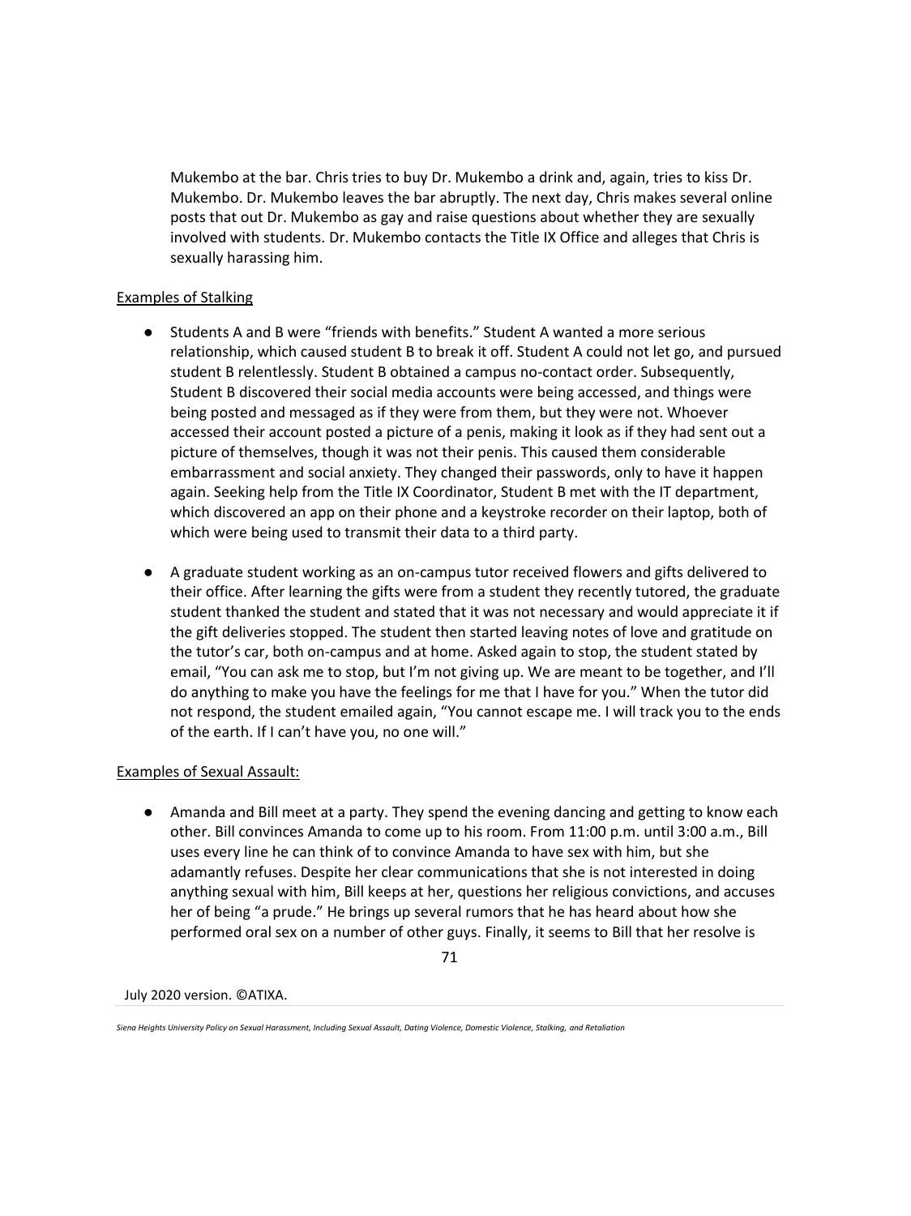Mukembo at the bar. Chris tries to buy Dr. Mukembo a drink and, again, tries to kiss Dr. Mukembo. Dr. Mukembo leaves the bar abruptly. The next day, Chris makes several online posts that out Dr. Mukembo as gay and raise questions about whether they are sexually involved with students. Dr. Mukembo contacts the Title IX Office and alleges that Chris is sexually harassing him.

<u>Examples of Stalking</u>

- Students A and B were "friends with benefits." Student A wanted a more serious relationship, which caused student B to break it off. Student A could not let go, and pursued student B relentlessly. Student B obtained a campus no-contact order. Subsequently, Student B discovered their social media accounts were being accessed, and things were being posted and messaged as if they were from them, but they were not. Whoever accessed their account posted a picture of a penis, making it look as if they had sent out a picture of themselves, though it was not their penis. This caused them considerable embarrassment and social anxiety. They changed their passwords, only to have it happen again. Seeking help from the Title IX Coordinator, Student B met with the IT department, which discovered an app on their phone and a keystroke recorder on their laptop, both of which were being used to transmit their data to a third party.

- A graduate student working as an on-campus tutor received flowers and gifts delivered to their office. After learning the gifts were from a student they recently tutored, the graduate student thanked the student and stated that it was not necessary and would appreciate it if the gift deliveries stopped. The student then started leaving notes of love and gratitude on the tutor's car, both on-campus and at home. Asked again to stop, the student stated by email, "You can ask me to stop, but I'm not giving up. We are meant to be together, and I'll do anything to make you have the feelings for me that I have for you." When the tutor did not respond, the student emailed again, "You cannot escape me. I will track you to the ends of the earth. If I can't have you, no one will."

<u>Examples of Sexual Assault:</u>

- Amanda and Bill meet at a party. They spend the evening dancing and getting to know each other. Bill convinces Amanda to come up to his room. From 11:00 p.m. until 3:00 a.m., Bill uses every line he can think of to convince Amanda to have sex with him, but she adamantly refuses. Despite her clear communications that she is not interested in doing anything sexual with him, Bill keeps at her, questions her religious convictions, and accuses her of being "a prude." He brings up several rumors that he has heard about how she performed oral sex on a number of other guys. Finally, it seems to Bill that her resolve is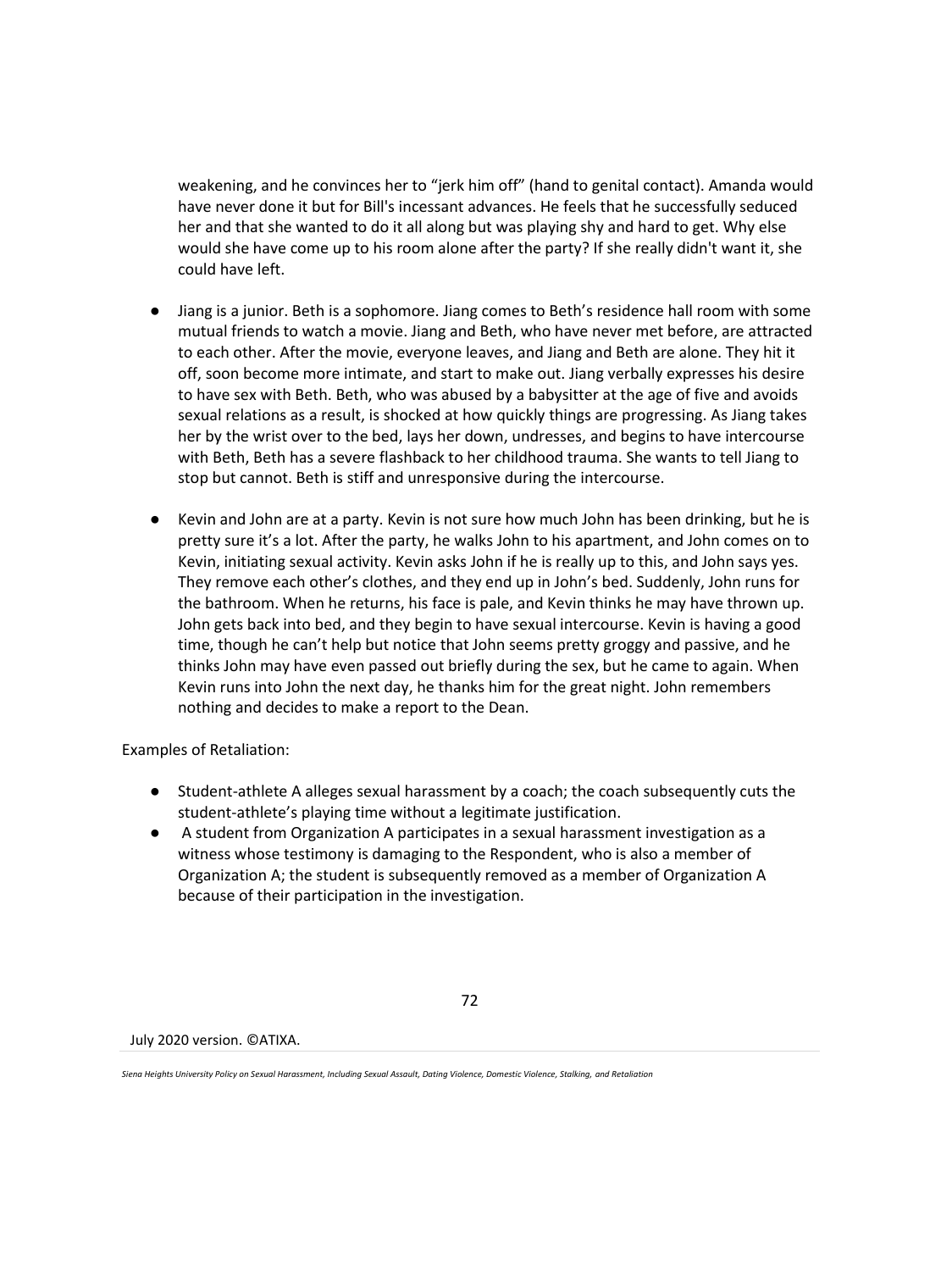weakening, and he convinces her to "jerk him off" (hand to genital contact). Amanda would have never done it but for Bill's incessant advances. He feels that he successfully seduced her and that she wanted to do it all along but was playing shy and hard to get. Why else would she have come up to his room alone after the party? If she really didn't want it, she could have left.

- Jiang is a junior. Beth is a sophomore. Jiang comes to Beth's residence hall room with some mutual friends to watch a movie. Jiang and Beth, who have never met before, are attracted to each other. After the movie, everyone leaves, and Jiang and Beth are alone. They hit it off, soon become more intimate, and start to make out. Jiang verbally expresses his desire to have sex with Beth. Beth, who was abused by a babysitter at the age of five and avoids sexual relations as a result, is shocked at how quickly things are progressing. As Jiang takes her by the wrist over to the bed, lays her down, undresses, and begins to have intercourse with Beth, Beth has a severe flashback to her childhood trauma. She wants to tell Jiang to stop but cannot. Beth is stiff and unresponsive during the intercourse.

- Kevin and John are at a party. Kevin is not sure how much John has been drinking, but he is pretty sure it's a lot. After the party, he walks John to his apartment, and John comes on to Kevin, initiating sexual activity. Kevin asks John if he is really up to this, and John says yes. They remove each other's clothes, and they end up in John's bed. Suddenly, John runs for the bathroom. When he returns, his face is pale, and Kevin thinks he may have thrown up. John gets back into bed, and they begin to have sexual intercourse. Kevin is having a good time, though he can't help but notice that John seems pretty groggy and passive, and he thinks John may have even passed out briefly during the sex, but he came to again. When Kevin runs into John the next day, he thanks him for the great night. John remembers nothing and decides to make a report to the Dean.

Examples of Retaliation:

- Student-athlete A alleges sexual harassment by a coach; the coach subsequently cuts the student-athlete's playing time without a legitimate justification.
- A student from Organization A participates in a sexual harassment investigation as a witness whose testimony is damaging to the Respondent, who is also a member of Organization A; the student is subsequently removed as a member of Organization A because of their participation in the investigation.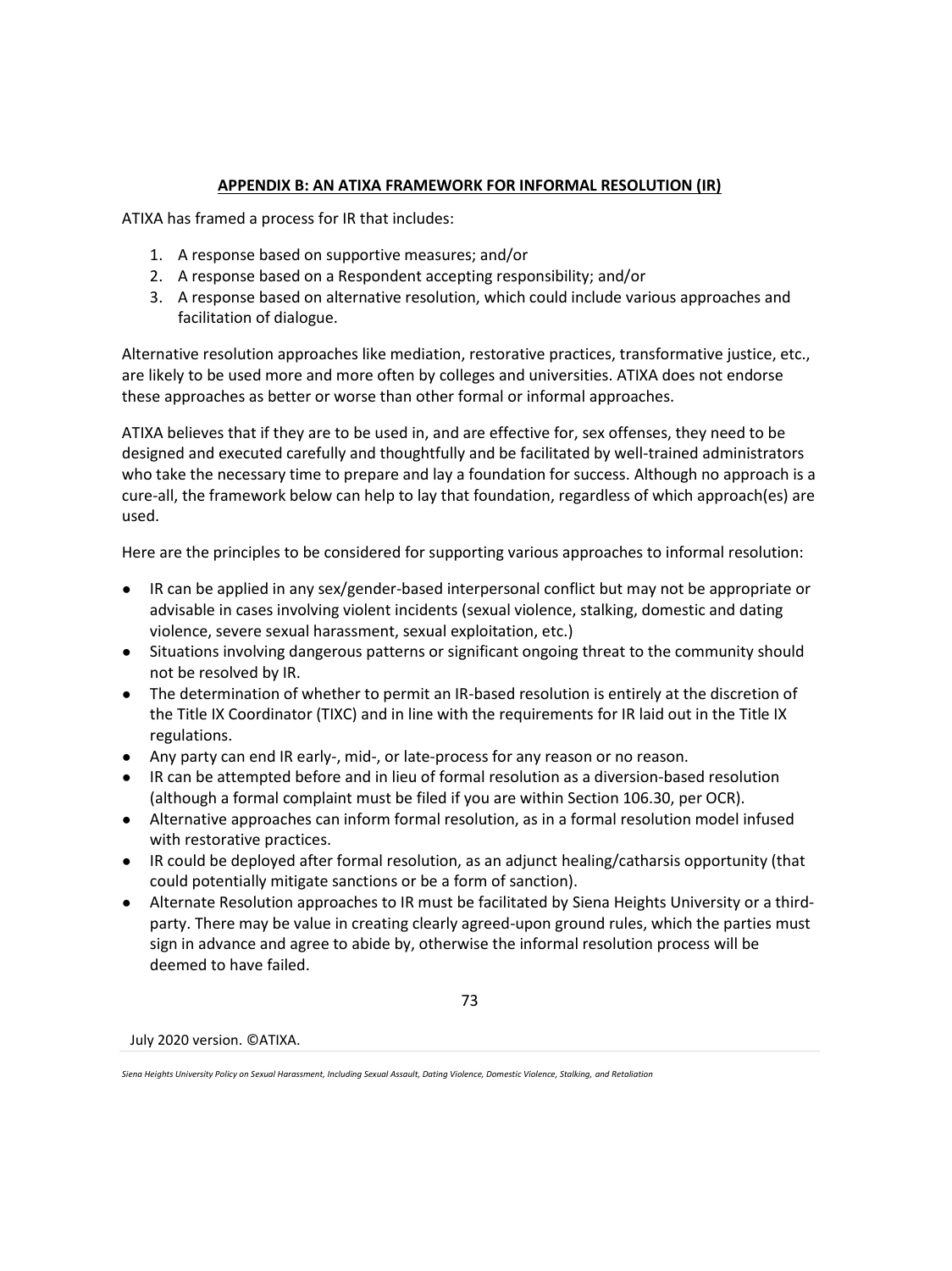## APPENDIX B: AN ATIXA FRAMEWORK FOR INFORMAL RESOLUTION (IR)

ATIXA has framed a process for IR that includes:

1. A response based on supportive measures; and/or
2. A response based on a Respondent accepting responsibility; and/or
3. A response based on alternative resolution, which could include various approaches and facilitation of dialogue.

Alternative resolution approaches like mediation, restorative practices, transformative justice, etc., are likely to be used more and more often by colleges and universities. ATIXA does not endorse these approaches as better or worse than other formal or informal approaches.

ATIXA believes that if they are to be used in, and are effective for, sex offenses, they need to be designed and executed carefully and thoughtfully and be facilitated by well-trained administrators who take the necessary time to prepare and lay a foundation for success. Although no approach is a cure-all, the framework below can help to lay that foundation, regardless of which approach(es) are used.

Here are the principles to be considered for supporting various approaches to informal resolution:

- IR can be applied in any sex/gender-based interpersonal conflict but may not be appropriate or advisable in cases involving violent incidents (sexual violence, stalking, domestic and dating violence, severe sexual harassment, sexual exploitation, etc.)
- Situations involving dangerous patterns or significant ongoing threat to the community should not be resolved by IR.
- The determination of whether to permit an IR-based resolution is entirely at the discretion of the Title IX Coordinator (TIXC) and in line with the requirements for IR laid out in the Title IX regulations.
- Any party can end IR early-, mid-, or late-process for any reason or no reason.
- IR can be attempted before and in lieu of formal resolution as a diversion-based resolution (although a formal complaint must be filed if you are within Section 106.30, per OCR).
- Alternative approaches can inform formal resolution, as in a formal resolution model infused with restorative practices.
- IR could be deployed after formal resolution, as an adjunct healing/catharsis opportunity (that could potentially mitigate sanctions or be a form of sanction).
- Alternate Resolution approaches to IR must be facilitated by Siena Heights University or a third-party. There may be value in creating clearly agreed-upon ground rules, which the parties must sign in advance and agree to abide by, otherwise the informal resolution process will be deemed to have failed.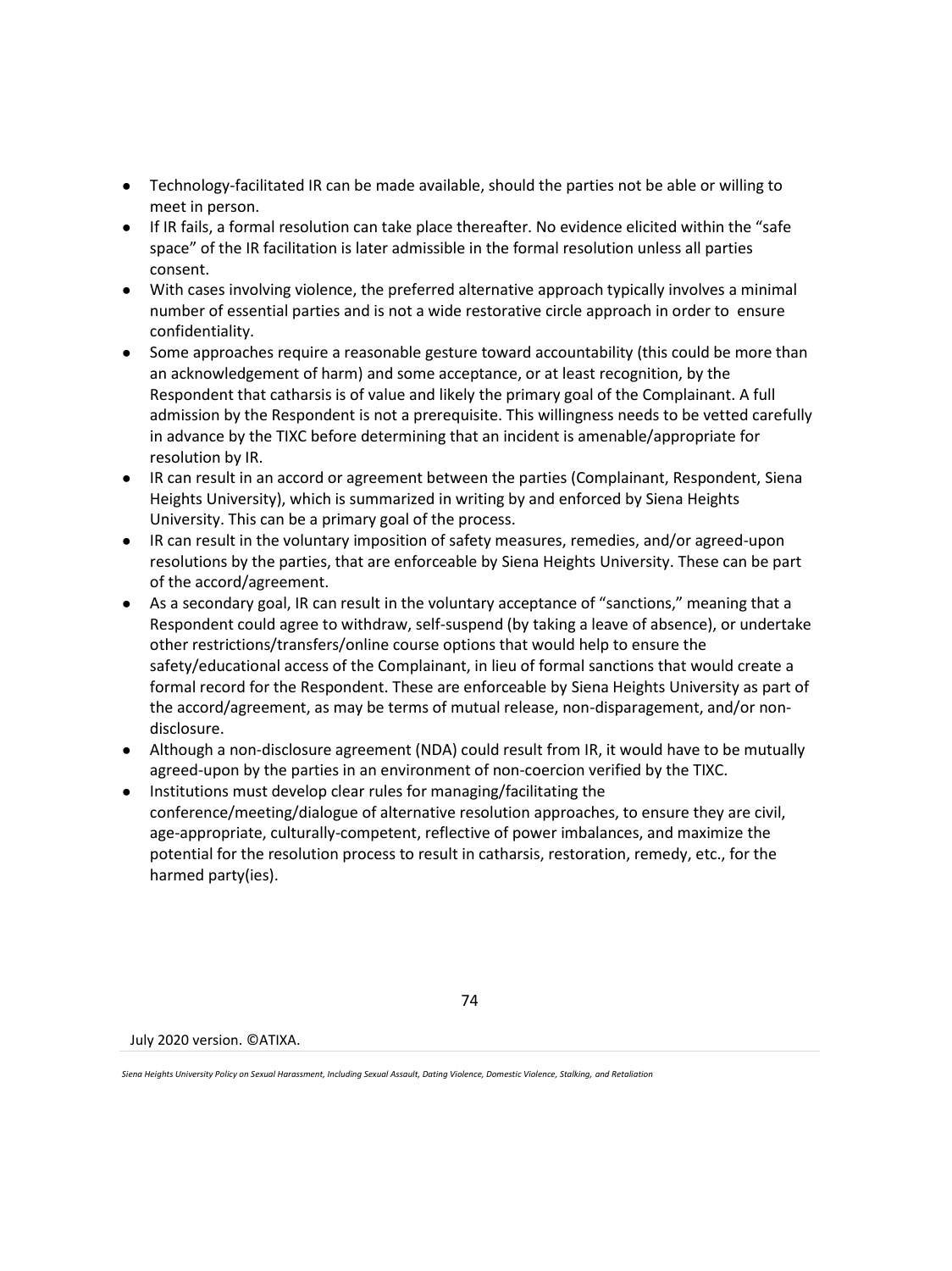- Technology-facilitated IR can be made available, should the parties not be able or willing to meet in person.
- If IR fails, a formal resolution can take place thereafter. No evidence elicited within the "safe space" of the IR facilitation is later admissible in the formal resolution unless all parties consent.
- With cases involving violence, the preferred alternative approach typically involves a minimal number of essential parties and is not a wide restorative circle approach in order to ensure confidentiality.
- Some approaches require a reasonable gesture toward accountability (this could be more than an acknowledgement of harm) and some acceptance, or at least recognition, by the Respondent that catharsis is of value and likely the primary goal of the Complainant. A full admission by the Respondent is not a prerequisite. This willingness needs to be vetted carefully in advance by the TIXC before determining that an incident is amenable/appropriate for resolution by IR.
- IR can result in an accord or agreement between the parties (Complainant, Respondent, Siena Heights University), which is summarized in writing by and enforced by Siena Heights University. This can be a primary goal of the process.
- IR can result in the voluntary imposition of safety measures, remedies, and/or agreed-upon resolutions by the parties, that are enforceable by Siena Heights University. These can be part of the accord/agreement.
- As a secondary goal, IR can result in the voluntary acceptance of "sanctions," meaning that a Respondent could agree to withdraw, self-suspend (by taking a leave of absence), or undertake other restrictions/transfers/online course options that would help to ensure the safety/educational access of the Complainant, in lieu of formal sanctions that would create a formal record for the Respondent. These are enforceable by Siena Heights University as part of the accord/agreement, as may be terms of mutual release, non-disparagement, and/or non-disclosure.
- Although a non-disclosure agreement (NDA) could result from IR, it would have to be mutually agreed-upon by the parties in an environment of non-coercion verified by the TIXC.
- Institutions must develop clear rules for managing/facilitating the conference/meeting/dialogue of alternative resolution approaches, to ensure they are civil, age-appropriate, culturally-competent, reflective of power imbalances, and maximize the potential for the resolution process to result in catharsis, restoration, remedy, etc., for the harmed party(ies).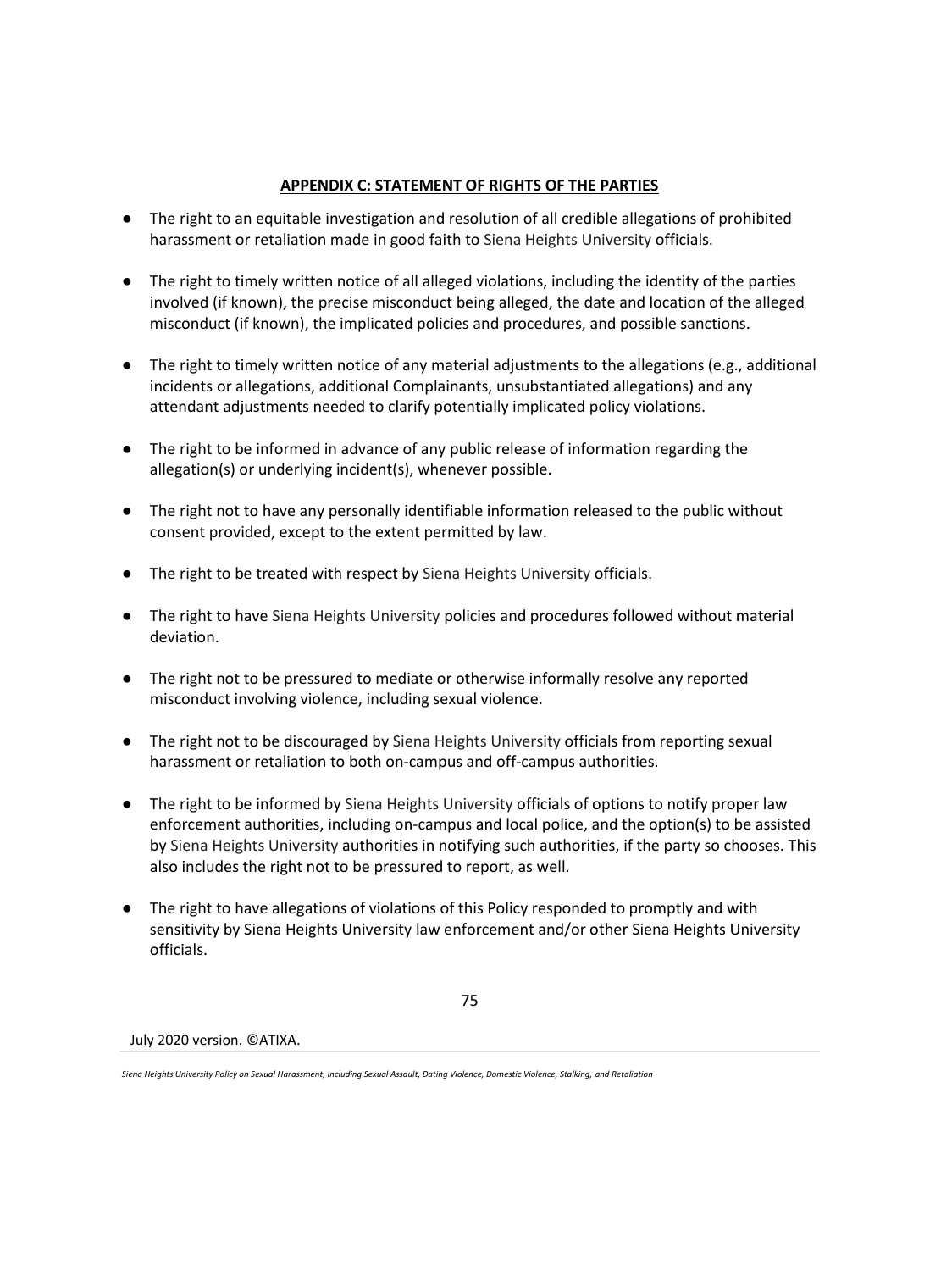## APPENDIX C: STATEMENT OF RIGHTS OF THE PARTIES

- The right to an equitable investigation and resolution of all credible allegations of prohibited harassment or retaliation made in good faith to Siena Heights University officials.
- The right to timely written notice of all alleged violations, including the identity of the parties involved (if known), the precise misconduct being alleged, the date and location of the alleged misconduct (if known), the implicated policies and procedures, and possible sanctions.
- The right to timely written notice of any material adjustments to the allegations (e.g., additional incidents or allegations, additional Complainants, unsubstantiated allegations) and any attendant adjustments needed to clarify potentially implicated policy violations.
- The right to be informed in advance of any public release of information regarding the allegation(s) or underlying incident(s), whenever possible.
- The right not to have any personally identifiable information released to the public without consent provided, except to the extent permitted by law.
- The right to be treated with respect by Siena Heights University officials.
- The right to have Siena Heights University policies and procedures followed without material deviation.
- The right not to be pressured to mediate or otherwise informally resolve any reported misconduct involving violence, including sexual violence.
- The right not to be discouraged by Siena Heights University officials from reporting sexual harassment or retaliation to both on-campus and off-campus authorities.
- The right to be informed by Siena Heights University officials of options to notify proper law enforcement authorities, including on-campus and local police, and the option(s) to be assisted by Siena Heights University authorities in notifying such authorities, if the party so chooses. This also includes the right not to be pressured to report, as well.
- The right to have allegations of violations of this Policy responded to promptly and with sensitivity by Siena Heights University law enforcement and/or other Siena Heights University officials.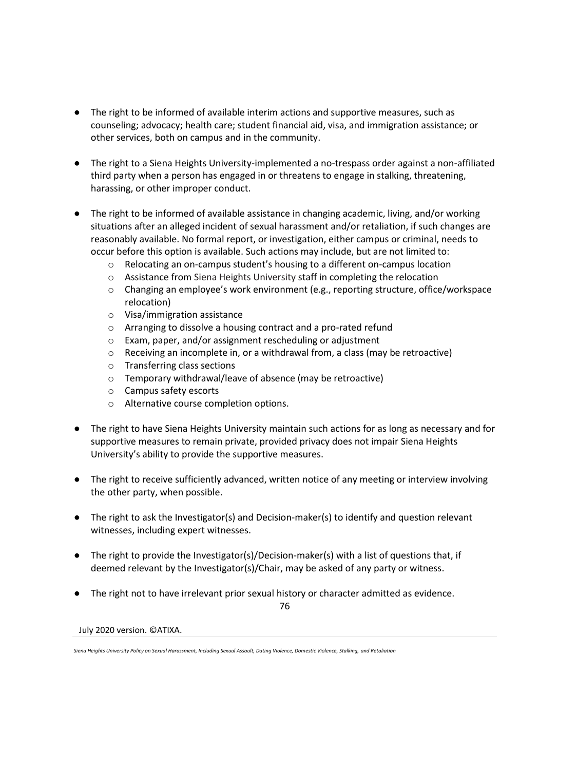- The right to be informed of available interim actions and supportive measures, such as counseling; advocacy; health care; student financial aid, visa, and immigration assistance; or other services, both on campus and in the community.

- The right to a Siena Heights University-implemented a no-trespass order against a non-affiliated third party when a person has engaged in or threatens to engage in stalking, threatening, harassing, or other improper conduct.

- The right to be informed of available assistance in changing academic, living, and/or working situations after an alleged incident of sexual harassment and/or retaliation, if such changes are reasonably available. No formal report, or investigation, either campus or criminal, needs to occur before this option is available. Such actions may include, but are not limited to:
  - Relocating an on-campus student's housing to a different on-campus location
  - Assistance from Siena Heights University staff in completing the relocation
  - Changing an employee's work environment (e.g., reporting structure, office/workspace relocation)
  - Visa/immigration assistance
  - Arranging to dissolve a housing contract and a pro-rated refund
  - Exam, paper, and/or assignment rescheduling or adjustment
  - Receiving an incomplete in, or a withdrawal from, a class (may be retroactive)
  - Transferring class sections
  - Temporary withdrawal/leave of absence (may be retroactive)
  - Campus safety escorts
  - Alternative course completion options.

- The right to have Siena Heights University maintain such actions for as long as necessary and for supportive measures to remain private, provided privacy does not impair Siena Heights University's ability to provide the supportive measures.

- The right to receive sufficiently advanced, written notice of any meeting or interview involving the other party, when possible.

- The right to ask the Investigator(s) and Decision-maker(s) to identify and question relevant witnesses, including expert witnesses.

- The right to provide the Investigator(s)/Decision-maker(s) with a list of questions that, if deemed relevant by the Investigator(s)/Chair, may be asked of any party or witness.

- The right not to have irrelevant prior sexual history or character admitted as evidence.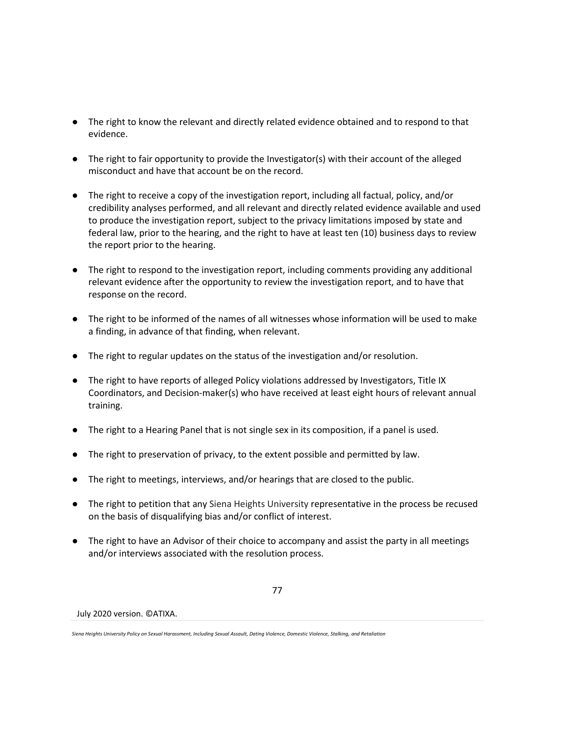- The right to know the relevant and directly related evidence obtained and to respond to that evidence.

- The right to fair opportunity to provide the Investigator(s) with their account of the alleged misconduct and have that account be on the record.

- The right to receive a copy of the investigation report, including all factual, policy, and/or credibility analyses performed, and all relevant and directly related evidence available and used to produce the investigation report, subject to the privacy limitations imposed by state and federal law, prior to the hearing, and the right to have at least ten (10) business days to review the report prior to the hearing.

- The right to respond to the investigation report, including comments providing any additional relevant evidence after the opportunity to review the investigation report, and to have that response on the record.

- The right to be informed of the names of all witnesses whose information will be used to make a finding, in advance of that finding, when relevant.

- The right to regular updates on the status of the investigation and/or resolution.

- The right to have reports of alleged Policy violations addressed by Investigators, Title IX Coordinators, and Decision-maker(s) who have received at least eight hours of relevant annual training.

- The right to a Hearing Panel that is not single sex in its composition, if a panel is used.

- The right to preservation of privacy, to the extent possible and permitted by law.

- The right to meetings, interviews, and/or hearings that are closed to the public.

- The right to petition that any Siena Heights University representative in the process be recused on the basis of disqualifying bias and/or conflict of interest.

- The right to have an Advisor of their choice to accompany and assist the party in all meetings and/or interviews associated with the resolution process.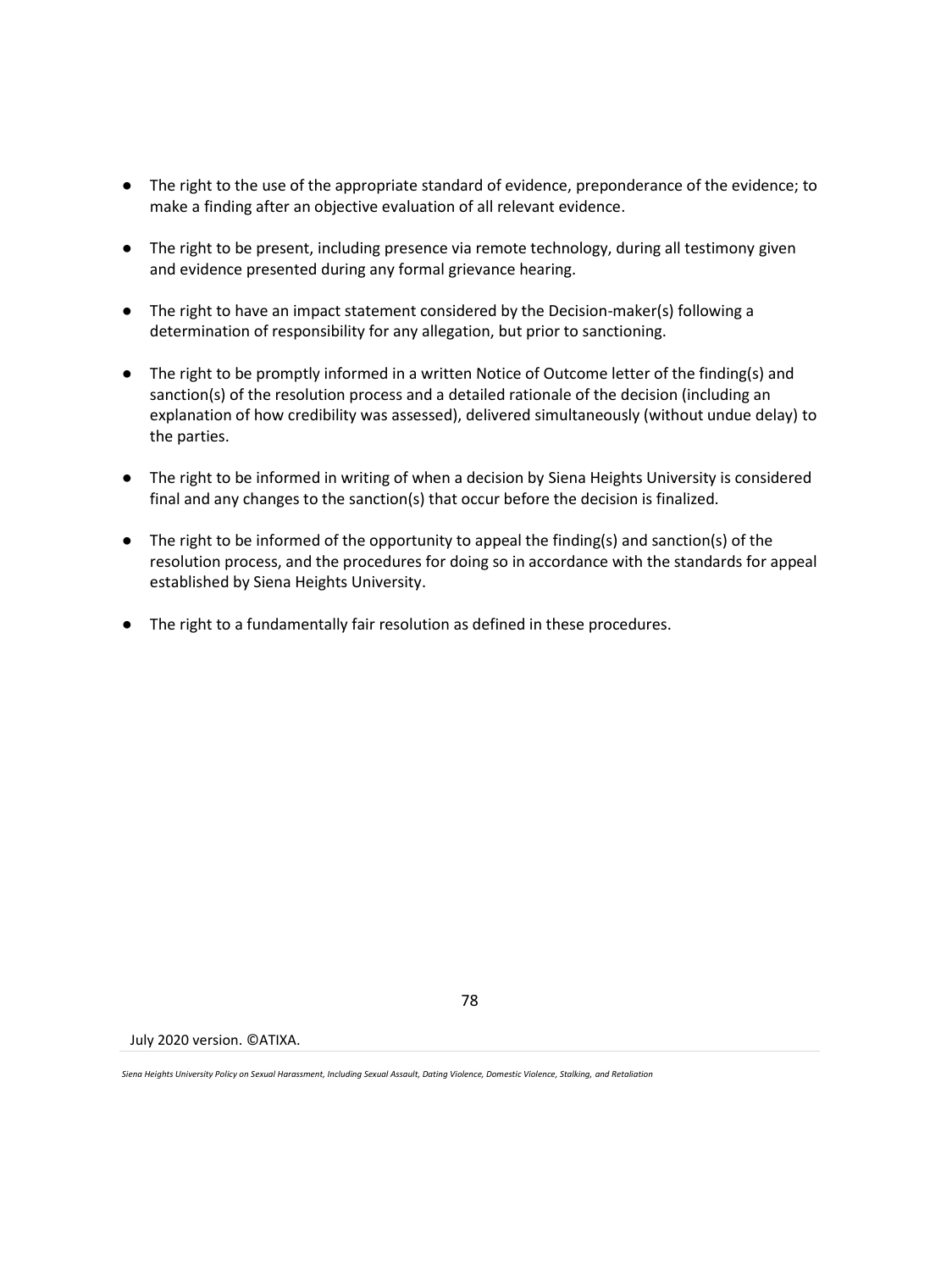- The right to the use of the appropriate standard of evidence, preponderance of the evidence; to make a finding after an objective evaluation of all relevant evidence.
- The right to be present, including presence via remote technology, during all testimony given and evidence presented during any formal grievance hearing.
- The right to have an impact statement considered by the Decision-maker(s) following a determination of responsibility for any allegation, but prior to sanctioning.
- The right to be promptly informed in a written Notice of Outcome letter of the finding(s) and sanction(s) of the resolution process and a detailed rationale of the decision (including an explanation of how credibility was assessed), delivered simultaneously (without undue delay) to the parties.
- The right to be informed in writing of when a decision by Siena Heights University is considered final and any changes to the sanction(s) that occur before the decision is finalized.
- The right to be informed of the opportunity to appeal the finding(s) and sanction(s) of the resolution process, and the procedures for doing so in accordance with the standards for appeal established by Siena Heights University.
- The right to a fundamentally fair resolution as defined in these procedures.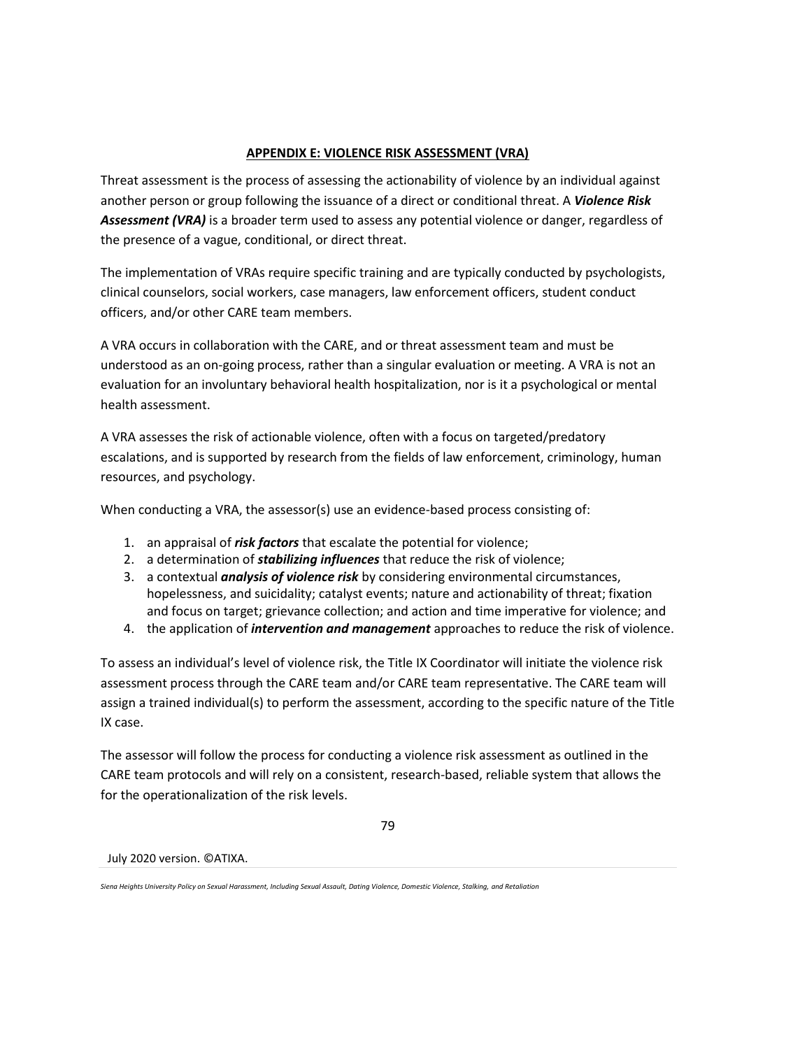## APPENDIX E: VIOLENCE RISK ASSESSMENT (VRA)

Threat assessment is the process of assessing the actionability of violence by an individual against another person or group following the issuance of a direct or conditional threat. A ***Violence Risk Assessment (VRA)*** is a broader term used to assess any potential violence or danger, regardless of the presence of a vague, conditional, or direct threat.

The implementation of VRAs require specific training and are typically conducted by psychologists, clinical counselors, social workers, case managers, law enforcement officers, student conduct officers, and/or other CARE team members.

A VRA occurs in collaboration with the CARE, and or threat assessment team and must be understood as an on-going process, rather than a singular evaluation or meeting. A VRA is not an evaluation for an involuntary behavioral health hospitalization, nor is it a psychological or mental health assessment.

A VRA assesses the risk of actionable violence, often with a focus on targeted/predatory escalations, and is supported by research from the fields of law enforcement, criminology, human resources, and psychology.

When conducting a VRA, the assessor(s) use an evidence-based process consisting of:

1. an appraisal of ***risk factors*** that escalate the potential for violence;
2. a determination of ***stabilizing influences*** that reduce the risk of violence;
3. a contextual ***analysis of violence risk*** by considering environmental circumstances, hopelessness, and suicidality; catalyst events; nature and actionability of threat; fixation and focus on target; grievance collection; and action and time imperative for violence; and
4. the application of ***intervention and management*** approaches to reduce the risk of violence.

To assess an individual's level of violence risk, the Title IX Coordinator will initiate the violence risk assessment process through the CARE team and/or CARE team representative. The CARE team will assign a trained individual(s) to perform the assessment, according to the specific nature of the Title IX case.

The assessor will follow the process for conducting a violence risk assessment as outlined in the CARE team protocols and will rely on a consistent, research-based, reliable system that allows the for the operationalization of the risk levels.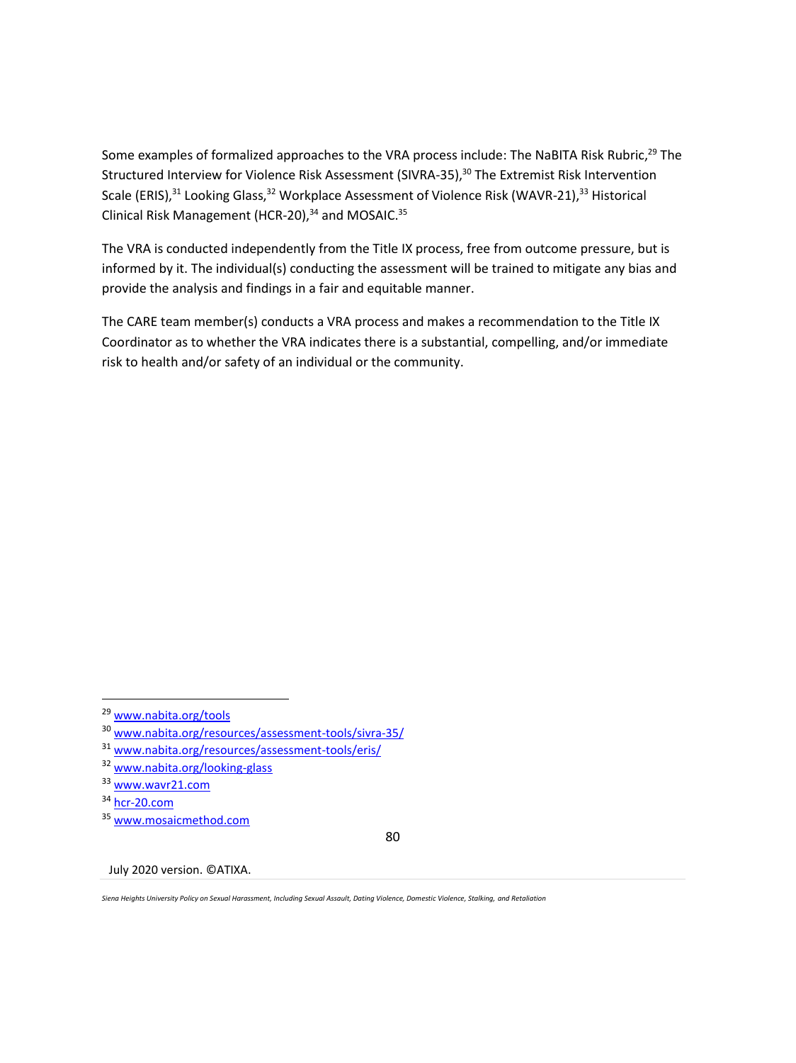Some examples of formalized approaches to the VRA process include: The NaBITA Risk Rubric,[29] The Structured Interview for Violence Risk Assessment (SIVRA-35),[30] The Extremist Risk Intervention Scale (ERIS),[31] Looking Glass,[32] Workplace Assessment of Violence Risk (WAVR-21),[33] Historical Clinical Risk Management (HCR-20),[34] and MOSAIC.[35]

The VRA is conducted independently from the Title IX process, free from outcome pressure, but is informed by it. The individual(s) conducting the assessment will be trained to mitigate any bias and provide the analysis and findings in a fair and equitable manner.

The CARE team member(s) conducts a VRA process and makes a recommendation to the Title IX Coordinator as to whether the VRA indicates there is a substantial, compelling, and/or immediate risk to health and/or safety of an individual or the community.

---

[29] www.nabita.org/tools

[30] www.nabita.org/resources/assessment-tools/sivra-35/

[31] www.nabita.org/resources/assessment-tools/eris/

[32] www.nabita.org/looking-glass

[33] www.wavr21.com

[34] hcr-20.com

[35] www.mosaicmethod.com

July 2020 version. ©ATIXA.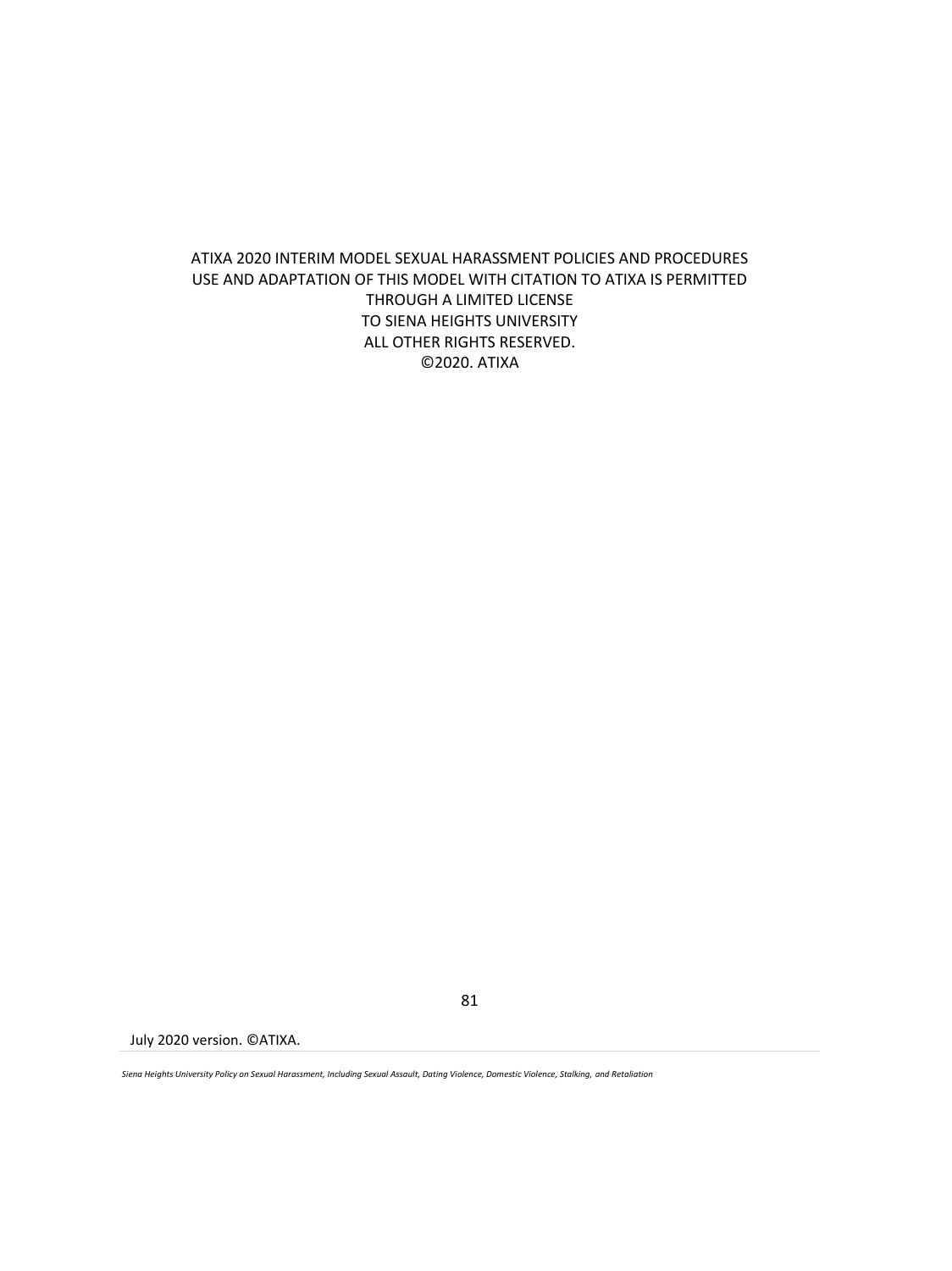ATIXA 2020 INTERIM MODEL SEXUAL HARASSMENT POLICIES AND PROCEDURES
USE AND ADAPTATION OF THIS MODEL WITH CITATION TO ATIXA IS PERMITTED
THROUGH A LIMITED LICENSE
TO SIENA HEIGHTS UNIVERSITY
ALL OTHER RIGHTS RESERVED.
©2020. ATIXA